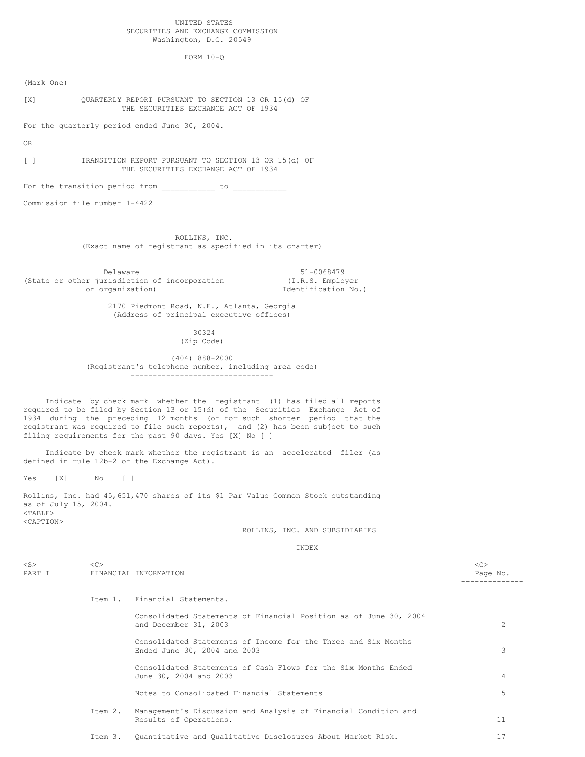UNITED STATES
SECURITIES AND EXCHANGE COMMISSION
Washington, D.C. 20549

FORM 10-Q

(Mark One)

[X] QUARTERLY REPORT PURSUANT TO SECTION 13 OR 15(d) OF THE SECURITIES EXCHANGE ACT OF 1934

For the quarterly period ended June 30, 2004.

OR

[ ] TRANSITION REPORT PURSUANT TO SECTION 13 OR 15(d) OF THE SECURITIES EXCHANGE ACT OF 1934

For the transition period from ___________ to ___________

Commission file number 1-4422

ROLLINS, INC.
(Exact name of registrant as specified in its charter)

| Delaware | 51-0068479 |
|---|---|
| (State or other jurisdiction of incorporation or organization) | (I.R.S. Employer Identification No.) |

2170 Piedmont Road, N.E., Atlanta, Georgia
(Address of principal executive offices)

30324
(Zip Code)

(404) 888-2000
(Registrant's telephone number, including area code)

Indicate by check mark whether the registrant (1) has filed all reports required to be filed by Section 13 or 15(d) of the Securities Exchange Act of 1934 during the preceding 12 months (or for such shorter period that the registrant was required to file such reports), and (2) has been subject to such filing requirements for the past 90 days. Yes [X] No [ ]

Indicate by check mark whether the registrant is an accelerated filer (as defined in rule 12b-2 of the Exchange Act).

Yes [X] No [ ]

Rollins, Inc. had 45,651,470 shares of its $1 Par Value Common Stock outstanding as of July 15, 2004.

ROLLINS, INC. AND SUBSIDIARIES

INDEX

| | | | Page No. |
|---|---|---|---|
| PART I | FINANCIAL INFORMATION | | |
| | Item 1. | Financial Statements. | |
| | | Consolidated Statements of Financial Position as of June 30, 2004 and December 31, 2003 | 2 |
| | | Consolidated Statements of Income for the Three and Six Months Ended June 30, 2004 and 2003 | 3 |
| | | Consolidated Statements of Cash Flows for the Six Months Ended June 30, 2004 and 2003 | 4 |
| | | Notes to Consolidated Financial Statements | 5 |
| | Item 2. | Management's Discussion and Analysis of Financial Condition and Results of Operations. | 11 |
| | Item 3. | Quantitative and Qualitative Disclosures About Market Risk. | 17 |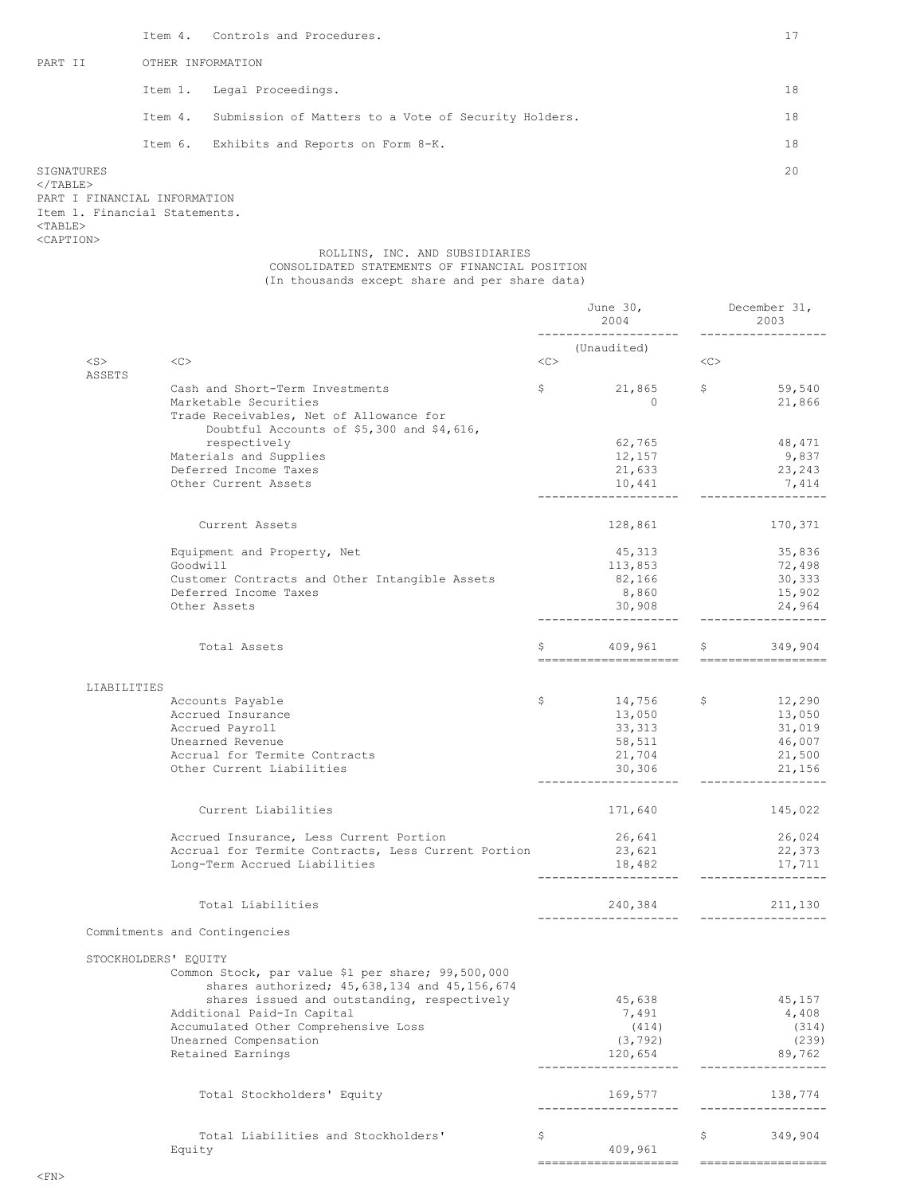| | | |
|---|---|---|
| | Item 4. Controls and Procedures. | 17 |
| PART II | OTHER INFORMATION | |
| | Item 1. Legal Proceedings. | 18 |
| | Item 4. Submission of Matters to a Vote of Security Holders. | 18 |
| | Item 6. Exhibits and Reports on Form 8-K. | 18 |
| SIGNATURES | | 20 |

PART I FINANCIAL INFORMATION

Item 1. Financial Statements.

ROLLINS, INC. AND SUBSIDIARIES
CONSOLIDATED STATEMENTS OF FINANCIAL POSITION
(In thousands except share and per share data)

| | June 30, 2004 (Unaudited) | December 31, 2003 |
|---|---|---|
| **ASSETS** | | |
| Cash and Short-Term Investments | $ 21,865 | $ 59,540 |
| Marketable Securities | 0 | 21,866 |
| Trade Receivables, Net of Allowance for Doubtful Accounts of $5,300 and $4,616, respectively | 62,765 | 48,471 |
| Materials and Supplies | 12,157 | 9,837 |
| Deferred Income Taxes | 21,633 | 23,243 |
| Other Current Assets | 10,441 | 7,414 |
| Current Assets | 128,861 | 170,371 |
| Equipment and Property, Net | 45,313 | 35,836 |
| Goodwill | 113,853 | 72,498 |
| Customer Contracts and Other Intangible Assets | 82,166 | 30,333 |
| Deferred Income Taxes | 8,860 | 15,902 |
| Other Assets | 30,908 | 24,964 |
| Total Assets | $ 409,961 | $ 349,904 |
| **LIABILITIES** | | |
| Accounts Payable | $ 14,756 | $ 12,290 |
| Accrued Insurance | 13,050 | 13,050 |
| Accrued Payroll | 33,313 | 31,019 |
| Unearned Revenue | 58,511 | 46,007 |
| Accrual for Termite Contracts | 21,704 | 21,500 |
| Other Current Liabilities | 30,306 | 21,156 |
| Current Liabilities | 171,640 | 145,022 |
| Accrued Insurance, Less Current Portion | 26,641 | 26,024 |
| Accrual for Termite Contracts, Less Current Portion | 23,621 | 22,373 |
| Long-Term Accrued Liabilities | 18,482 | 17,711 |
| Total Liabilities | 240,384 | 211,130 |
| Commitments and Contingencies | | |
| **STOCKHOLDERS' EQUITY** | | |
| Common Stock, par value $1 per share; 99,500,000 shares authorized; 45,638,134 and 45,156,674 shares issued and outstanding, respectively | 45,638 | 45,157 |
| Additional Paid-In Capital | 7,491 | 4,408 |
| Accumulated Other Comprehensive Loss | (414) | (314) |
| Unearned Compensation | (3,792) | (239) |
| Retained Earnings | 120,654 | 89,762 |
| Total Stockholders' Equity | 169,577 | 138,774 |
| Total Liabilities and Stockholders' Equity | $ 409,961 | $ 349,904 |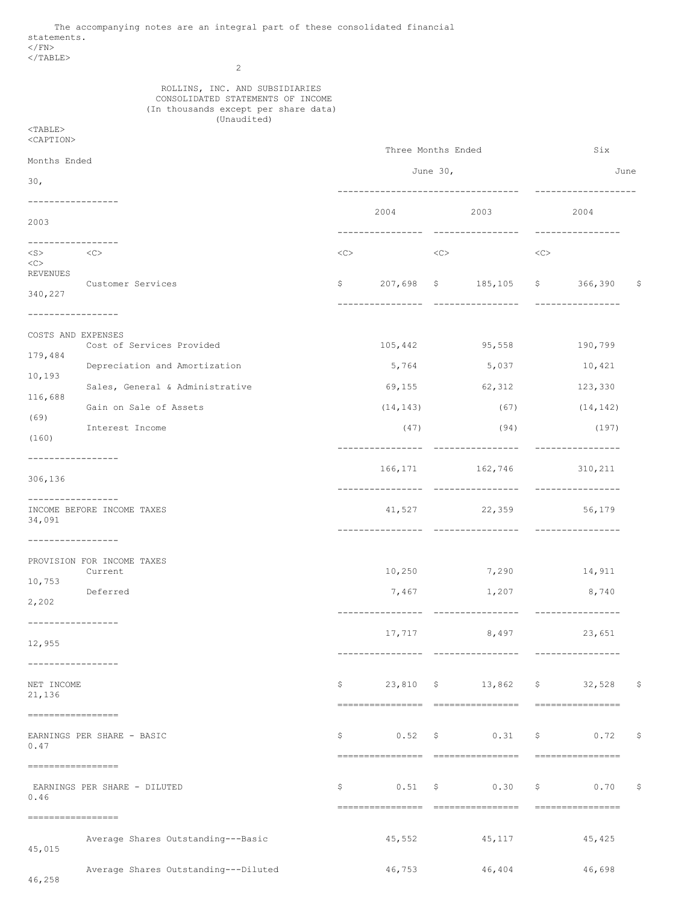The accompanying notes are an integral part of these consolidated financial statements.

## ROLLINS, INC. AND SUBSIDIARIES
## CONSOLIDATED STATEMENTS OF INCOME
### (In thousands except per share data)
### (Unaudited)

| | Three Months Ended June 30, | | Six Months Ended June 30, | |
|---|---|---|---|---|
| | 2004 | 2003 | 2004 | 2003 |
| **REVENUES** | | | | |
| Customer Services | $ 207,698 | $ 185,105 | $ 366,390 | $ 340,227 |
| **COSTS AND EXPENSES** | | | | |
| Cost of Services Provided | 105,442 | 95,558 | 190,799 | 179,484 |
| Depreciation and Amortization | 5,764 | 5,037 | 10,421 | 10,193 |
| Sales, General & Administrative | 69,155 | 62,312 | 123,330 | 116,688 |
| Gain on Sale of Assets | (14,143) | (67) | (14,142) | (69) |
| Interest Income | (47) | (94) | (197) | (160) |
| | 166,171 | 162,746 | 310,211 | 306,136 |
| **INCOME BEFORE INCOME TAXES** | 41,527 | 22,359 | 56,179 | 34,091 |
| **PROVISION FOR INCOME TAXES** | | | | |
| Current | 10,250 | 7,290 | 14,911 | 10,753 |
| Deferred | 7,467 | 1,207 | 8,740 | 2,202 |
| | 17,717 | 8,497 | 23,651 | 12,955 |
| **NET INCOME** | $ 23,810 | $ 13,862 | $ 32,528 | $ 21,136 |
| **EARNINGS PER SHARE - BASIC** | $ 0.52 | $ 0.31 | $ 0.72 | $ 0.47 |
| **EARNINGS PER SHARE - DILUTED** | $ 0.51 | $ 0.30 | $ 0.70 | $ 0.46 |
| Average Shares Outstanding---Basic | 45,552 | 45,117 | 45,425 | 45,015 |
| Average Shares Outstanding---Diluted | 46,753 | 46,404 | 46,698 | 46,258 |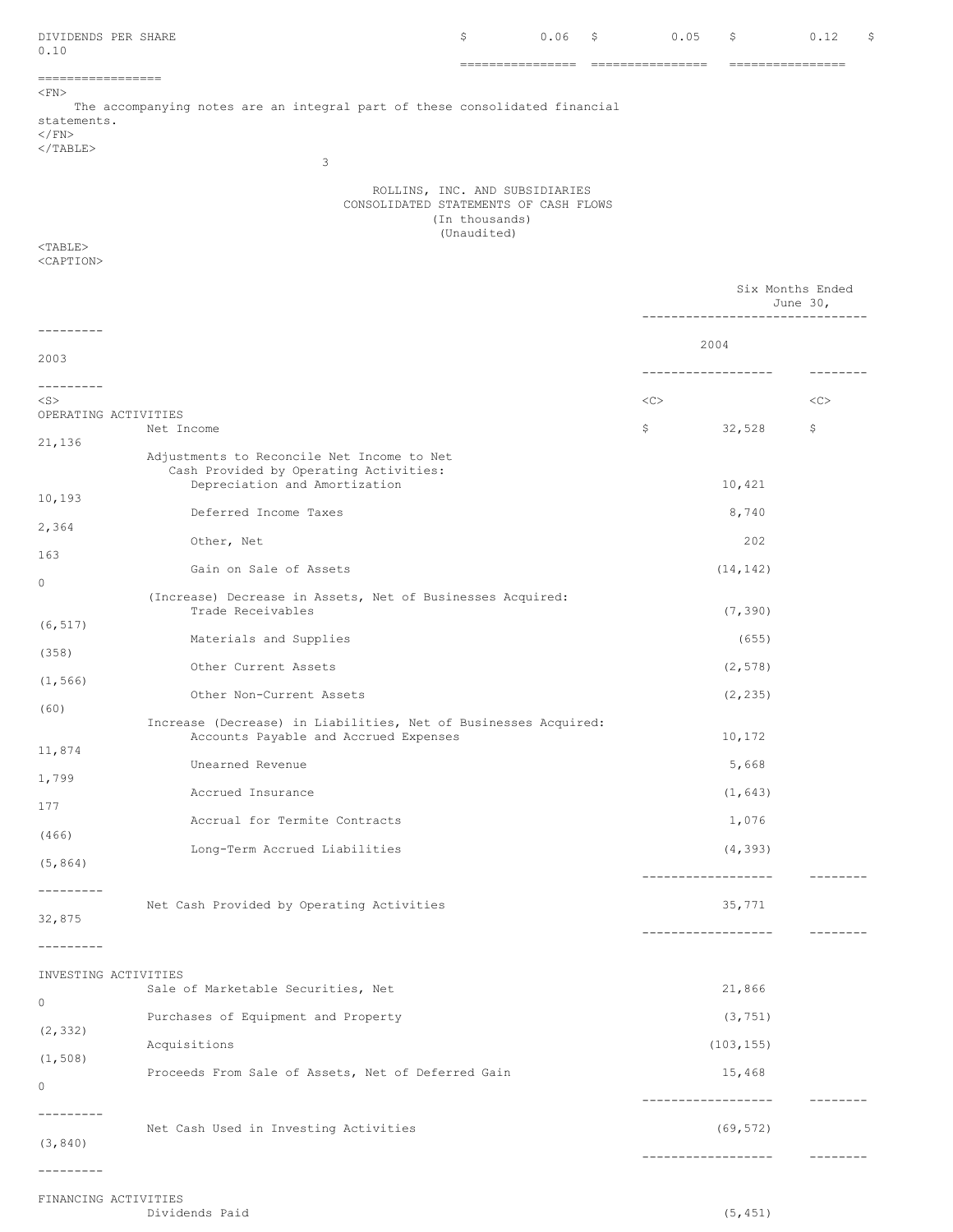| DIVIDENDS PER SHARE | $ 0.06 | $ 0.05 | $ 0.12 | $ 0.10 |
|---|---|---|---|---|

The accompanying notes are an integral part of these consolidated financial statements.

## ROLLINS, INC. AND SUBSIDIARIES
## CONSOLIDATED STATEMENTS OF CASH FLOWS
(In thousands)
(Unaudited)

| | Six Months Ended June 30, | |
|---|---|---|
| | 2004 | 2003 |
| **OPERATING ACTIVITIES** | | |
| Net Income | $ 32,528 | $ 21,136 |
| Adjustments to Reconcile Net Income to Net Cash Provided by Operating Activities: | | |
| Depreciation and Amortization | 10,421 | 10,193 |
| Deferred Income Taxes | 8,740 | 2,364 |
| Other, Net | 202 | 163 |
| Gain on Sale of Assets | (14,142) | 0 |
| (Increase) Decrease in Assets, Net of Businesses Acquired: | | |
| Trade Receivables | (7,390) | (6,517) |
| Materials and Supplies | (655) | (358) |
| Other Current Assets | (2,578) | (1,566) |
| Other Non-Current Assets | (2,235) | (60) |
| Increase (Decrease) in Liabilities, Net of Businesses Acquired: | | |
| Accounts Payable and Accrued Expenses | 10,172 | 11,874 |
| Unearned Revenue | 5,668 | 1,799 |
| Accrued Insurance | (1,643) | 177 |
| Accrual for Termite Contracts | 1,076 | (466) |
| Long-Term Accrued Liabilities | (4,393) | (5,864) |
| Net Cash Provided by Operating Activities | 35,771 | 32,875 |
| **INVESTING ACTIVITIES** | | |
| Sale of Marketable Securities, Net | 21,866 | 0 |
| Purchases of Equipment and Property | (3,751) | (2,332) |
| Acquisitions | (103,155) | (1,508) |
| Proceeds From Sale of Assets, Net of Deferred Gain | 15,468 | 0 |
| Net Cash Used in Investing Activities | (69,572) | (3,840) |
| **FINANCING ACTIVITIES** | | |
| Dividends Paid | (5,451) | |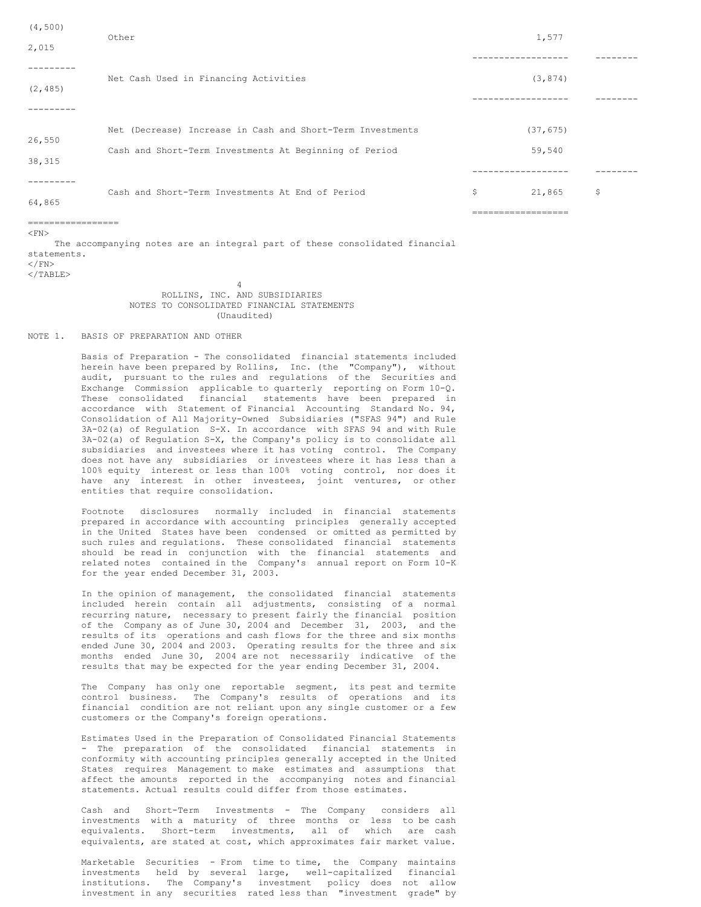| | 2004 | 2003 |
|---|---|---|
| | | (4,500) |
| Other | 1,577 | 2,015 |
| Net Cash Used in Financing Activities | (3,874) | (2,485) |
| Net (Decrease) Increase in Cash and Short-Term Investments | (37,675) | 26,550 |
| Cash and Short-Term Investments At Beginning of Period | 59,540 | 38,315 |
| Cash and Short-Term Investments At End of Period | $ 21,865 | $ 64,865 |

The accompanying notes are an integral part of these consolidated financial statements.

ROLLINS, INC. AND SUBSIDIARIES
NOTES TO CONSOLIDATED FINANCIAL STATEMENTS
(Unaudited)

NOTE 1. BASIS OF PREPARATION AND OTHER

Basis of Preparation - The consolidated financial statements included herein have been prepared by Rollins, Inc. (the "Company"), without audit, pursuant to the rules and regulations of the Securities and Exchange Commission applicable to quarterly reporting on Form 10-Q. These consolidated financial statements have been prepared in accordance with Statement of Financial Accounting Standard No. 94, Consolidation of All Majority-Owned Subsidiaries ("SFAS 94") and Rule 3A-02(a) of Regulation S-X. In accordance with SFAS 94 and with Rule 3A-02(a) of Regulation S-X, the Company's policy is to consolidate all subsidiaries and investees where it has voting control. The Company does not have any subsidiaries or investees where it has less than a 100% equity interest or less than 100% voting control, nor does it have any interest in other investees, joint ventures, or other entities that require consolidation.

Footnote disclosures normally included in financial statements prepared in accordance with accounting principles generally accepted in the United States have been condensed or omitted as permitted by such rules and regulations. These consolidated financial statements should be read in conjunction with the financial statements and related notes contained in the Company's annual report on Form 10-K for the year ended December 31, 2003.

In the opinion of management, the consolidated financial statements included herein contain all adjustments, consisting of a normal recurring nature, necessary to present fairly the financial position of the Company as of June 30, 2004 and December 31, 2003, and the results of its operations and cash flows for the three and six months ended June 30, 2004 and 2003. Operating results for the three and six months ended June 30, 2004 are not necessarily indicative of the results that may be expected for the year ending December 31, 2004.

The Company has only one reportable segment, its pest and termite control business. The Company's results of operations and its financial condition are not reliant upon any single customer or a few customers or the Company's foreign operations.

Estimates Used in the Preparation of Consolidated Financial Statements - The preparation of the consolidated financial statements in conformity with accounting principles generally accepted in the United States requires Management to make estimates and assumptions that affect the amounts reported in the accompanying notes and financial statements. Actual results could differ from those estimates.

Cash and Short-Term Investments - The Company considers all investments with a maturity of three months or less to be cash equivalents. Short-term investments, all of which are cash equivalents, are stated at cost, which approximates fair market value.

Marketable Securities - From time to time, the Company maintains investments held by several large, well-capitalized financial institutions. The Company's investment policy does not allow investment in any securities rated less than "investment grade" by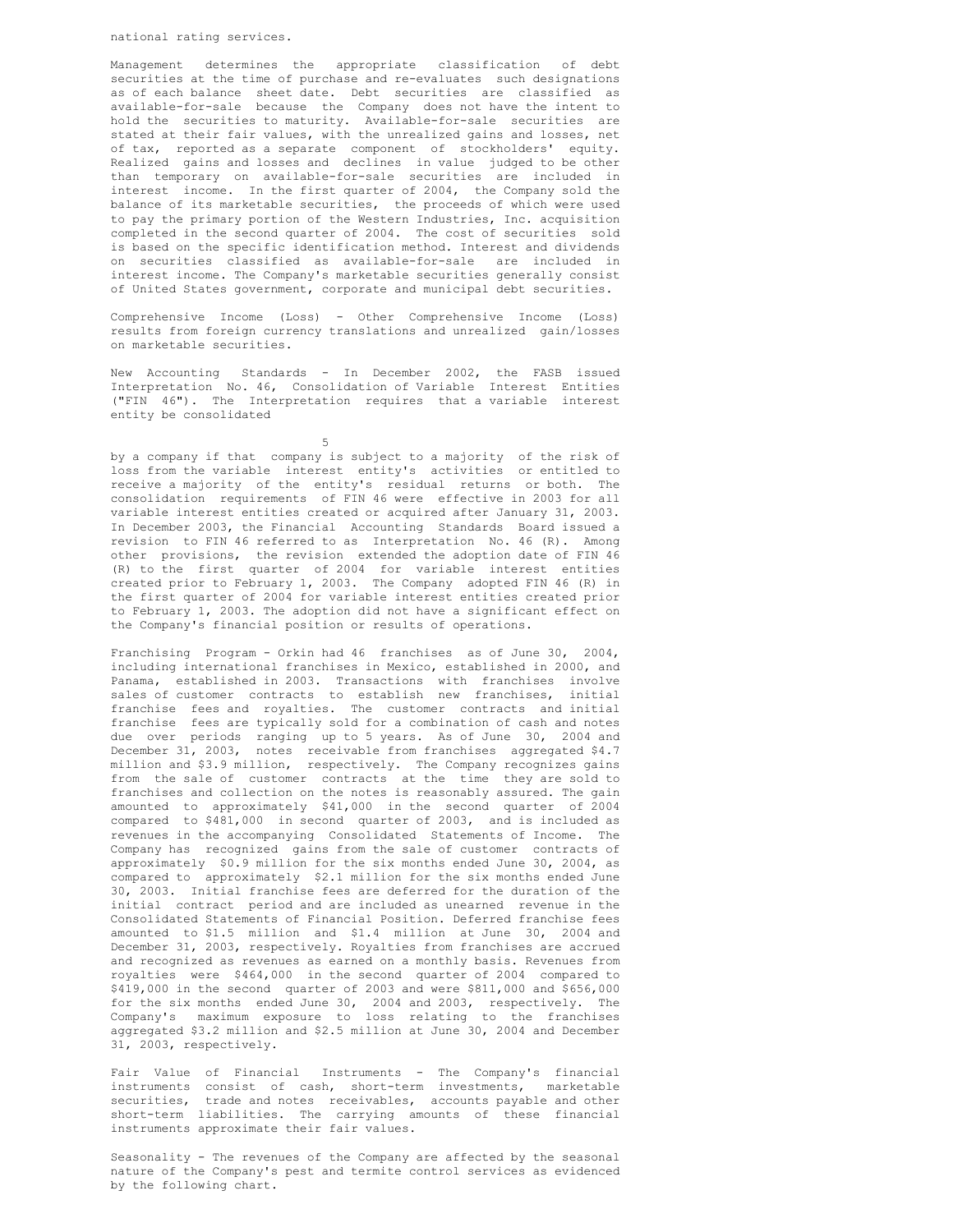national rating services.

Management determines the appropriate classification of debt securities at the time of purchase and re-evaluates such designations as of each balance sheet date. Debt securities are classified as available-for-sale because the Company does not have the intent to hold the securities to maturity. Available-for-sale securities are stated at their fair values, with the unrealized gains and losses, net of tax, reported as a separate component of stockholders' equity. Realized gains and losses and declines in value judged to be other than temporary on available-for-sale securities are included in interest income. In the first quarter of 2004, the Company sold the balance of its marketable securities, the proceeds of which were used to pay the primary portion of the Western Industries, Inc. acquisition completed in the second quarter of 2004. The cost of securities sold is based on the specific identification method. Interest and dividends on securities classified as available-for-sale are included in interest income. The Company's marketable securities generally consist of United States government, corporate and municipal debt securities.

Comprehensive Income (Loss) - Other Comprehensive Income (Loss) results from foreign currency translations and unrealized gain/losses on marketable securities.

New Accounting Standards - In December 2002, the FASB issued Interpretation No. 46, Consolidation of Variable Interest Entities ("FIN 46"). The Interpretation requires that a variable interest entity be consolidated by a company if that company is subject to a majority of the risk of loss from the variable interest entity's activities or entitled to receive a majority of the entity's residual returns or both. The consolidation requirements of FIN 46 were effective in 2003 for all variable interest entities created or acquired after January 31, 2003. In December 2003, the Financial Accounting Standards Board issued a revision to FIN 46 referred to as Interpretation No. 46 (R). Among other provisions, the revision extended the adoption date of FIN 46 (R) to the first quarter of 2004 for variable interest entities created prior to February 1, 2003. The Company adopted FIN 46 (R) in the first quarter of 2004 for variable interest entities created prior to February 1, 2003. The adoption did not have a significant effect on the Company's financial position or results of operations.

Franchising Program - Orkin had 46 franchises as of June 30, 2004, including international franchises in Mexico, established in 2000, and Panama, established in 2003. Transactions with franchises involve sales of customer contracts to establish new franchises, initial franchise fees and royalties. The customer contracts and initial franchise fees are typically sold for a combination of cash and notes due over periods ranging up to 5 years. As of June 30, 2004 and December 31, 2003, notes receivable from franchises aggregated $4.7 million and $3.9 million, respectively. The Company recognizes gains from the sale of customer contracts at the time they are sold to franchises and collection on the notes is reasonably assured. The gain amounted to approximately $41,000 in the second quarter of 2004 compared to $481,000 in second quarter of 2003, and is included as revenues in the accompanying Consolidated Statements of Income. The Company has recognized gains from the sale of customer contracts of approximately $0.9 million for the six months ended June 30, 2004, as compared to approximately $2.1 million for the six months ended June 30, 2003. Initial franchise fees are deferred for the duration of the initial contract period and are included as unearned revenue in the Consolidated Statements of Financial Position. Deferred franchise fees amounted to $1.5 million and $1.4 million at June 30, 2004 and December 31, 2003, respectively. Royalties from franchises are accrued and recognized as revenues as earned on a monthly basis. Revenues from royalties were $464,000 in the second quarter of 2004 compared to $419,000 in the second quarter of 2003 and were $811,000 and $656,000 for the six months ended June 30, 2004 and 2003, respectively. The Company's maximum exposure to loss relating to the franchises aggregated $3.2 million and $2.5 million at June 30, 2004 and December 31, 2003, respectively.

Fair Value of Financial Instruments - The Company's financial instruments consist of cash, short-term investments, marketable securities, trade and notes receivables, accounts payable and other short-term liabilities. The carrying amounts of these financial instruments approximate their fair values.

Seasonality - The revenues of the Company are affected by the seasonal nature of the Company's pest and termite control services as evidenced by the following chart.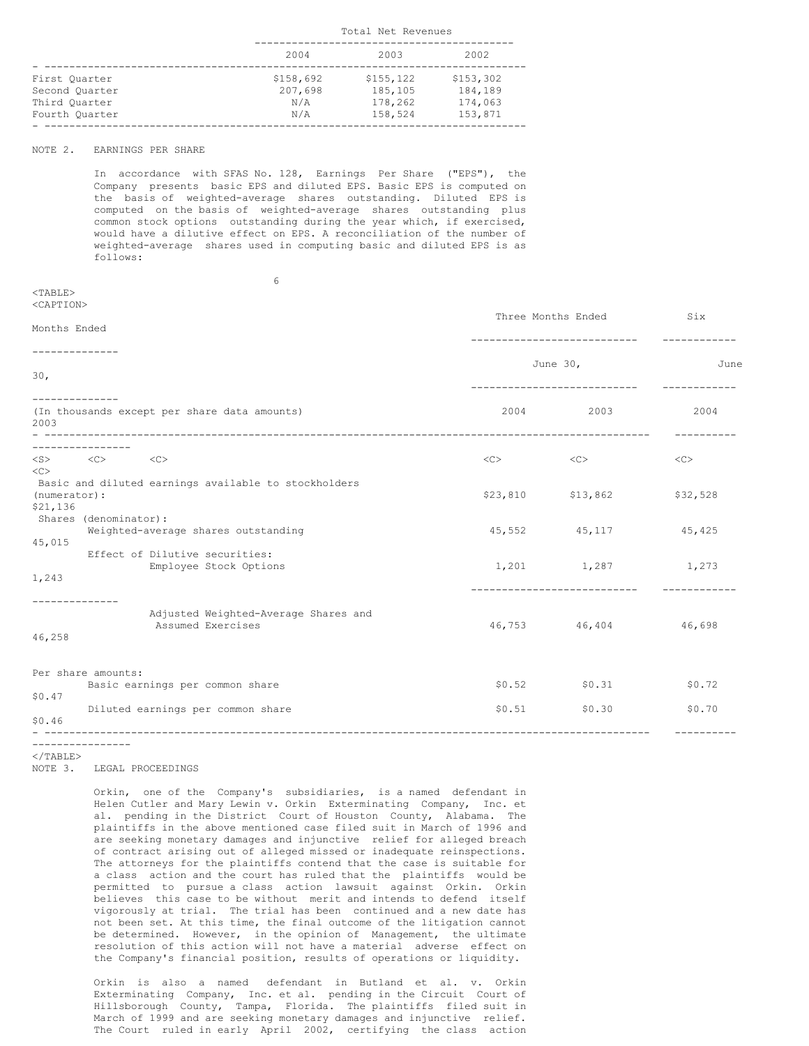| | Total Net Revenues | | |
|---|---|---|---|
| | 2004 | 2003 | 2002 |
| First Quarter | $158,692 | $155,122 | $153,302 |
| Second Quarter | 207,698 | 185,105 | 184,189 |
| Third Quarter | N/A | 178,262 | 174,063 |
| Fourth Quarter | N/A | 158,524 | 153,871 |

NOTE 2. EARNINGS PER SHARE

In accordance with SFAS No. 128, Earnings Per Share ("EPS"), the Company presents basic EPS and diluted EPS. Basic EPS is computed on the basis of weighted-average shares outstanding. Diluted EPS is computed on the basis of weighted-average shares outstanding plus common stock options outstanding during the year which, if exercised, would have a dilutive effect on EPS. A reconciliation of the number of weighted-average shares used in computing basic and diluted EPS is as follows:

| (In thousands except per share data amounts) | Three Months Ended June 30, 2004 | Three Months Ended June 30, 2003 | Six Months Ended June 30, 2004 | Six Months Ended June 30, 2003 |
|---|---|---|---|---|
| Basic and diluted earnings available to stockholders (numerator): | $23,810 | $13,862 | $32,528 | $21,136 |
| Shares (denominator): | | | | |
| Weighted-average shares outstanding | 45,552 | 45,117 | 45,425 | 45,015 |
| Effect of Dilutive securities: | | | | |
| Employee Stock Options | 1,201 | 1,287 | 1,273 | 1,243 |
| Adjusted Weighted-Average Shares and Assumed Exercises | 46,753 | 46,404 | 46,698 | 46,258 |
| Per share amounts: | | | | |
| Basic earnings per common share | $0.52 | $0.31 | $0.72 | $0.47 |
| Diluted earnings per common share | $0.51 | $0.30 | $0.70 | $0.46 |

NOTE 3. LEGAL PROCEEDINGS

Orkin, one of the Company's subsidiaries, is a named defendant in Helen Cutler and Mary Lewin v. Orkin Exterminating Company, Inc. et al. pending in the District Court of Houston County, Alabama. The plaintiffs in the above mentioned case filed suit in March of 1996 and are seeking monetary damages and injunctive relief for alleged breach of contract arising out of alleged missed or inadequate reinspections. The attorneys for the plaintiffs contend that the case is suitable for a class action and the court has ruled that the plaintiffs would be permitted to pursue a class action lawsuit against Orkin. Orkin believes this case to be without merit and intends to defend itself vigorously at trial. The trial has been continued and a new date has not been set. At this time, the final outcome of the litigation cannot be determined. However, in the opinion of Management, the ultimate resolution of this action will not have a material adverse effect on the Company's financial position, results of operations or liquidity.

Orkin is also a named defendant in Butland et al. v. Orkin Exterminating Company, Inc. et al. pending in the Circuit Court of Hillsborough County, Tampa, Florida. The plaintiffs filed suit in March of 1999 and are seeking monetary damages and injunctive relief. The Court ruled in early April 2002, certifying the class action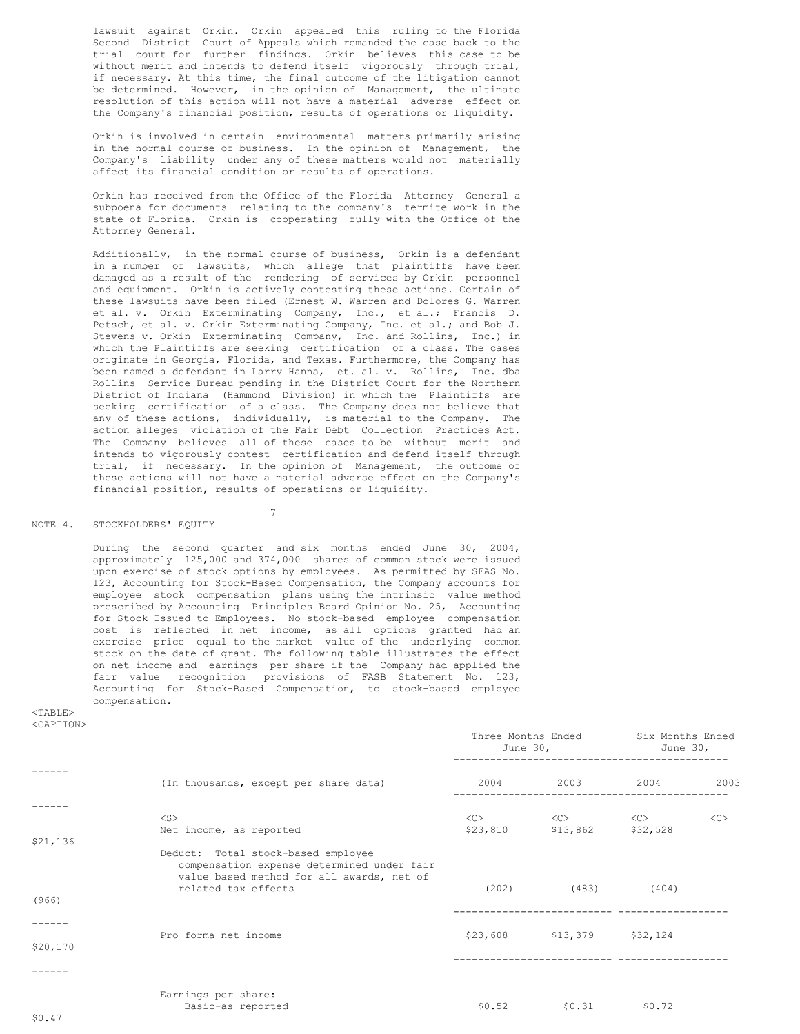lawsuit against Orkin. Orkin appealed this ruling to the Florida Second District Court of Appeals which remanded the case back to the trial court for further findings. Orkin believes this case to be without merit and intends to defend itself vigorously through trial, if necessary. At this time, the final outcome of the litigation cannot be determined. However, in the opinion of Management, the ultimate resolution of this action will not have a material adverse effect on the Company's financial position, results of operations or liquidity.

Orkin is involved in certain environmental matters primarily arising in the normal course of business. In the opinion of Management, the Company's liability under any of these matters would not materially affect its financial condition or results of operations.

Orkin has received from the Office of the Florida Attorney General a subpoena for documents relating to the company's termite work in the state of Florida. Orkin is cooperating fully with the Office of the Attorney General.

Additionally, in the normal course of business, Orkin is a defendant in a number of lawsuits, which allege that plaintiffs have been damaged as a result of the rendering of services by Orkin personnel and equipment. Orkin is actively contesting these actions. Certain of these lawsuits have been filed (Ernest W. Warren and Dolores G. Warren et al. v. Orkin Exterminating Company, Inc., et al.; Francis D. Petsch, et al. v. Orkin Exterminating Company, Inc. et al.; and Bob J. Stevens v. Orkin Exterminating Company, Inc. and Rollins, Inc.) in which the Plaintiffs are seeking certification of a class. The cases originate in Georgia, Florida, and Texas. Furthermore, the Company has been named a defendant in Larry Hanna, et. al. v. Rollins, Inc. dba Rollins Service Bureau pending in the District Court for the Northern District of Indiana (Hammond Division) in which the Plaintiffs are seeking certification of a class. The Company does not believe that any of these actions, individually, is material to the Company. The action alleges violation of the Fair Debt Collection Practices Act. The Company believes all of these cases to be without merit and intends to vigorously contest certification and defend itself through trial, if necessary. In the opinion of Management, the outcome of these actions will not have a material adverse effect on the Company's financial position, results of operations or liquidity.

NOTE 4. STOCKHOLDERS' EQUITY

During the second quarter and six months ended June 30, 2004, approximately 125,000 and 374,000 shares of common stock were issued upon exercise of stock options by employees. As permitted by SFAS No. 123, Accounting for Stock-Based Compensation, the Company accounts for employee stock compensation plans using the intrinsic value method prescribed by Accounting Principles Board Opinion No. 25, Accounting for Stock Issued to Employees. No stock-based employee compensation cost is reflected in net income, as all options granted had an exercise price equal to the market value of the underlying common stock on the date of grant. The following table illustrates the effect on net income and earnings per share if the Company had applied the fair value recognition provisions of FASB Statement No. 123, Accounting for Stock-Based Compensation, to stock-based employee compensation.

| | Three Months Ended June 30, | | Six Months Ended June 30, | |
|---|---|---|---|---|
| (In thousands, except per share data) | 2004 | 2003 | 2004 | 2003 |
| Net income, as reported | $23,810 | $13,862 | $32,528 | $21,136 |
| Deduct: Total stock-based employee compensation expense determined under fair value based method for all awards, net of related tax effects | (202) | (483) | (404) | (966) |
| Pro forma net income | $23,608 | $13,379 | $32,124 | $20,170 |
| Earnings per share: | | | | |
| Basic-as reported | $0.52 | $0.31 | $0.72 | $0.47 |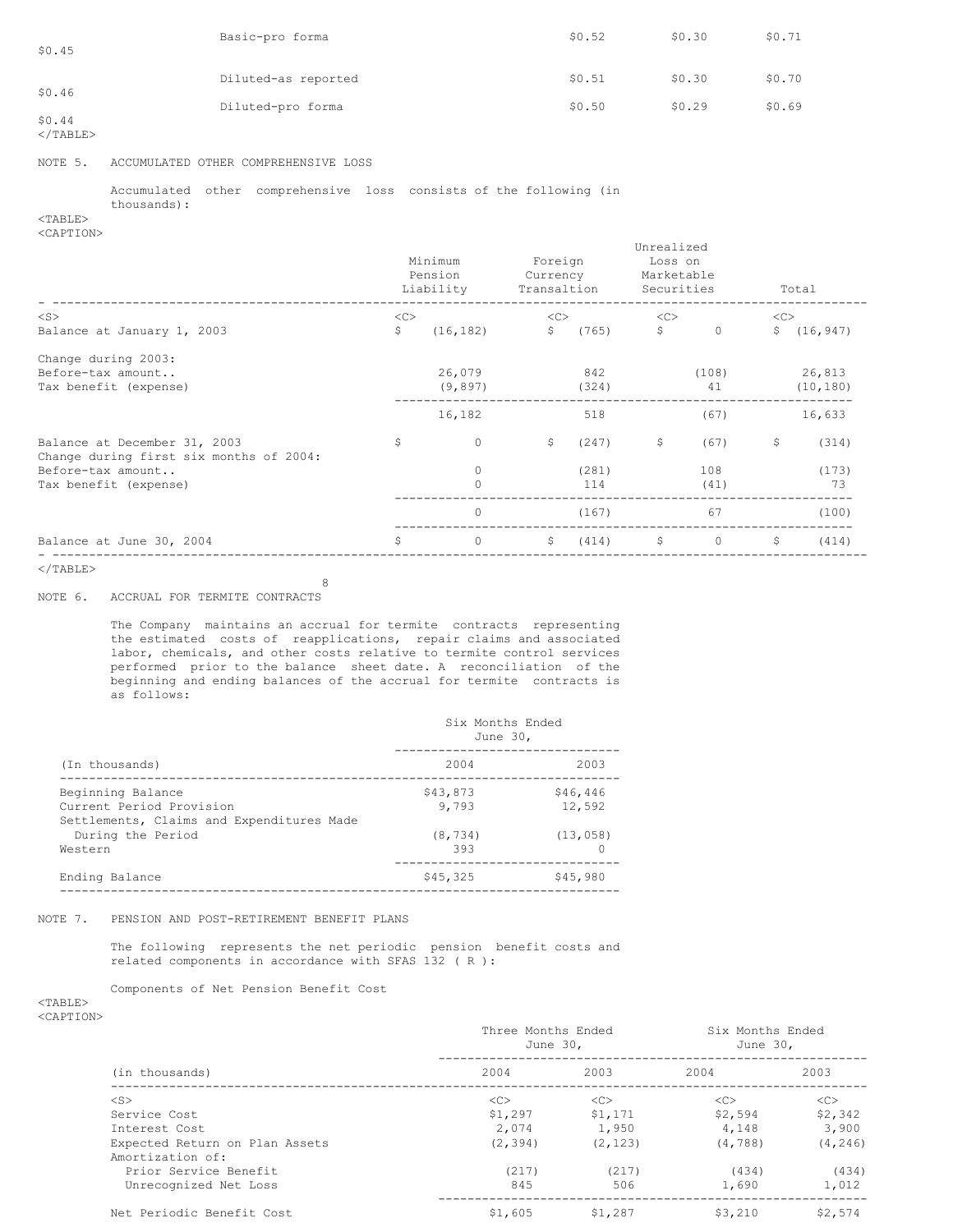| | | | | |
|---|---|---|---|---|
| Basic-pro forma | $0.52 | $0.30 | $0.71 | $0.45 |
| Diluted-as reported | $0.51 | $0.30 | $0.70 | $0.46 |
| Diluted-pro forma | $0.50 | $0.29 | $0.69 | $0.44 |

NOTE 5. ACCUMULATED OTHER COMPREHENSIVE LOSS

Accumulated other comprehensive loss consists of the following (in thousands):

| | Minimum Pension Liability | Foreign Currency Transaltion | Unrealized Loss on Marketable Securities | Total |
|---|---|---|---|---|
| Balance at January 1, 2003 | $ (16,182) | $ (765) | $ 0 | $ (16,947) |
| Change during 2003: | | | | |
| Before-tax amount.. | 26,079 | 842 | (108) | 26,813 |
| Tax benefit (expense) | (9,897) | (324) | 41 | (10,180) |
| | 16,182 | 518 | (67) | 16,633 |
| Balance at December 31, 2003 | $ 0 | $ (247) | $ (67) | $ (314) |
| Change during first six months of 2004: | | | | |
| Before-tax amount.. | 0 | (281) | 108 | (173) |
| Tax benefit (expense) | 0 | 114 | (41) | 73 |
| | 0 | (167) | 67 | (100) |
| Balance at June 30, 2004 | $ 0 | $ (414) | $ 0 | $ (414) |

NOTE 6. ACCRUAL FOR TERMITE CONTRACTS

The Company maintains an accrual for termite contracts representing the estimated costs of reapplications, repair claims and associated labor, chemicals, and other costs relative to termite control services performed prior to the balance sheet date. A reconciliation of the beginning and ending balances of the accrual for termite contracts is as follows:

| (In thousands) | Six Months Ended June 30, 2004 | 2003 |
|---|---|---|
| Beginning Balance | $43,873 | $46,446 |
| Current Period Provision | 9,793 | 12,592 |
| Settlements, Claims and Expenditures Made During the Period | (8,734) | (13,058) |
| Western | 393 | 0 |
| Ending Balance | $45,325 | $45,980 |

NOTE 7. PENSION AND POST-RETIREMENT BENEFIT PLANS

The following represents the net periodic pension benefit costs and related components in accordance with SFAS 132 ( R ):

Components of Net Pension Benefit Cost

| (in thousands) | Three Months Ended June 30, 2004 | 2003 | Six Months Ended June 30, 2004 | 2003 |
|---|---|---|---|---|
| Service Cost | $1,297 | $1,171 | $2,594 | $2,342 |
| Interest Cost | 2,074 | 1,950 | 4,148 | 3,900 |
| Expected Return on Plan Assets | (2,394) | (2,123) | (4,788) | (4,246) |
| Amortization of: | | | | |
| Prior Service Benefit | (217) | (217) | (434) | (434) |
| Unrecognized Net Loss | 845 | 506 | 1,690 | 1,012 |
| Net Periodic Benefit Cost | $1,605 | $1,287 | $3,210 | $2,574 |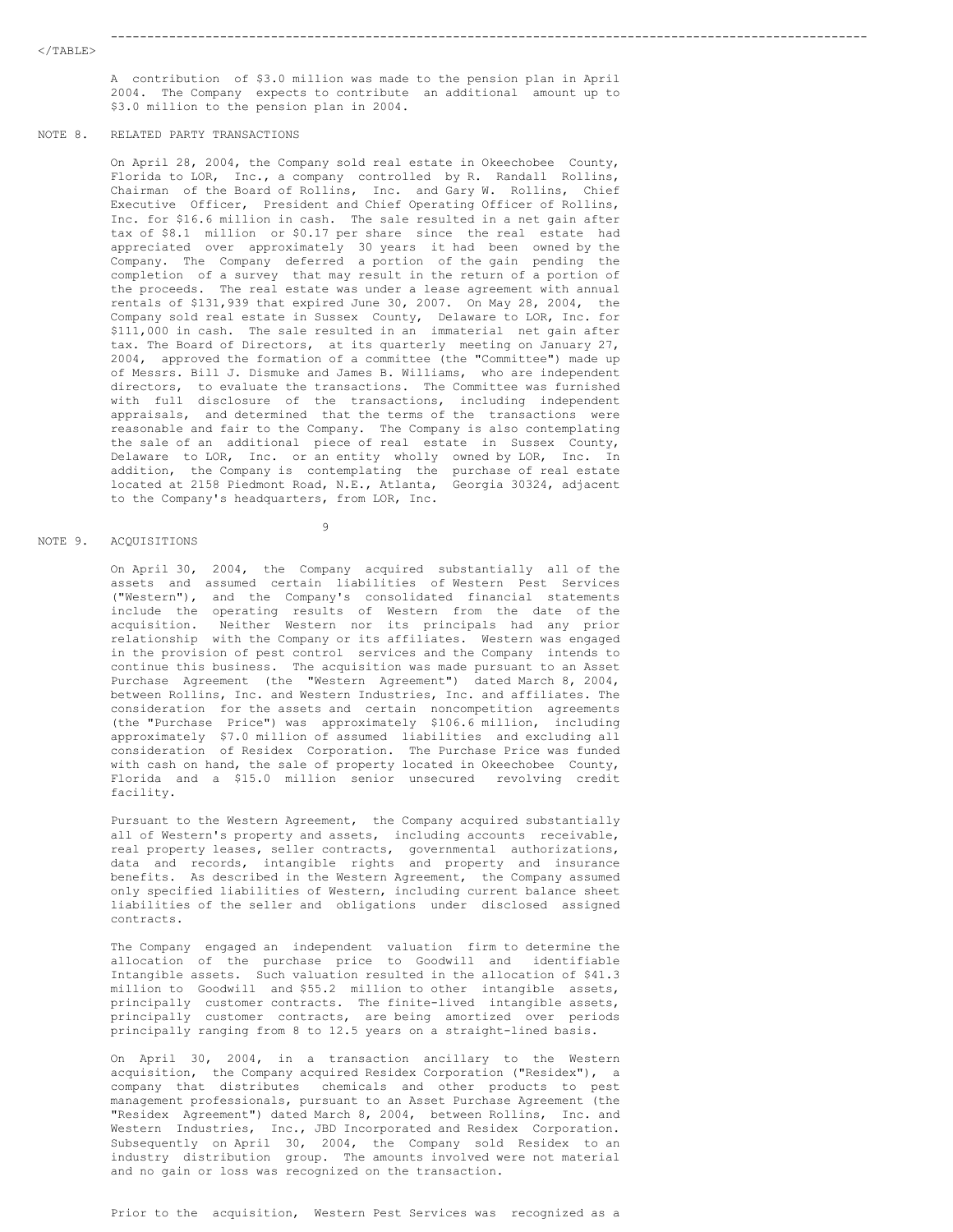A contribution of $3.0 million was made to the pension plan in April 2004. The Company expects to contribute an additional amount up to $3.0 million to the pension plan in 2004.

## NOTE 8. RELATED PARTY TRANSACTIONS

On April 28, 2004, the Company sold real estate in Okeechobee County, Florida to LOR, Inc., a company controlled by R. Randall Rollins, Chairman of the Board of Rollins, Inc. and Gary W. Rollins, Chief Executive Officer, President and Chief Operating Officer of Rollins, Inc. for $16.6 million in cash. The sale resulted in a net gain after tax of $8.1 million or $0.17 per share since the real estate had appreciated over approximately 30 years it had been owned by the Company. The Company deferred a portion of the gain pending the completion of a survey that may result in the return of a portion of the proceeds. The real estate was under a lease agreement with annual rentals of $131,939 that expired June 30, 2007. On May 28, 2004, the Company sold real estate in Sussex County, Delaware to LOR, Inc. for $111,000 in cash. The sale resulted in an immaterial net gain after tax. The Board of Directors, at its quarterly meeting on January 27, 2004, approved the formation of a committee (the "Committee") made up of Messrs. Bill J. Dismuke and James B. Williams, who are independent directors, to evaluate the transactions. The Committee was furnished with full disclosure of the transactions, including independent appraisals, and determined that the terms of the transactions were reasonable and fair to the Company. The Company is also contemplating the sale of an additional piece of real estate in Sussex County, Delaware to LOR, Inc. or an entity wholly owned by LOR, Inc. In addition, the Company is contemplating the purchase of real estate located at 2158 Piedmont Road, N.E., Atlanta, Georgia 30324, adjacent to the Company's headquarters, from LOR, Inc.

## NOTE 9. ACQUISITIONS

On April 30, 2004, the Company acquired substantially all of the assets and assumed certain liabilities of Western Pest Services ("Western"), and the Company's consolidated financial statements include the operating results of Western from the date of the acquisition. Neither Western nor its principals had any prior relationship with the Company or its affiliates. Western was engaged in the provision of pest control services and the Company intends to continue this business. The acquisition was made pursuant to an Asset Purchase Agreement (the "Western Agreement") dated March 8, 2004, between Rollins, Inc. and Western Industries, Inc. and affiliates. The consideration for the assets and certain noncompetition agreements (the "Purchase Price") was approximately $106.6 million, including approximately $7.0 million of assumed liabilities and excluding all consideration of Residex Corporation. The Purchase Price was funded with cash on hand, the sale of property located in Okeechobee County, Florida and a $15.0 million senior unsecured revolving credit facility.

Pursuant to the Western Agreement, the Company acquired substantially all of Western's property and assets, including accounts receivable, real property leases, seller contracts, governmental authorizations, data and records, intangible rights and property and insurance benefits. As described in the Western Agreement, the Company assumed only specified liabilities of Western, including current balance sheet liabilities of the seller and obligations under disclosed assigned contracts.

The Company engaged an independent valuation firm to determine the allocation of the purchase price to Goodwill and identifiable Intangible assets. Such valuation resulted in the allocation of $41.3 million to Goodwill and $55.2 million to other intangible assets, principally customer contracts. The finite-lived intangible assets, principally customer contracts, are being amortized over periods principally ranging from 8 to 12.5 years on a straight-lined basis.

On April 30, 2004, in a transaction ancillary to the Western acquisition, the Company acquired Residex Corporation ("Residex"), a company that distributes chemicals and other products to pest management professionals, pursuant to an Asset Purchase Agreement (the "Residex Agreement") dated March 8, 2004, between Rollins, Inc. and Western Industries, Inc., JBD Incorporated and Residex Corporation. Subsequently on April 30, 2004, the Company sold Residex to an industry distribution group. The amounts involved were not material and no gain or loss was recognized on the transaction.

Prior to the acquisition, Western Pest Services was recognized as a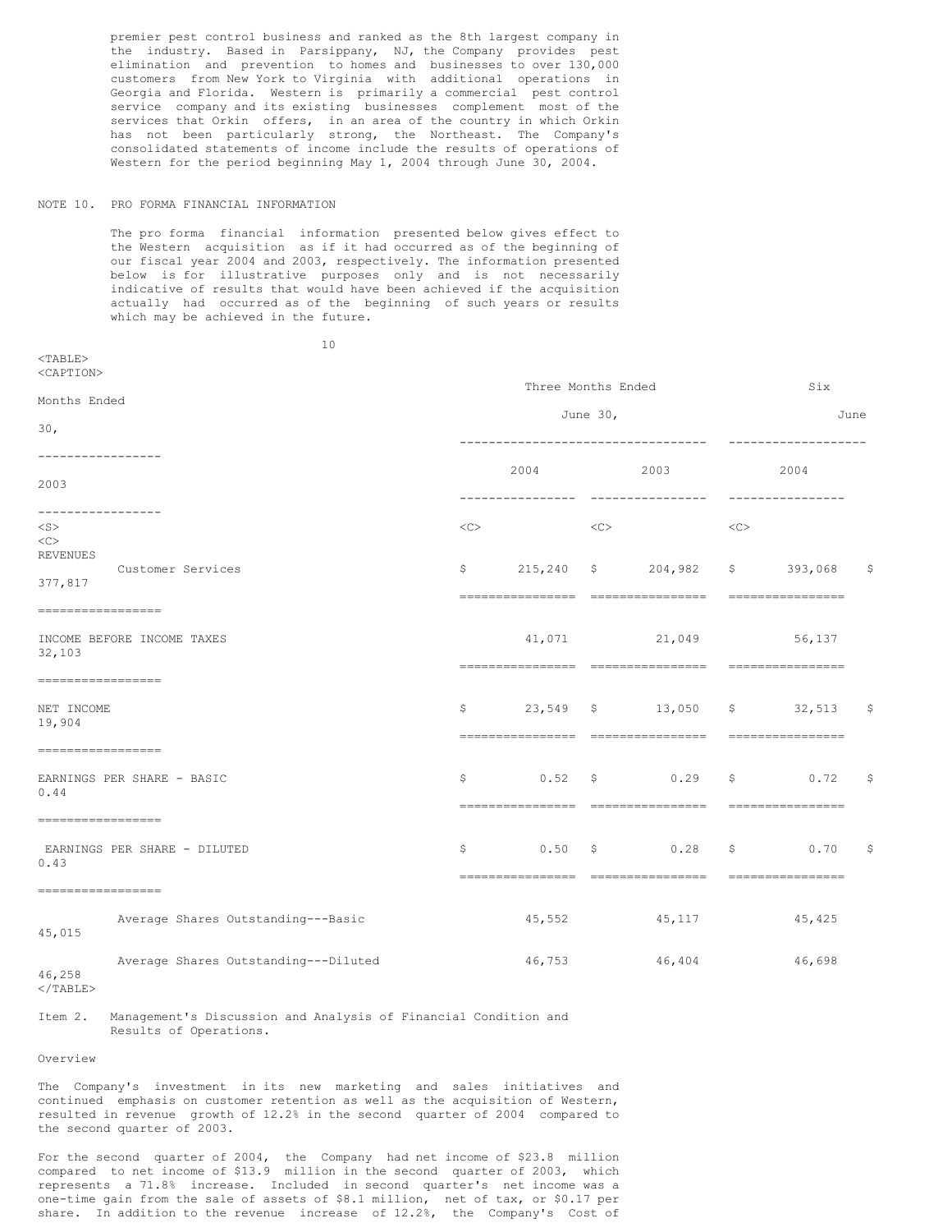premier pest control business and ranked as the 8th largest company in the industry. Based in Parsippany, NJ, the Company provides pest elimination and prevention to homes and businesses to over 130,000 customers from New York to Virginia with additional operations in Georgia and Florida. Western is primarily a commercial pest control service company and its existing businesses complement most of the services that Orkin offers, in an area of the country in which Orkin has not been particularly strong, the Northeast. The Company's consolidated statements of income include the results of operations of Western for the period beginning May 1, 2004 through June 30, 2004.

NOTE 10. PRO FORMA FINANCIAL INFORMATION

The pro forma financial information presented below gives effect to the Western acquisition as if it had occurred as of the beginning of our fiscal year 2004 and 2003, respectively. The information presented below is for illustrative purposes only and is not necessarily indicative of results that would have been achieved if the acquisition actually had occurred as of the beginning of such years or results which may be achieved in the future.

| | Three Months Ended June 30, | | Six Months Ended June 30, | |
|---|---|---|---|---|
| | 2004 | 2003 | 2004 | 2003 |
| REVENUES | | | | |
| Customer Services | $ 215,240 | $ 204,982 | $ 393,068 | $ 377,817 |
| INCOME BEFORE INCOME TAXES | 41,071 | 21,049 | 56,137 | 32,103 |
| NET INCOME | $ 23,549 | $ 13,050 | $ 32,513 | $ 19,904 |
| EARNINGS PER SHARE - BASIC | $ 0.52 | $ 0.29 | $ 0.72 | $ 0.44 |
| EARNINGS PER SHARE - DILUTED | $ 0.50 | $ 0.28 | $ 0.70 | $ 0.43 |
| Average Shares Outstanding---Basic | 45,552 | 45,117 | 45,425 | 45,015 |
| Average Shares Outstanding---Diluted | 46,753 | 46,404 | 46,698 | 46,258 |

Item 2. Management's Discussion and Analysis of Financial Condition and Results of Operations.

Overview

The Company's investment in its new marketing and sales initiatives and continued emphasis on customer retention as well as the acquisition of Western, resulted in revenue growth of 12.2% in the second quarter of 2004 compared to the second quarter of 2003.

For the second quarter of 2004, the Company had net income of $23.8 million compared to net income of $13.9 million in the second quarter of 2003, which represents a 71.8% increase. Included in second quarter's net income was a one-time gain from the sale of assets of $8.1 million, net of tax, or $0.17 per share. In addition to the revenue increase of 12.2%, the Company's Cost of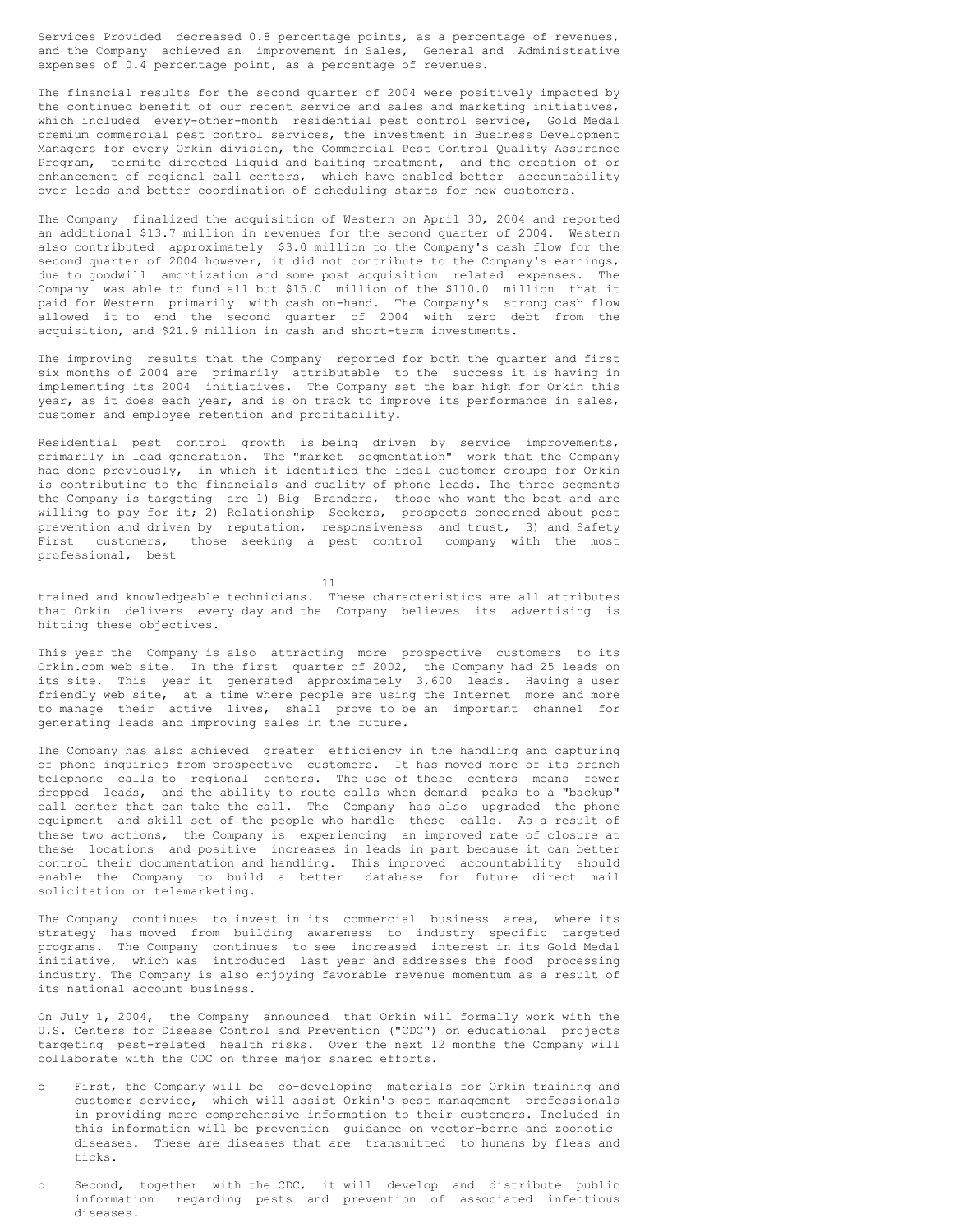Services Provided decreased 0.8 percentage points, as a percentage of revenues, and the Company achieved an improvement in Sales, General and Administrative expenses of 0.4 percentage point, as a percentage of revenues.

The financial results for the second quarter of 2004 were positively impacted by the continued benefit of our recent service and sales and marketing initiatives, which included every-other-month residential pest control service, Gold Medal premium commercial pest control services, the investment in Business Development Managers for every Orkin division, the Commercial Pest Control Quality Assurance Program, termite directed liquid and baiting treatment, and the creation of or enhancement of regional call centers, which have enabled better accountability over leads and better coordination of scheduling starts for new customers.

The Company finalized the acquisition of Western on April 30, 2004 and reported an additional $13.7 million in revenues for the second quarter of 2004. Western also contributed approximately $3.0 million to the Company's cash flow for the second quarter of 2004 however, it did not contribute to the Company's earnings, due to goodwill amortization and some post acquisition related expenses. The Company was able to fund all but $15.0 million of the $110.0 million that it paid for Western primarily with cash on-hand. The Company's strong cash flow allowed it to end the second quarter of 2004 with zero debt from the acquisition, and $21.9 million in cash and short-term investments.

The improving results that the Company reported for both the quarter and first six months of 2004 are primarily attributable to the success it is having in implementing its 2004 initiatives. The Company set the bar high for Orkin this year, as it does each year, and is on track to improve its performance in sales, customer and employee retention and profitability.

Residential pest control growth is being driven by service improvements, primarily in lead generation. The "market segmentation" work that the Company had done previously, in which it identified the ideal customer groups for Orkin is contributing to the financials and quality of phone leads. The three segments the Company is targeting are 1) Big Branders, those who want the best and are willing to pay for it; 2) Relationship Seekers, prospects concerned about pest prevention and driven by reputation, responsiveness and trust, 3) and Safety First customers, those seeking a pest control company with the most professional, best trained and knowledgeable technicians. These characteristics are all attributes that Orkin delivers every day and the Company believes its advertising is hitting these objectives.

This year the Company is also attracting more prospective customers to its Orkin.com web site. In the first quarter of 2002, the Company had 25 leads on its site. This year it generated approximately 3,600 leads. Having a user friendly web site, at a time where people are using the Internet more and more to manage their active lives, shall prove to be an important channel for generating leads and improving sales in the future.

The Company has also achieved greater efficiency in the handling and capturing of phone inquiries from prospective customers. It has moved more of its branch telephone calls to regional centers. The use of these centers means fewer dropped leads, and the ability to route calls when demand peaks to a "backup" call center that can take the call. The Company has also upgraded the phone equipment and skill set of the people who handle these calls. As a result of these two actions, the Company is experiencing an improved rate of closure at these locations and positive increases in leads in part because it can better control their documentation and handling. This improved accountability should enable the Company to build a better database for future direct mail solicitation or telemarketing.

The Company continues to invest in its commercial business area, where its strategy has moved from building awareness to industry specific targeted programs. The Company continues to see increased interest in its Gold Medal initiative, which was introduced last year and addresses the food processing industry. The Company is also enjoying favorable revenue momentum as a result of its national account business.

On July 1, 2004, the Company announced that Orkin will formally work with the U.S. Centers for Disease Control and Prevention ("CDC") on educational projects targeting pest-related health risks. Over the next 12 months the Company will collaborate with the CDC on three major shared efforts.

- First, the Company will be co-developing materials for Orkin training and customer service, which will assist Orkin's pest management professionals in providing more comprehensive information to their customers. Included in this information will be prevention guidance on vector-borne and zoonotic diseases. These are diseases that are transmitted to humans by fleas and ticks.
- Second, together with the CDC, it will develop and distribute public information regarding pests and prevention of associated infectious diseases.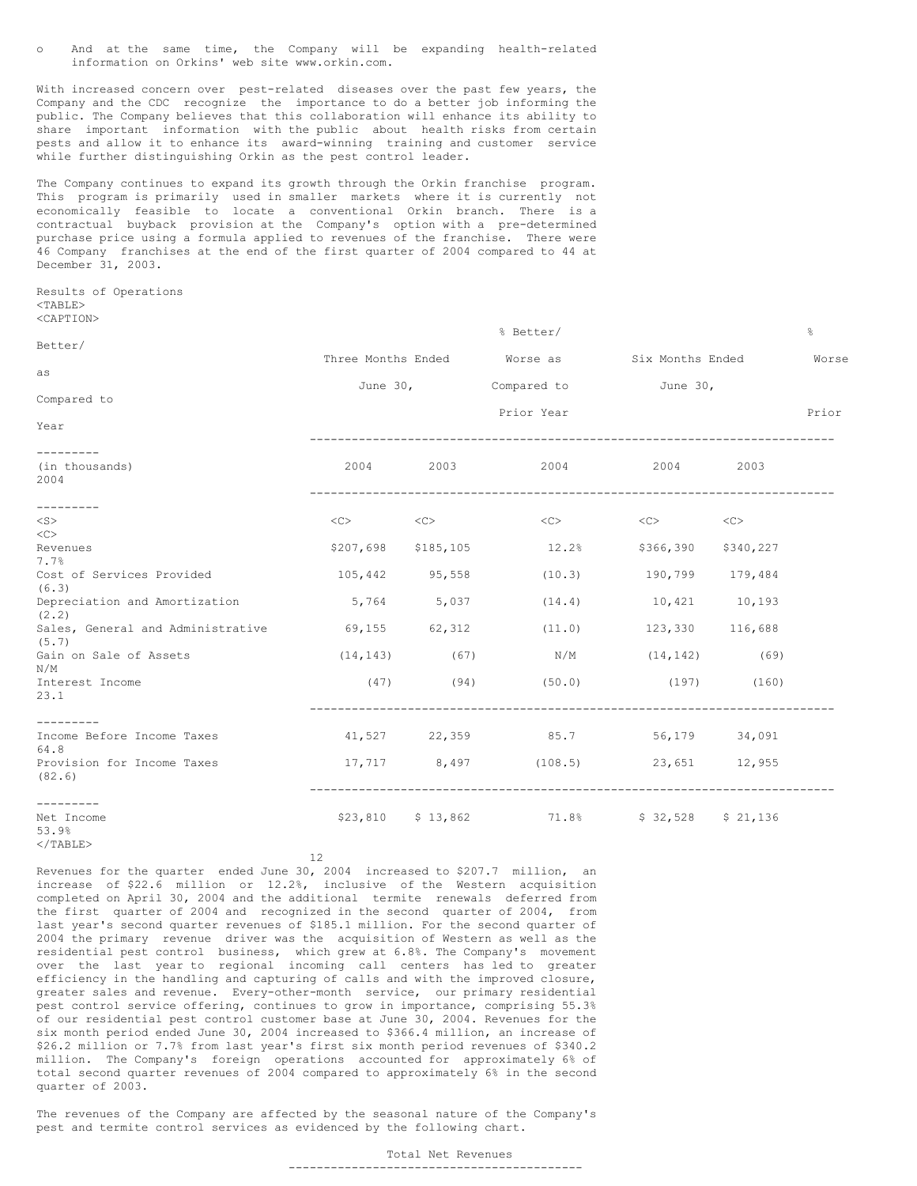- And at the same time, the Company will be expanding health-related information on Orkins' web site www.orkin.com.

With increased concern over pest-related diseases over the past few years, the Company and the CDC recognize the importance to do a better job informing the public. The Company believes that this collaboration will enhance its ability to share important information with the public about health risks from certain pests and allow it to enhance its award-winning training and customer service while further distinguishing Orkin as the pest control leader.

The Company continues to expand its growth through the Orkin franchise program. This program is primarily used in smaller markets where it is currently not economically feasible to locate a conventional Orkin branch. There is a contractual buyback provision at the Company's option with a pre-determined purchase price using a formula applied to revenues of the franchise. There were 46 Company franchises at the end of the first quarter of 2004 compared to 44 at December 31, 2003.

Results of Operations

| (in thousands) | Three Months Ended June 30, 2004 | Three Months Ended June 30, 2003 | % Better/ Worse as Compared to Prior Year 2004 | Six Months Ended June 30, 2004 | Six Months Ended June 30, 2003 | % Better/ Worse as Compared to Prior Year 2004 |
|---|---|---|---|---|---|---|
| Revenues | $207,698 | $185,105 | 12.2% | $366,390 | $340,227 | 7.7% |
| Cost of Services Provided | 105,442 | 95,558 | (10.3) | 190,799 | 179,484 | (6.3) |
| Depreciation and Amortization | 5,764 | 5,037 | (14.4) | 10,421 | 10,193 | (2.2) |
| Sales, General and Administrative | 69,155 | 62,312 | (11.0) | 123,330 | 116,688 | (5.7) |
| Gain on Sale of Assets | (14,143) | (67) | N/M | (14,142) | (69) | N/M |
| Interest Income | (47) | (94) | (50.0) | (197) | (160) | 23.1 |
| Income Before Income Taxes | 41,527 | 22,359 | 85.7 | 56,179 | 34,091 | 64.8 |
| Provision for Income Taxes | 17,717 | 8,497 | (108.5) | 23,651 | 12,955 | (82.6) |
| Net Income | $23,810 | $ 13,862 | 71.8% | $ 32,528 | $ 21,136 | 53.9% |

Revenues for the quarter ended June 30, 2004 increased to $207.7 million, an increase of $22.6 million or 12.2%, inclusive of the Western acquisition completed on April 30, 2004 and the additional termite renewals deferred from the first quarter of 2004 and recognized in the second quarter of 2004, from last year's second quarter revenues of $185.1 million. For the second quarter of 2004 the primary revenue driver was the acquisition of Western as well as the residential pest control business, which grew at 6.8%. The Company's movement over the last year to regional incoming call centers has led to greater efficiency in the handling and capturing of calls and with the improved closure, greater sales and revenue. Every-other-month service, our primary residential pest control service offering, continues to grow in importance, comprising 55.3% of our residential pest control customer base at June 30, 2004. Revenues for the six month period ended June 30, 2004 increased to $366.4 million, an increase of $26.2 million or 7.7% from last year's first six month period revenues of $340.2 million. The Company's foreign operations accounted for approximately 6% of total second quarter revenues of 2004 compared to approximately 6% in the second quarter of 2003.

The revenues of the Company are affected by the seasonal nature of the Company's pest and termite control services as evidenced by the following chart.

Total Net Revenues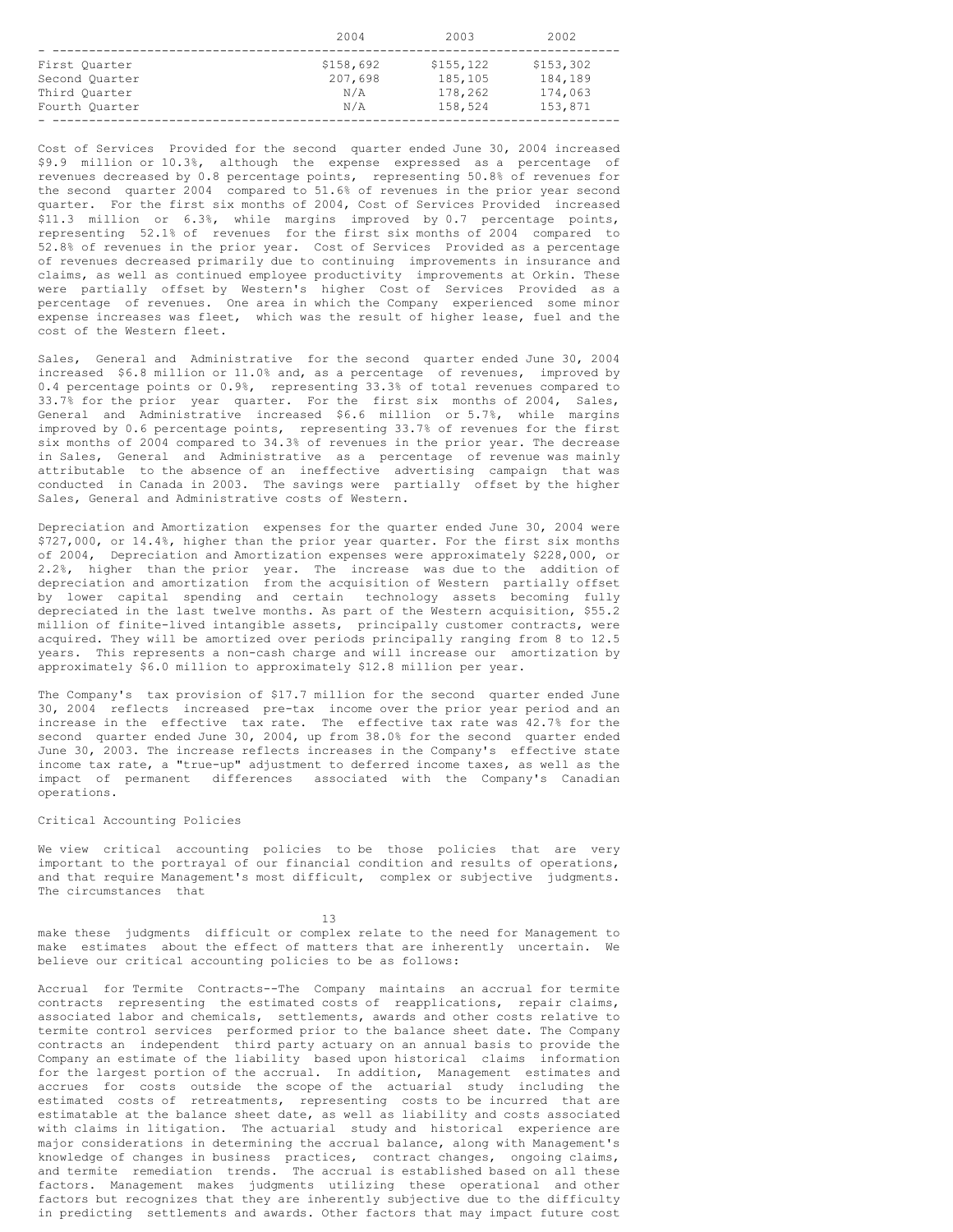| | 2004 | 2003 | 2002 |
|---|---|---|---|
| First Quarter | $158,692 | $155,122 | $153,302 |
| Second Quarter | 207,698 | 185,105 | 184,189 |
| Third Quarter | N/A | 178,262 | 174,063 |
| Fourth Quarter | N/A | 158,524 | 153,871 |

Cost of Services Provided for the second quarter ended June 30, 2004 increased $9.9 million or 10.3%, although the expense expressed as a percentage of revenues decreased by 0.8 percentage points, representing 50.8% of revenues for the second quarter 2004 compared to 51.6% of revenues in the prior year second quarter. For the first six months of 2004, Cost of Services Provided increased $11.3 million or 6.3%, while margins improved by 0.7 percentage points, representing 52.1% of revenues for the first six months of 2004 compared to 52.8% of revenues in the prior year. Cost of Services Provided as a percentage of revenues decreased primarily due to continuing improvements in insurance and claims, as well as continued employee productivity improvements at Orkin. These were partially offset by Western's higher Cost of Services Provided as a percentage of revenues. One area in which the Company experienced some minor expense increases was fleet, which was the result of higher lease, fuel and the cost of the Western fleet.

Sales, General and Administrative for the second quarter ended June 30, 2004 increased $6.8 million or 11.0% and, as a percentage of revenues, improved by 0.4 percentage points or 0.9%, representing 33.3% of total revenues compared to 33.7% for the prior year quarter. For the first six months of 2004, Sales, General and Administrative increased $6.6 million or 5.7%, while margins improved by 0.6 percentage points, representing 33.7% of revenues for the first six months of 2004 compared to 34.3% of revenues in the prior year. The decrease in Sales, General and Administrative as a percentage of revenue was mainly attributable to the absence of an ineffective advertising campaign that was conducted in Canada in 2003. The savings were partially offset by the higher Sales, General and Administrative costs of Western.

Depreciation and Amortization expenses for the quarter ended June 30, 2004 were $727,000, or 14.4%, higher than the prior year quarter. For the first six months of 2004, Depreciation and Amortization expenses were approximately $228,000, or 2.2%, higher than the prior year. The increase was due to the addition of depreciation and amortization from the acquisition of Western partially offset by lower capital spending and certain technology assets becoming fully depreciated in the last twelve months. As part of the Western acquisition, $55.2 million of finite-lived intangible assets, principally customer contracts, were acquired. They will be amortized over periods principally ranging from 8 to 12.5 years. This represents a non-cash charge and will increase our amortization by approximately $6.0 million to approximately $12.8 million per year.

The Company's tax provision of $17.7 million for the second quarter ended June 30, 2004 reflects increased pre-tax income over the prior year period and an increase in the effective tax rate. The effective tax rate was 42.7% for the second quarter ended June 30, 2004, up from 38.0% for the second quarter ended June 30, 2003. The increase reflects increases in the Company's effective state income tax rate, a "true-up" adjustment to deferred income taxes, as well as the impact of permanent differences associated with the Company's Canadian operations.

## Critical Accounting Policies

We view critical accounting policies to be those policies that are very important to the portrayal of our financial condition and results of operations, and that require Management's most difficult, complex or subjective judgments. The circumstances that make these judgments difficult or complex relate to the need for Management to make estimates about the effect of matters that are inherently uncertain. We believe our critical accounting policies to be as follows:

Accrual for Termite Contracts--The Company maintains an accrual for termite contracts representing the estimated costs of reapplications, repair claims, associated labor and chemicals, settlements, awards and other costs relative to termite control services performed prior to the balance sheet date. The Company contracts an independent third party actuary on an annual basis to provide the Company an estimate of the liability based upon historical claims information for the largest portion of the accrual. In addition, Management estimates and accrues for costs outside the scope of the actuarial study including the estimated costs of retreatments, representing costs to be incurred that are estimatable at the balance sheet date, as well as liability and costs associated with claims in litigation. The actuarial study and historical experience are major considerations in determining the accrual balance, along with Management's knowledge of changes in business practices, contract changes, ongoing claims, and termite remediation trends. The accrual is established based on all these factors. Management makes judgments utilizing these operational and other factors but recognizes that they are inherently subjective due to the difficulty in predicting settlements and awards. Other factors that may impact future cost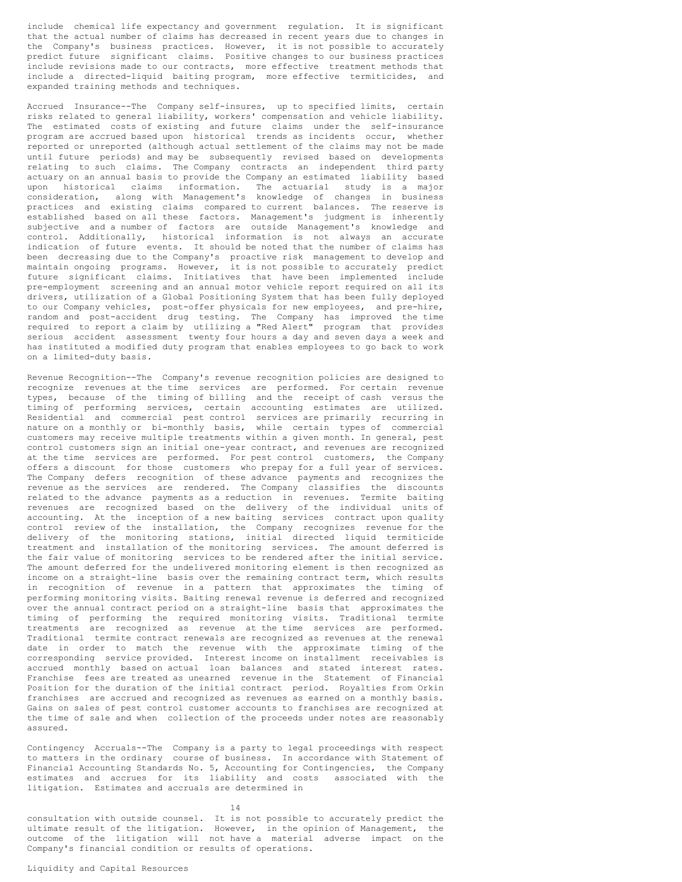include chemical life expectancy and government regulation. It is significant that the actual number of claims has decreased in recent years due to changes in the Company's business practices. However, it is not possible to accurately predict future significant claims. Positive changes to our business practices include revisions made to our contracts, more effective treatment methods that include a directed-liquid baiting program, more effective termiticides, and expanded training methods and techniques.

Accrued Insurance--The Company self-insures, up to specified limits, certain risks related to general liability, workers' compensation and vehicle liability. The estimated costs of existing and future claims under the self-insurance program are accrued based upon historical trends as incidents occur, whether reported or unreported (although actual settlement of the claims may not be made until future periods) and may be subsequently revised based on developments relating to such claims. The Company contracts an independent third party actuary on an annual basis to provide the Company an estimated liability based upon historical claims information. The actuarial study is a major consideration, along with Management's knowledge of changes in business practices and existing claims compared to current balances. The reserve is established based on all these factors. Management's judgment is inherently subjective and a number of factors are outside Management's knowledge and control. Additionally, historical information is not always an accurate indication of future events. It should be noted that the number of claims has been decreasing due to the Company's proactive risk management to develop and maintain ongoing programs. However, it is not possible to accurately predict future significant claims. Initiatives that have been implemented include pre-employment screening and an annual motor vehicle report required on all its drivers, utilization of a Global Positioning System that has been fully deployed to our Company vehicles, post-offer physicals for new employees, and pre-hire, random and post-accident drug testing. The Company has improved the time required to report a claim by utilizing a "Red Alert" program that provides serious accident assessment twenty four hours a day and seven days a week and has instituted a modified duty program that enables employees to go back to work on a limited-duty basis.

Revenue Recognition--The Company's revenue recognition policies are designed to recognize revenues at the time services are performed. For certain revenue types, because of the timing of billing and the receipt of cash versus the timing of performing services, certain accounting estimates are utilized. Residential and commercial pest control services are primarily recurring in nature on a monthly or bi-monthly basis, while certain types of commercial customers may receive multiple treatments within a given month. In general, pest control customers sign an initial one-year contract, and revenues are recognized at the time services are performed. For pest control customers, the Company offers a discount for those customers who prepay for a full year of services. The Company defers recognition of these advance payments and recognizes the revenue as the services are rendered. The Company classifies the discounts related to the advance payments as a reduction in revenues. Termite baiting revenues are recognized based on the delivery of the individual units of accounting. At the inception of a new baiting services contract upon quality control review of the installation, the Company recognizes revenue for the delivery of the monitoring stations, initial directed liquid termiticide treatment and installation of the monitoring services. The amount deferred is the fair value of monitoring services to be rendered after the initial service. The amount deferred for the undelivered monitoring element is then recognized as income on a straight-line basis over the remaining contract term, which results in recognition of revenue in a pattern that approximates the timing of performing monitoring visits. Baiting renewal revenue is deferred and recognized over the annual contract period on a straight-line basis that approximates the timing of performing the required monitoring visits. Traditional termite treatments are recognized as revenue at the time services are performed. Traditional termite contract renewals are recognized as revenues at the renewal date in order to match the revenue with the approximate timing of the corresponding service provided. Interest income on installment receivables is accrued monthly based on actual loan balances and stated interest rates. Franchise fees are treated as unearned revenue in the Statement of Financial Position for the duration of the initial contract period. Royalties from Orkin franchises are accrued and recognized as revenues as earned on a monthly basis. Gains on sales of pest control customer accounts to franchises are recognized at the time of sale and when collection of the proceeds under notes are reasonably assured.

Contingency Accruals--The Company is a party to legal proceedings with respect to matters in the ordinary course of business. In accordance with Statement of Financial Accounting Standards No. 5, Accounting for Contingencies, the Company estimates and accrues for its liability and costs associated with the litigation. Estimates and accruals are determined in consultation with outside counsel. It is not possible to accurately predict the ultimate result of the litigation. However, in the opinion of Management, the outcome of the litigation will not have a material adverse impact on the Company's financial condition or results of operations.

## Liquidity and Capital Resources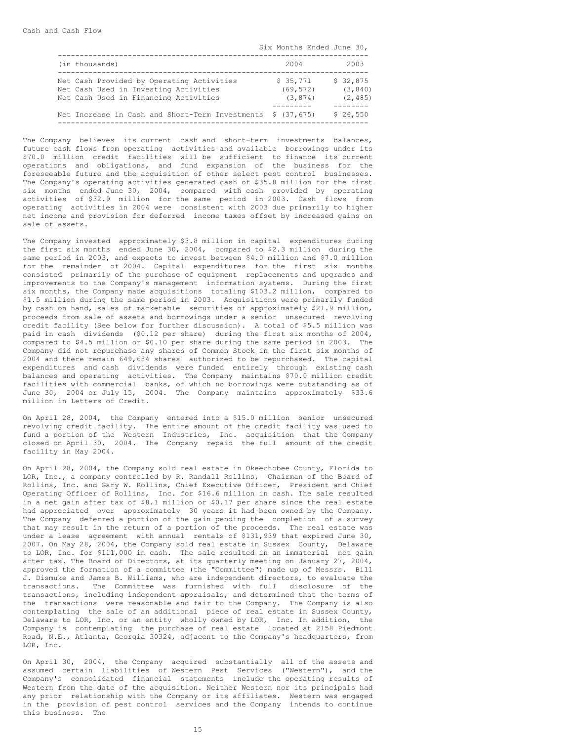Cash and Cash Flow

| (in thousands) | Six Months Ended June 30, 2004 | 2003 |
|---|---|---|
| Net Cash Provided by Operating Activities | $ 35,771 | $ 32,875 |
| Net Cash Used in Investing Activities | (69,572) | (3,840) |
| Net Cash Used in Financing Activities | (3,874) | (2,485) |
| Net Increase in Cash and Short-Term Investments | $ (37,675) | $ 26,550 |

The Company believes its current cash and short-term investments balances, future cash flows from operating activities and available borrowings under its $70.0 million credit facilities will be sufficient to finance its current operations and obligations, and fund expansion of the business for the foreseeable future and the acquisition of other select pest control businesses. The Company's operating activities generated cash of $35.8 million for the first six months ended June 30, 2004, compared with cash provided by operating activities of $32.9 million for the same period in 2003. Cash flows from operating activities in 2004 were consistent with 2003 due primarily to higher net income and provision for deferred income taxes offset by increased gains on sale of assets.

The Company invested approximately $3.8 million in capital expenditures during the first six months ended June 30, 2004, compared to $2.3 million during the same period in 2003, and expects to invest between $4.0 million and $7.0 million for the remainder of 2004. Capital expenditures for the first six months consisted primarily of the purchase of equipment replacements and upgrades and improvements to the Company's management information systems. During the first six months, the Company made acquisitions totaling $103.2 million, compared to $1.5 million during the same period in 2003. Acquisitions were primarily funded by cash on hand, sales of marketable securities of approximately $21.9 million, proceeds from sale of assets and borrowings under a senior unsecured revolving credit facility (See below for further discussion). A total of $5.5 million was paid in cash dividends ($0.12 per share) during the first six months of 2004, compared to $4.5 million or $0.10 per share during the same period in 2003. The Company did not repurchase any shares of Common Stock in the first six months of 2004 and there remain 649,684 shares authorized to be repurchased. The capital expenditures and cash dividends were funded entirely through existing cash balances and operating activities. The Company maintains $70.0 million credit facilities with commercial banks, of which no borrowings were outstanding as of June 30, 2004 or July 15, 2004. The Company maintains approximately $33.6 million in Letters of Credit.

On April 28, 2004, the Company entered into a $15.0 million senior unsecured revolving credit facility. The entire amount of the credit facility was used to fund a portion of the Western Industries, Inc. acquisition that the Company closed on April 30, 2004. The Company repaid the full amount of the credit facility in May 2004.

On April 28, 2004, the Company sold real estate in Okeechobee County, Florida to LOR, Inc., a company controlled by R. Randall Rollins, Chairman of the Board of Rollins, Inc. and Gary W. Rollins, Chief Executive Officer, President and Chief Operating Officer of Rollins, Inc. for $16.6 million in cash. The sale resulted in a net gain after tax of $8.1 million or $0.17 per share since the real estate had appreciated over approximately 30 years it had been owned by the Company. The Company deferred a portion of the gain pending the completion of a survey that may result in the return of a portion of the proceeds. The real estate was under a lease agreement with annual rentals of $131,939 that expired June 30, 2007. On May 28, 2004, the Company sold real estate in Sussex County, Delaware to LOR, Inc. for $111,000 in cash. The sale resulted in an immaterial net gain after tax. The Board of Directors, at its quarterly meeting on January 27, 2004, approved the formation of a committee (the "Committee") made up of Messrs. Bill J. Dismuke and James B. Williams, who are independent directors, to evaluate the transactions. The Committee was furnished with full disclosure of the transactions, including independent appraisals, and determined that the terms of the transactions were reasonable and fair to the Company. The Company is also contemplating the sale of an additional piece of real estate in Sussex County, Delaware to LOR, Inc. or an entity wholly owned by LOR, Inc. In addition, the Company is contemplating the purchase of real estate located at 2158 Piedmont Road, N.E., Atlanta, Georgia 30324, adjacent to the Company's headquarters, from LOR, Inc.

On April 30, 2004, the Company acquired substantially all of the assets and assumed certain liabilities of Western Pest Services ("Western"), and the Company's consolidated financial statements include the operating results of Western from the date of the acquisition. Neither Western nor its principals had any prior relationship with the Company or its affiliates. Western was engaged in the provision of pest control services and the Company intends to continue this business. The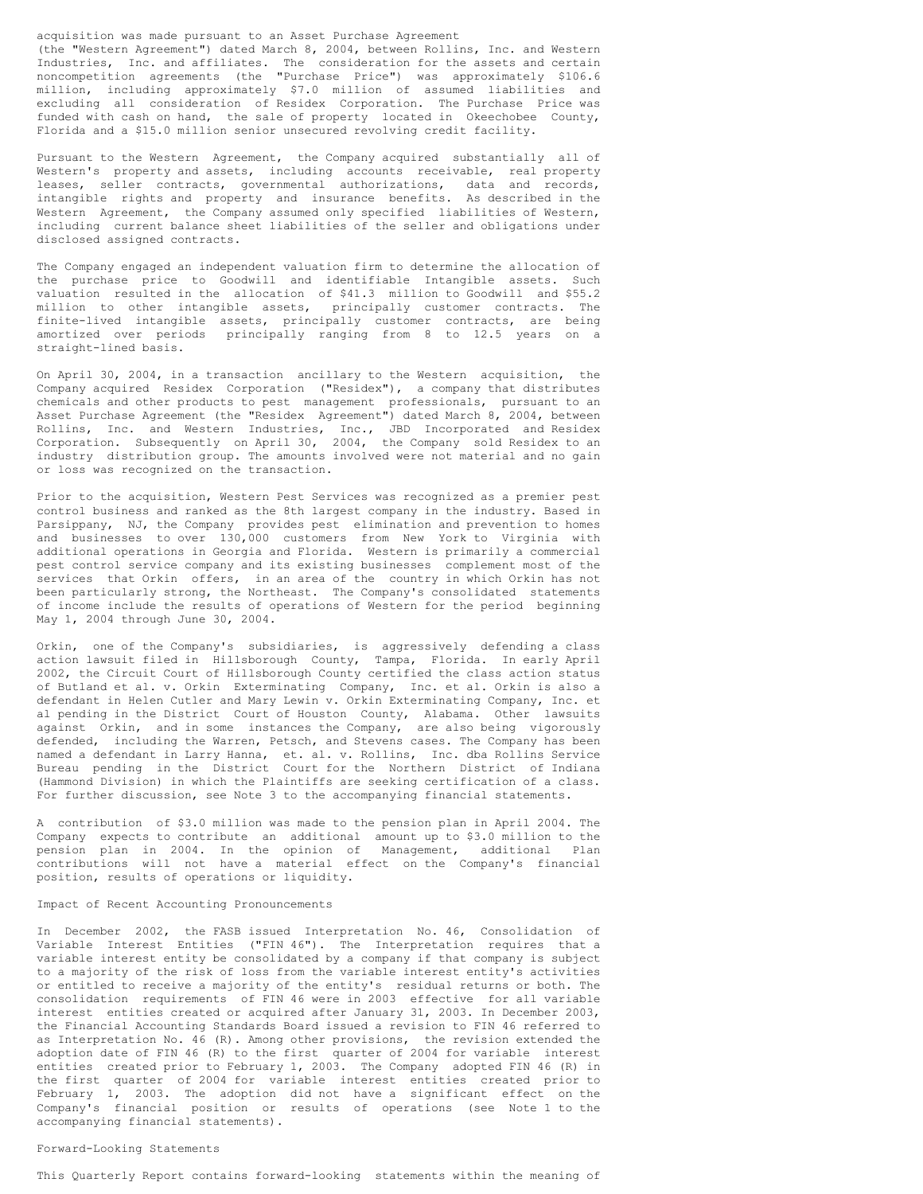acquisition was made pursuant to an Asset Purchase Agreement (the "Western Agreement") dated March 8, 2004, between Rollins, Inc. and Western Industries, Inc. and affiliates. The consideration for the assets and certain noncompetition agreements (the "Purchase Price") was approximately $106.6 million, including approximately $7.0 million of assumed liabilities and excluding all consideration of Residex Corporation. The Purchase Price was funded with cash on hand, the sale of property located in Okeechobee County, Florida and a $15.0 million senior unsecured revolving credit facility.

Pursuant to the Western Agreement, the Company acquired substantially all of Western's property and assets, including accounts receivable, real property leases, seller contracts, governmental authorizations, data and records, intangible rights and property and insurance benefits. As described in the Western Agreement, the Company assumed only specified liabilities of Western, including current balance sheet liabilities of the seller and obligations under disclosed assigned contracts.

The Company engaged an independent valuation firm to determine the allocation of the purchase price to Goodwill and identifiable Intangible assets. Such valuation resulted in the allocation of $41.3 million to Goodwill and $55.2 million to other intangible assets, principally customer contracts. The finite-lived intangible assets, principally customer contracts, are being amortized over periods principally ranging from 8 to 12.5 years on a straight-lined basis.

On April 30, 2004, in a transaction ancillary to the Western acquisition, the Company acquired Residex Corporation ("Residex"), a company that distributes chemicals and other products to pest management professionals, pursuant to an Asset Purchase Agreement (the "Residex Agreement") dated March 8, 2004, between Rollins, Inc. and Western Industries, Inc., JBD Incorporated and Residex Corporation. Subsequently on April 30, 2004, the Company sold Residex to an industry distribution group. The amounts involved were not material and no gain or loss was recognized on the transaction.

Prior to the acquisition, Western Pest Services was recognized as a premier pest control business and ranked as the 8th largest company in the industry. Based in Parsippany, NJ, the Company provides pest elimination and prevention to homes and businesses to over 130,000 customers from New York to Virginia with additional operations in Georgia and Florida. Western is primarily a commercial pest control service company and its existing businesses complement most of the services that Orkin offers, in an area of the country in which Orkin has not been particularly strong, the Northeast. The Company's consolidated statements of income include the results of operations of Western for the period beginning May 1, 2004 through June 30, 2004.

Orkin, one of the Company's subsidiaries, is aggressively defending a class action lawsuit filed in Hillsborough County, Tampa, Florida. In early April 2002, the Circuit Court of Hillsborough County certified the class action status of Butland et al. v. Orkin Exterminating Company, Inc. et al. Orkin is also a defendant in Helen Cutler and Mary Lewin v. Orkin Exterminating Company, Inc. et al pending in the District Court of Houston County, Alabama. Other lawsuits against Orkin, and in some instances the Company, are also being vigorously defended, including the Warren, Petsch, and Stevens cases. The Company has been named a defendant in Larry Hanna, et. al. v. Rollins, Inc. dba Rollins Service Bureau pending in the District Court for the Northern District of Indiana (Hammond Division) in which the Plaintiffs are seeking certification of a class. For further discussion, see Note 3 to the accompanying financial statements.

A contribution of $3.0 million was made to the pension plan in April 2004. The Company expects to contribute an additional amount up to $3.0 million to the pension plan in 2004. In the opinion of Management, additional Plan contributions will not have a material effect on the Company's financial position, results of operations or liquidity.

## Impact of Recent Accounting Pronouncements

In December 2002, the FASB issued Interpretation No. 46, Consolidation of Variable Interest Entities ("FIN 46"). The Interpretation requires that a variable interest entity be consolidated by a company if that company is subject to a majority of the risk of loss from the variable interest entity's activities or entitled to receive a majority of the entity's residual returns or both. The consolidation requirements of FIN 46 were in 2003 effective for all variable interest entities created or acquired after January 31, 2003. In December 2003, the Financial Accounting Standards Board issued a revision to FIN 46 referred to as Interpretation No. 46 (R). Among other provisions, the revision extended the adoption date of FIN 46 (R) to the first quarter of 2004 for variable interest entities created prior to February 1, 2003. The Company adopted FIN 46 (R) in the first quarter of 2004 for variable interest entities created prior to February 1, 2003. The adoption did not have a significant effect on the Company's financial position or results of operations (see Note 1 to the accompanying financial statements).

## Forward-Looking Statements

This Quarterly Report contains forward-looking statements within the meaning of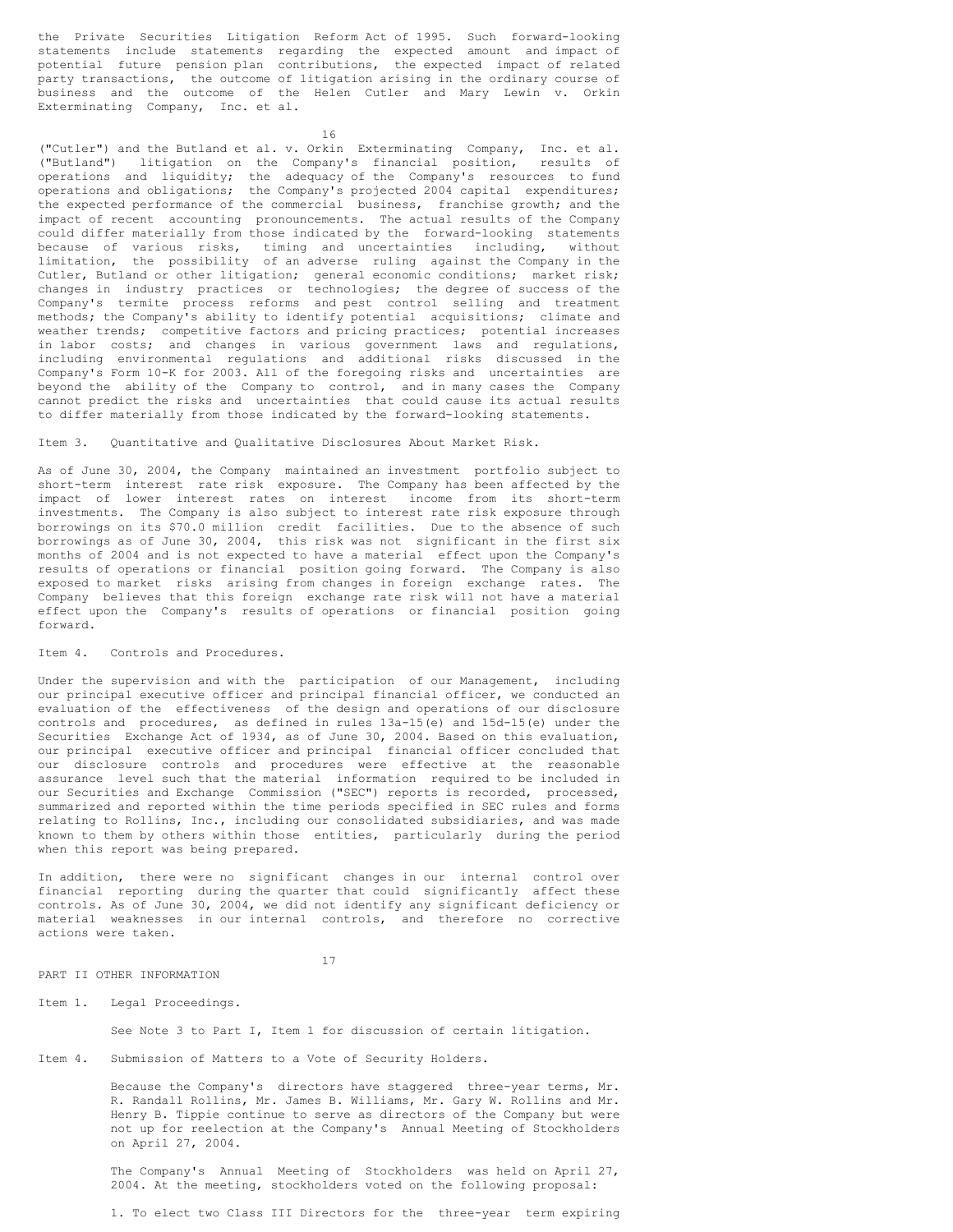the Private Securities Litigation Reform Act of 1995. Such forward-looking statements include statements regarding the expected amount and impact of potential future pension plan contributions, the expected impact of related party transactions, the outcome of litigation arising in the ordinary course of business and the outcome of the Helen Cutler and Mary Lewin v. Orkin Exterminating Company, Inc. et al.

("Cutler") and the Butland et al. v. Orkin Exterminating Company, Inc. et al. ("Butland") litigation on the Company's financial position, results of operations and liquidity; the adequacy of the Company's resources to fund operations and obligations; the Company's projected 2004 capital expenditures; the expected performance of the commercial business, franchise growth; and the impact of recent accounting pronouncements. The actual results of the Company could differ materially from those indicated by the forward-looking statements because of various risks, timing and uncertainties including, without limitation, the possibility of an adverse ruling against the Company in the Cutler, Butland or other litigation; general economic conditions; market risk; changes in industry practices or technologies; the degree of success of the Company's termite process reforms and pest control selling and treatment methods; the Company's ability to identify potential acquisitions; climate and weather trends; competitive factors and pricing practices; potential increases in labor costs; and changes in various government laws and regulations, including environmental regulations and additional risks discussed in the Company's Form 10-K for 2003. All of the foregoing risks and uncertainties are beyond the ability of the Company to control, and in many cases the Company cannot predict the risks and uncertainties that could cause its actual results to differ materially from those indicated by the forward-looking statements.

Item 3. Quantitative and Qualitative Disclosures About Market Risk.

As of June 30, 2004, the Company maintained an investment portfolio subject to short-term interest rate risk exposure. The Company has been affected by the impact of lower interest rates on interest income from its short-term investments. The Company is also subject to interest rate risk exposure through borrowings on its $70.0 million credit facilities. Due to the absence of such borrowings as of June 30, 2004, this risk was not significant in the first six months of 2004 and is not expected to have a material effect upon the Company's results of operations or financial position going forward. The Company is also exposed to market risks arising from changes in foreign exchange rates. The Company believes that this foreign exchange rate risk will not have a material effect upon the Company's results of operations or financial position going forward.

Item 4. Controls and Procedures.

Under the supervision and with the participation of our Management, including our principal executive officer and principal financial officer, we conducted an evaluation of the effectiveness of the design and operations of our disclosure controls and procedures, as defined in rules 13a-15(e) and 15d-15(e) under the Securities Exchange Act of 1934, as of June 30, 2004. Based on this evaluation, our principal executive officer and principal financial officer concluded that our disclosure controls and procedures were effective at the reasonable assurance level such that the material information required to be included in our Securities and Exchange Commission ("SEC") reports is recorded, processed, summarized and reported within the time periods specified in SEC rules and forms relating to Rollins, Inc., including our consolidated subsidiaries, and was made known to them by others within those entities, particularly during the period when this report was being prepared.

In addition, there were no significant changes in our internal control over financial reporting during the quarter that could significantly affect these controls. As of June 30, 2004, we did not identify any significant deficiency or material weaknesses in our internal controls, and therefore no corrective actions were taken.

PART II OTHER INFORMATION

Item 1. Legal Proceedings.

See Note 3 to Part I, Item 1 for discussion of certain litigation.

Item 4. Submission of Matters to a Vote of Security Holders.

Because the Company's directors have staggered three-year terms, Mr. R. Randall Rollins, Mr. James B. Williams, Mr. Gary W. Rollins and Mr. Henry B. Tippie continue to serve as directors of the Company but were not up for reelection at the Company's Annual Meeting of Stockholders on April 27, 2004.

The Company's Annual Meeting of Stockholders was held on April 27, 2004. At the meeting, stockholders voted on the following proposal:

1. To elect two Class III Directors for the three-year term expiring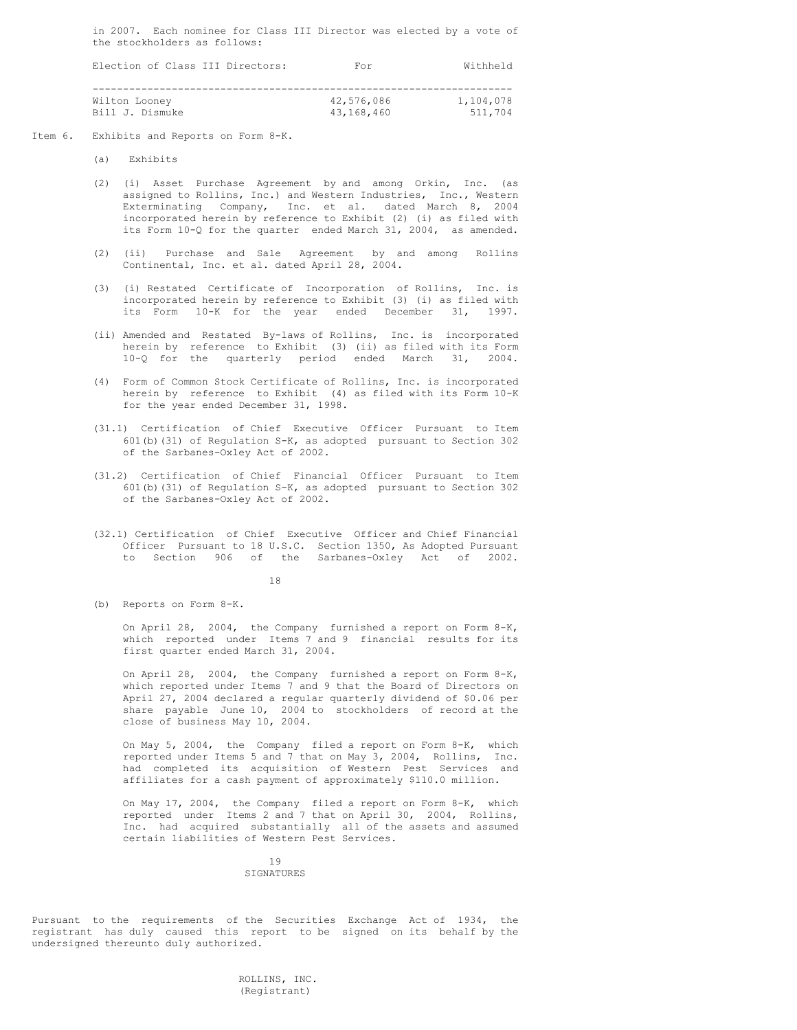in 2007. Each nominee for Class III Director was elected by a vote of the stockholders as follows:

| Election of Class III Directors: | For | Withheld |
| --- | --- | --- |
| Wilton Looney | 42,576,086 | 1,104,078 |
| Bill J. Dismuke | 43,168,460 | 511,704 |

Item 6. Exhibits and Reports on Form 8-K.

(a) Exhibits

(2) (i) Asset Purchase Agreement by and among Orkin, Inc. (as assigned to Rollins, Inc.) and Western Industries, Inc., Western Exterminating Company, Inc. et al. dated March 8, 2004 incorporated herein by reference to Exhibit (2) (i) as filed with its Form 10-Q for the quarter ended March 31, 2004, as amended.

(2) (ii) Purchase and Sale Agreement by and among Rollins Continental, Inc. et al. dated April 28, 2004.

(3) (i) Restated Certificate of Incorporation of Rollins, Inc. is incorporated herein by reference to Exhibit (3) (i) as filed with its Form 10-K for the year ended December 31, 1997.

(ii) Amended and Restated By-laws of Rollins, Inc. is incorporated herein by reference to Exhibit (3) (ii) as filed with its Form 10-Q for the quarterly period ended March 31, 2004.

(4) Form of Common Stock Certificate of Rollins, Inc. is incorporated herein by reference to Exhibit (4) as filed with its Form 10-K for the year ended December 31, 1998.

(31.1) Certification of Chief Executive Officer Pursuant to Item 601(b)(31) of Regulation S-K, as adopted pursuant to Section 302 of the Sarbanes-Oxley Act of 2002.

(31.2) Certification of Chief Financial Officer Pursuant to Item 601(b)(31) of Regulation S-K, as adopted pursuant to Section 302 of the Sarbanes-Oxley Act of 2002.

(32.1) Certification of Chief Executive Officer and Chief Financial Officer Pursuant to 18 U.S.C. Section 1350, As Adopted Pursuant to Section 906 of the Sarbanes-Oxley Act of 2002.

(b) Reports on Form 8-K.

On April 28, 2004, the Company furnished a report on Form 8-K, which reported under Items 7 and 9 financial results for its first quarter ended March 31, 2004.

On April 28, 2004, the Company furnished a report on Form 8-K, which reported under Items 7 and 9 that the Board of Directors on April 27, 2004 declared a regular quarterly dividend of $0.06 per share payable June 10, 2004 to stockholders of record at the close of business May 10, 2004.

On May 5, 2004, the Company filed a report on Form 8-K, which reported under Items 5 and 7 that on May 3, 2004, Rollins, Inc. had completed its acquisition of Western Pest Services and affiliates for a cash payment of approximately $110.0 million.

On May 17, 2004, the Company filed a report on Form 8-K, which reported under Items 2 and 7 that on April 30, 2004, Rollins, Inc. had acquired substantially all of the assets and assumed certain liabilities of Western Pest Services.

## SIGNATURES

Pursuant to the requirements of the Securities Exchange Act of 1934, the registrant has duly caused this report to be signed on its behalf by the undersigned thereunto duly authorized.

ROLLINS, INC.
(Registrant)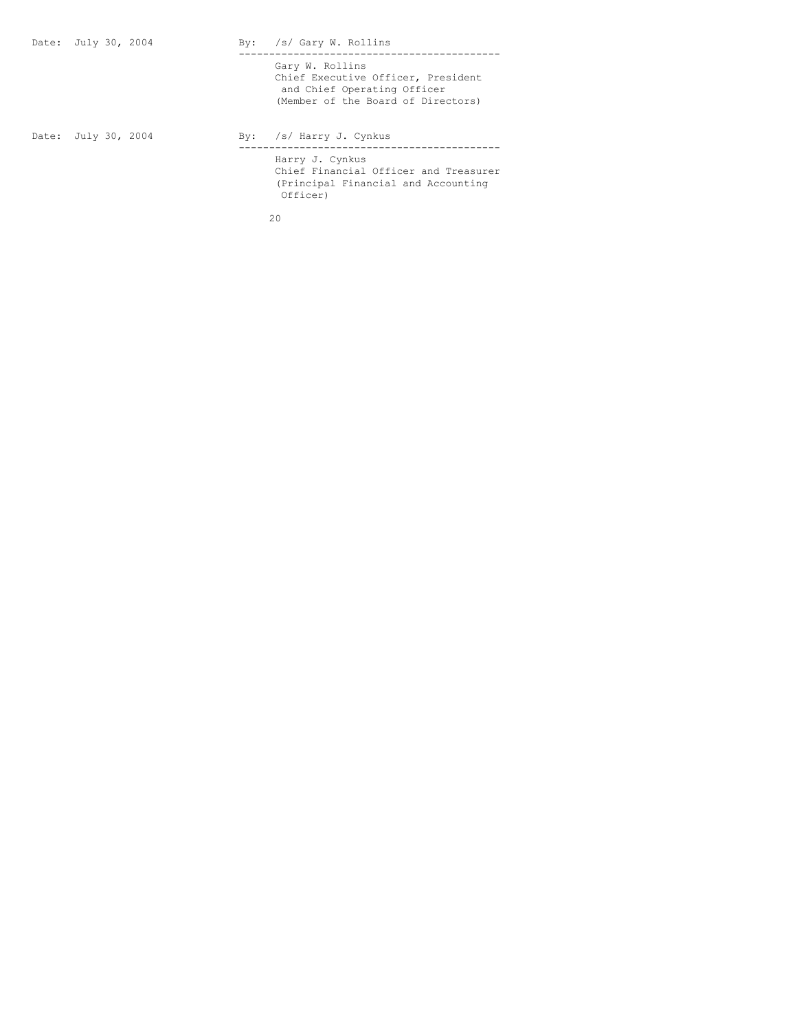Date: July 30, 2004

By: /s/ Gary W. Rollins

---

Gary W. Rollins
Chief Executive Officer, President
and Chief Operating Officer
(Member of the Board of Directors)

Date: July 30, 2004

By: /s/ Harry J. Cynkus

---

Harry J. Cynkus
Chief Financial Officer and Treasurer
(Principal Financial and Accounting
Officer)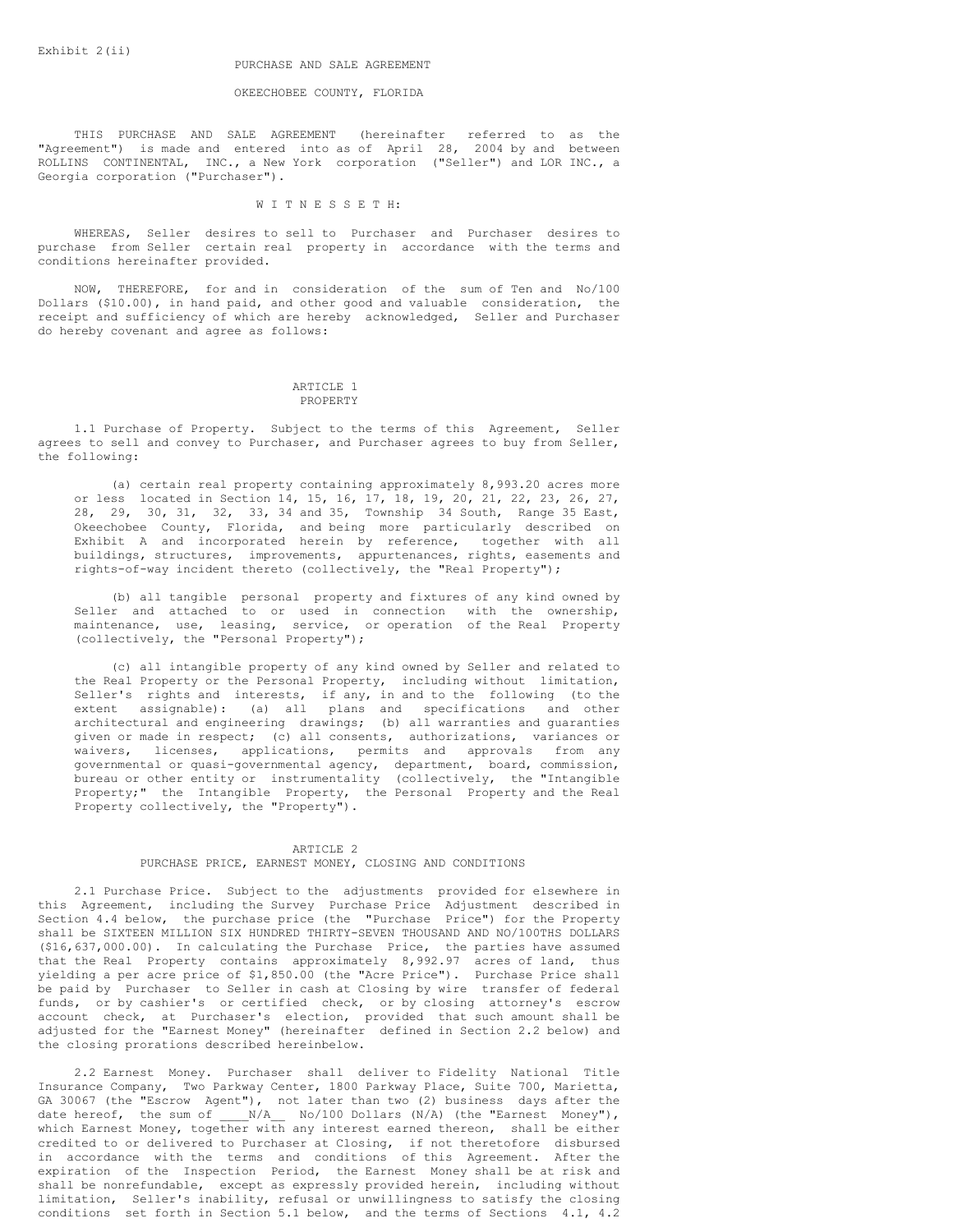Exhibit 2(ii)

PURCHASE AND SALE AGREEMENT

OKEECHOBEE COUNTY, FLORIDA

THIS PURCHASE AND SALE AGREEMENT (hereinafter referred to as the "Agreement") is made and entered into as of April 28, 2004 by and between ROLLINS CONTINENTAL, INC., a New York corporation ("Seller") and LOR INC., a Georgia corporation ("Purchaser").

W I T N E S S E T H:

WHEREAS, Seller desires to sell to Purchaser and Purchaser desires to purchase from Seller certain real property in accordance with the terms and conditions hereinafter provided.

NOW, THEREFORE, for and in consideration of the sum of Ten and No/100 Dollars ($10.00), in hand paid, and other good and valuable consideration, the receipt and sufficiency of which are hereby acknowledged, Seller and Purchaser do hereby covenant and agree as follows:

ARTICLE 1
PROPERTY

1.1 Purchase of Property. Subject to the terms of this Agreement, Seller agrees to sell and convey to Purchaser, and Purchaser agrees to buy from Seller, the following:

(a) certain real property containing approximately 8,993.20 acres more or less located in Section 14, 15, 16, 17, 18, 19, 20, 21, 22, 23, 26, 27, 28, 29, 30, 31, 32, 33, 34 and 35, Township 34 South, Range 35 East, Okeechobee County, Florida, and being more particularly described on Exhibit A and incorporated herein by reference, together with all buildings, structures, improvements, appurtenances, rights, easements and rights-of-way incident thereto (collectively, the "Real Property");

(b) all tangible personal property and fixtures of any kind owned by Seller and attached to or used in connection with the ownership, maintenance, use, leasing, service, or operation of the Real Property (collectively, the "Personal Property");

(c) all intangible property of any kind owned by Seller and related to the Real Property or the Personal Property, including without limitation, Seller's rights and interests, if any, in and to the following (to the extent assignable): (a) all plans and specifications and other architectural and engineering drawings; (b) all warranties and guaranties given or made in respect; (c) all consents, authorizations, variances or waivers, licenses, applications, permits and approvals from any governmental or quasi-governmental agency, department, board, commission, bureau or other entity or instrumentality (collectively, the "Intangible Property;" the Intangible Property, the Personal Property and the Real Property collectively, the "Property").

ARTICLE 2
PURCHASE PRICE, EARNEST MONEY, CLOSING AND CONDITIONS

2.1 Purchase Price. Subject to the adjustments provided for elsewhere in this Agreement, including the Survey Purchase Price Adjustment described in Section 4.4 below, the purchase price (the "Purchase Price") for the Property shall be SIXTEEN MILLION SIX HUNDRED THIRTY-SEVEN THOUSAND AND NO/100THS DOLLARS ($16,637,000.00). In calculating the Purchase Price, the parties have assumed that the Real Property contains approximately 8,992.97 acres of land, thus yielding a per acre price of $1,850.00 (the "Acre Price"). Purchase Price shall be paid by Purchaser to Seller in cash at Closing by wire transfer of federal funds, or by cashier's or certified check, or by closing attorney's escrow account check, at Purchaser's election, provided that such amount shall be adjusted for the "Earnest Money" (hereinafter defined in Section 2.2 below) and the closing prorations described hereinbelow.

2.2 Earnest Money. Purchaser shall deliver to Fidelity National Title Insurance Company, Two Parkway Center, 1800 Parkway Place, Suite 700, Marietta, GA 30067 (the "Escrow Agent"), not later than two (2) business days after the date hereof, the sum of ____N/A__ No/100 Dollars (N/A) (the "Earnest Money"), which Earnest Money, together with any interest earned thereon, shall be either credited to or delivered to Purchaser at Closing, if not theretofore disbursed in accordance with the terms and conditions of this Agreement. After the expiration of the Inspection Period, the Earnest Money shall be at risk and shall be nonrefundable, except as expressly provided herein, including without limitation, Seller's inability, refusal or unwillingness to satisfy the closing conditions set forth in Section 5.1 below, and the terms of Sections 4.1, 4.2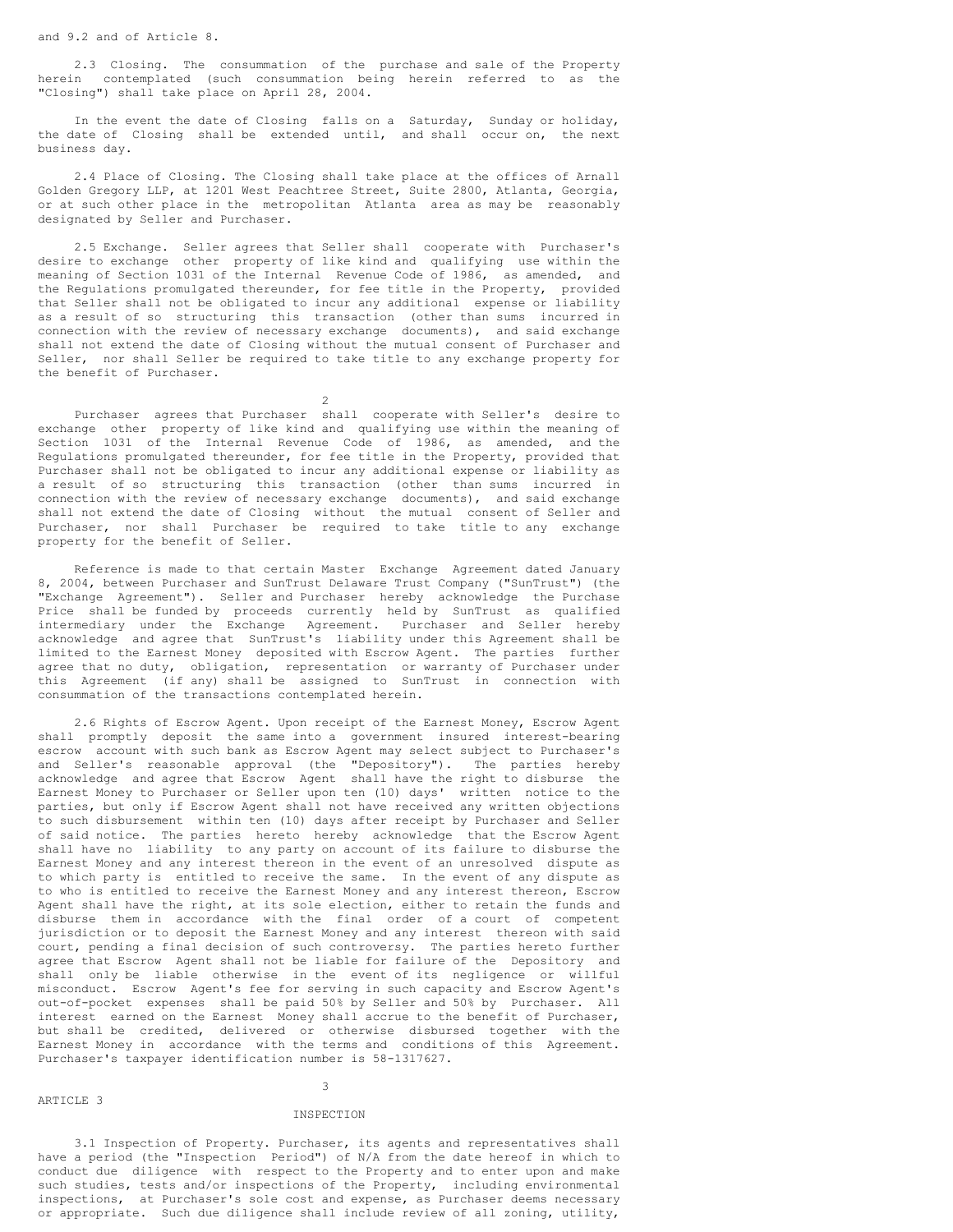and 9.2 and of Article 8.

2.3 Closing. The consummation of the purchase and sale of the Property herein contemplated (such consummation being herein referred to as the "Closing") shall take place on April 28, 2004.

In the event the date of Closing falls on a Saturday, Sunday or holiday, the date of Closing shall be extended until, and shall occur on, the next business day.

2.4 Place of Closing. The Closing shall take place at the offices of Arnall Golden Gregory LLP, at 1201 West Peachtree Street, Suite 2800, Atlanta, Georgia, or at such other place in the metropolitan Atlanta area as may be reasonably designated by Seller and Purchaser.

2.5 Exchange. Seller agrees that Seller shall cooperate with Purchaser's desire to exchange other property of like kind and qualifying use within the meaning of Section 1031 of the Internal Revenue Code of 1986, as amended, and the Regulations promulgated thereunder, for fee title in the Property, provided that Seller shall not be obligated to incur any additional expense or liability as a result of so structuring this transaction (other than sums incurred in connection with the review of necessary exchange documents), and said exchange shall not extend the date of Closing without the mutual consent of Purchaser and Seller, nor shall Seller be required to take title to any exchange property for the benefit of Purchaser.

Purchaser agrees that Purchaser shall cooperate with Seller's desire to exchange other property of like kind and qualifying use within the meaning of Section 1031 of the Internal Revenue Code of 1986, as amended, and the Regulations promulgated thereunder, for fee title in the Property, provided that Purchaser shall not be obligated to incur any additional expense or liability as a result of so structuring this transaction (other than sums incurred in connection with the review of necessary exchange documents), and said exchange shall not extend the date of Closing without the mutual consent of Seller and Purchaser, nor shall Purchaser be required to take title to any exchange property for the benefit of Seller.

Reference is made to that certain Master Exchange Agreement dated January 8, 2004, between Purchaser and SunTrust Delaware Trust Company ("SunTrust") (the "Exchange Agreement"). Seller and Purchaser hereby acknowledge the Purchase Price shall be funded by proceeds currently held by SunTrust as qualified intermediary under the Exchange Agreement. Purchaser and Seller hereby acknowledge and agree that SunTrust's liability under this Agreement shall be limited to the Earnest Money deposited with Escrow Agent. The parties further agree that no duty, obligation, representation or warranty of Purchaser under this Agreement (if any) shall be assigned to SunTrust in connection with consummation of the transactions contemplated herein.

2.6 Rights of Escrow Agent. Upon receipt of the Earnest Money, Escrow Agent shall promptly deposit the same into a government insured interest-bearing escrow account with such bank as Escrow Agent may select subject to Purchaser's and Seller's reasonable approval (the "Depository"). The parties hereby acknowledge and agree that Escrow Agent shall have the right to disburse the Earnest Money to Purchaser or Seller upon ten (10) days' written notice to the parties, but only if Escrow Agent shall not have received any written objections to such disbursement within ten (10) days after receipt by Purchaser and Seller of said notice. The parties hereto hereby acknowledge that the Escrow Agent shall have no liability to any party on account of its failure to disburse the Earnest Money and any interest thereon in the event of an unresolved dispute as to which party is entitled to receive the same. In the event of any dispute as to who is entitled to receive the Earnest Money and any interest thereon, Escrow Agent shall have the right, at its sole election, either to retain the funds and disburse them in accordance with the final order of a court of competent jurisdiction or to deposit the Earnest Money and any interest thereon with said court, pending a final decision of such controversy. The parties hereto further agree that Escrow Agent shall not be liable for failure of the Depository and shall only be liable otherwise in the event of its negligence or willful misconduct. Escrow Agent's fee for serving in such capacity and Escrow Agent's out-of-pocket expenses shall be paid 50% by Seller and 50% by Purchaser. All interest earned on the Earnest Money shall accrue to the benefit of Purchaser, but shall be credited, delivered or otherwise disbursed together with the Earnest Money in accordance with the terms and conditions of this Agreement. Purchaser's taxpayer identification number is 58-1317627.

## ARTICLE 3

## INSPECTION

3.1 Inspection of Property. Purchaser, its agents and representatives shall have a period (the "Inspection Period") of N/A from the date hereof in which to conduct due diligence with respect to the Property and to enter upon and make such studies, tests and/or inspections of the Property, including environmental inspections, at Purchaser's sole cost and expense, as Purchaser deems necessary or appropriate. Such due diligence shall include review of all zoning, utility,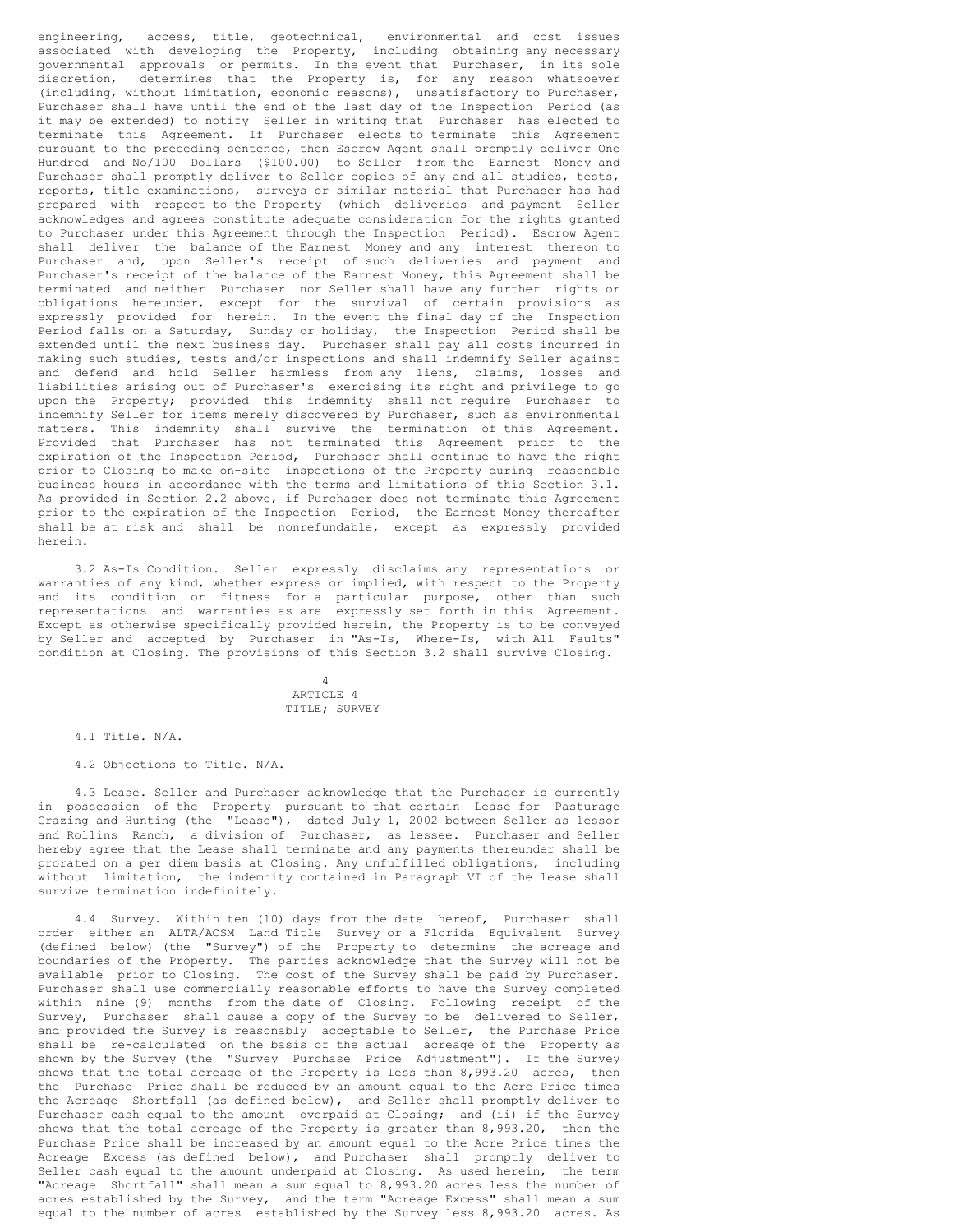engineering, access, title, geotechnical, environmental and cost issues associated with developing the Property, including obtaining any necessary governmental approvals or permits. In the event that Purchaser, in its sole discretion, determines that the Property is, for any reason whatsoever (including, without limitation, economic reasons), unsatisfactory to Purchaser, Purchaser shall have until the end of the last day of the Inspection Period (as it may be extended) to notify Seller in writing that Purchaser has elected to terminate this Agreement. If Purchaser elects to terminate this Agreement pursuant to the preceding sentence, then Escrow Agent shall promptly deliver One Hundred and No/100 Dollars ($100.00) to Seller from the Earnest Money and Purchaser shall promptly deliver to Seller copies of any and all studies, tests, reports, title examinations, surveys or similar material that Purchaser has had prepared with respect to the Property (which deliveries and payment Seller acknowledges and agrees constitute adequate consideration for the rights granted to Purchaser under this Agreement through the Inspection Period). Escrow Agent shall deliver the balance of the Earnest Money and any interest thereon to Purchaser and, upon Seller's receipt of such deliveries and payment and Purchaser's receipt of the balance of the Earnest Money, this Agreement shall be terminated and neither Purchaser nor Seller shall have any further rights or obligations hereunder, except for the survival of certain provisions as expressly provided for herein. In the event the final day of the Inspection Period falls on a Saturday, Sunday or holiday, the Inspection Period shall be extended until the next business day. Purchaser shall pay all costs incurred in making such studies, tests and/or inspections and shall indemnify Seller against and defend and hold Seller harmless from any liens, claims, losses and liabilities arising out of Purchaser's exercising its right and privilege to go upon the Property; provided this indemnity shall not require Purchaser to indemnify Seller for items merely discovered by Purchaser, such as environmental matters. This indemnity shall survive the termination of this Agreement. Provided that Purchaser has not terminated this Agreement prior to the expiration of the Inspection Period, Purchaser shall continue to have the right prior to Closing to make on-site inspections of the Property during reasonable business hours in accordance with the terms and limitations of this Section 3.1. As provided in Section 2.2 above, if Purchaser does not terminate this Agreement prior to the expiration of the Inspection Period, the Earnest Money thereafter shall be at risk and shall be nonrefundable, except as expressly provided herein.

3.2 As-Is Condition. Seller expressly disclaims any representations or warranties of any kind, whether express or implied, with respect to the Property and its condition or fitness for a particular purpose, other than such representations and warranties as are expressly set forth in this Agreement. Except as otherwise specifically provided herein, the Property is to be conveyed by Seller and accepted by Purchaser in "As-Is, Where-Is, with All Faults" condition at Closing. The provisions of this Section 3.2 shall survive Closing.

## ARTICLE 4
## TITLE; SURVEY

4.1 Title. N/A.

4.2 Objections to Title. N/A.

4.3 Lease. Seller and Purchaser acknowledge that the Purchaser is currently in possession of the Property pursuant to that certain Lease for Pasturage Grazing and Hunting (the "Lease"), dated July 1, 2002 between Seller as lessor and Rollins Ranch, a division of Purchaser, as lessee. Purchaser and Seller hereby agree that the Lease shall terminate and any payments thereunder shall be prorated on a per diem basis at Closing. Any unfulfilled obligations, including without limitation, the indemnity contained in Paragraph VI of the lease shall survive termination indefinitely.

4.4 Survey. Within ten (10) days from the date hereof, Purchaser shall order either an ALTA/ACSM Land Title Survey or a Florida Equivalent Survey (defined below) (the "Survey") of the Property to determine the acreage and boundaries of the Property. The parties acknowledge that the Survey will not be available prior to Closing. The cost of the Survey shall be paid by Purchaser. Purchaser shall use commercially reasonable efforts to have the Survey completed within nine (9) months from the date of Closing. Following receipt of the Survey, Purchaser shall cause a copy of the Survey to be delivered to Seller, and provided the Survey is reasonably acceptable to Seller, the Purchase Price shall be re-calculated on the basis of the actual acreage of the Property as shown by the Survey (the "Survey Purchase Price Adjustment"). If the Survey shows that the total acreage of the Property is less than 8,993.20 acres, then the Purchase Price shall be reduced by an amount equal to the Acre Price times the Acreage Shortfall (as defined below), and Seller shall promptly deliver to Purchaser cash equal to the amount overpaid at Closing; and (ii) if the Survey shows that the total acreage of the Property is greater than 8,993.20, then the Purchase Price shall be increased by an amount equal to the Acre Price times the Acreage Excess (as defined below), and Purchaser shall promptly deliver to Seller cash equal to the amount underpaid at Closing. As used herein, the term "Acreage Shortfall" shall mean a sum equal to 8,993.20 acres less the number of acres established by the Survey, and the term "Acreage Excess" shall mean a sum equal to the number of acres established by the Survey less 8,993.20 acres. As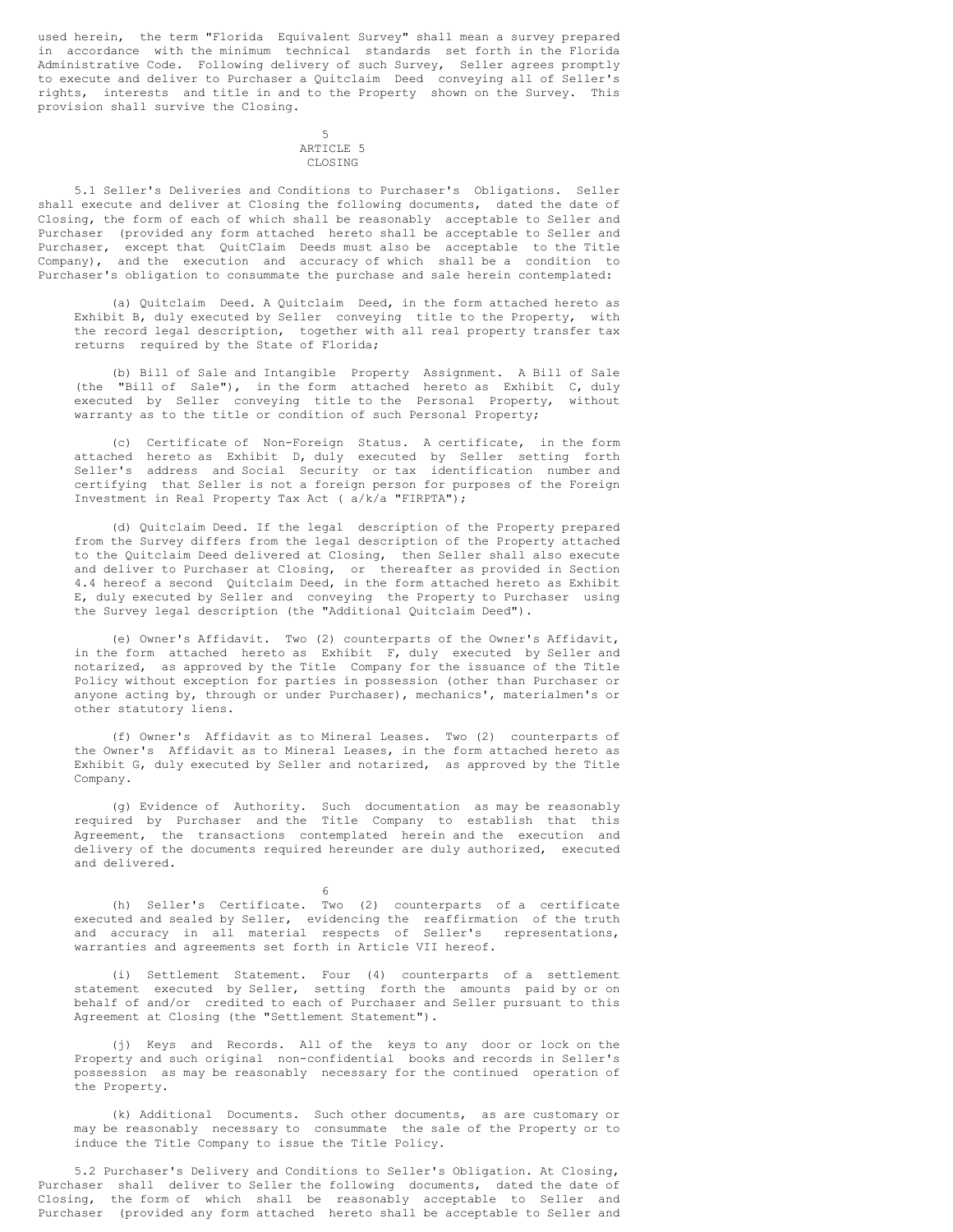used herein, the term "Florida Equivalent Survey" shall mean a survey prepared in accordance with the minimum technical standards set forth in the Florida Administrative Code. Following delivery of such Survey, Seller agrees promptly to execute and deliver to Purchaser a Quitclaim Deed conveying all of Seller's rights, interests and title in and to the Property shown on the Survey. This provision shall survive the Closing.

## ARTICLE 5
## CLOSING

5.1 Seller's Deliveries and Conditions to Purchaser's Obligations. Seller shall execute and deliver at Closing the following documents, dated the date of Closing, the form of each of which shall be reasonably acceptable to Seller and Purchaser (provided any form attached hereto shall be acceptable to Seller and Purchaser, except that QuitClaim Deeds must also be acceptable to the Title Company), and the execution and accuracy of which shall be a condition to Purchaser's obligation to consummate the purchase and sale herein contemplated:

(a) Quitclaim Deed. A Quitclaim Deed, in the form attached hereto as Exhibit B, duly executed by Seller conveying title to the Property, with the record legal description, together with all real property transfer tax returns required by the State of Florida;

(b) Bill of Sale and Intangible Property Assignment. A Bill of Sale (the "Bill of Sale"), in the form attached hereto as Exhibit C, duly executed by Seller conveying title to the Personal Property, without warranty as to the title or condition of such Personal Property;

(c) Certificate of Non-Foreign Status. A certificate, in the form attached hereto as Exhibit D, duly executed by Seller setting forth Seller's address and Social Security or tax identification number and certifying that Seller is not a foreign person for purposes of the Foreign Investment in Real Property Tax Act ( a/k/a "FIRPTA");

(d) Quitclaim Deed. If the legal description of the Property prepared from the Survey differs from the legal description of the Property attached to the Quitclaim Deed delivered at Closing, then Seller shall also execute and deliver to Purchaser at Closing, or thereafter as provided in Section 4.4 hereof a second Quitclaim Deed, in the form attached hereto as Exhibit E, duly executed by Seller and conveying the Property to Purchaser using the Survey legal description (the "Additional Quitclaim Deed").

(e) Owner's Affidavit. Two (2) counterparts of the Owner's Affidavit, in the form attached hereto as Exhibit F, duly executed by Seller and notarized, as approved by the Title Company for the issuance of the Title Policy without exception for parties in possession (other than Purchaser or anyone acting by, through or under Purchaser), mechanics', materialmen's or other statutory liens.

(f) Owner's Affidavit as to Mineral Leases. Two (2) counterparts of the Owner's Affidavit as to Mineral Leases, in the form attached hereto as Exhibit G, duly executed by Seller and notarized, as approved by the Title Company.

(g) Evidence of Authority. Such documentation as may be reasonably required by Purchaser and the Title Company to establish that this Agreement, the transactions contemplated herein and the execution and delivery of the documents required hereunder are duly authorized, executed and delivered.

(h) Seller's Certificate. Two (2) counterparts of a certificate executed and sealed by Seller, evidencing the reaffirmation of the truth and accuracy in all material respects of Seller's representations, warranties and agreements set forth in Article VII hereof.

(i) Settlement Statement. Four (4) counterparts of a settlement statement executed by Seller, setting forth the amounts paid by or on behalf of and/or credited to each of Purchaser and Seller pursuant to this Agreement at Closing (the "Settlement Statement").

(j) Keys and Records. All of the keys to any door or lock on the Property and such original non-confidential books and records in Seller's possession as may be reasonably necessary for the continued operation of the Property.

(k) Additional Documents. Such other documents, as are customary or may be reasonably necessary to consummate the sale of the Property or to induce the Title Company to issue the Title Policy.

5.2 Purchaser's Delivery and Conditions to Seller's Obligation. At Closing, Purchaser shall deliver to Seller the following documents, dated the date of Closing, the form of which shall be reasonably acceptable to Seller and Purchaser (provided any form attached hereto shall be acceptable to Seller and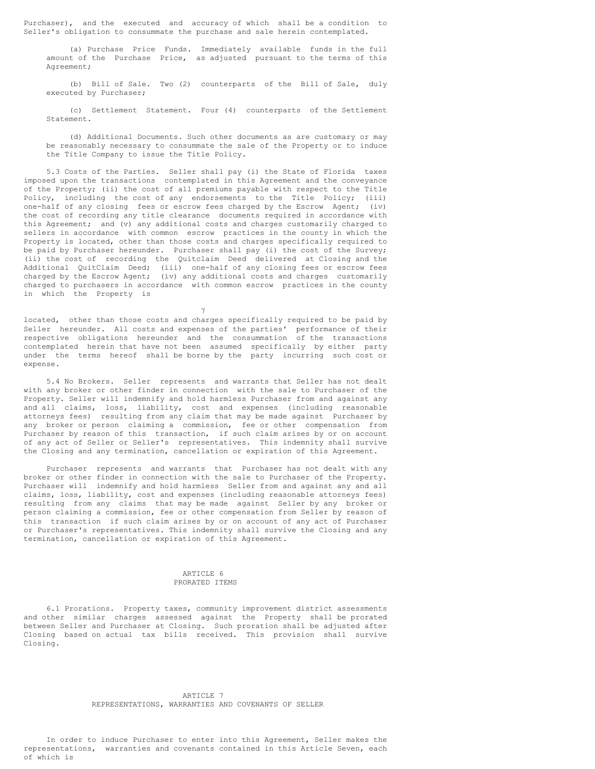Purchaser), and the executed and accuracy of which shall be a condition to Seller's obligation to consummate the purchase and sale herein contemplated.

(a) Purchase Price Funds. Immediately available funds in the full amount of the Purchase Price, as adjusted pursuant to the terms of this Agreement;

(b) Bill of Sale. Two (2) counterparts of the Bill of Sale, duly executed by Purchaser;

(c) Settlement Statement. Four (4) counterparts of the Settlement Statement.

(d) Additional Documents. Such other documents as are customary or may be reasonably necessary to consummate the sale of the Property or to induce the Title Company to issue the Title Policy.

5.3 Costs of the Parties. Seller shall pay (i) the State of Florida taxes imposed upon the transactions contemplated in this Agreement and the conveyance of the Property; (ii) the cost of all premiums payable with respect to the Title Policy, including the cost of any endorsements to the Title Policy; (iii) one-half of any closing fees or escrow fees charged by the Escrow Agent; (iv) the cost of recording any title clearance documents required in accordance with this Agreement; and (v) any additional costs and charges customarily charged to sellers in accordance with common escrow practices in the county in which the Property is located, other than those costs and charges specifically required to be paid by Purchaser hereunder. Purchaser shall pay (i) the cost of the Survey; (ii) the cost of recording the Quitclaim Deed delivered at Closing and the Additional QuitClaim Deed; (iii) one-half of any closing fees or escrow fees charged by the Escrow Agent; (iv) any additional costs and charges customarily charged to purchasers in accordance with common escrow practices in the county in which the Property is located, other than those costs and charges specifically required to be paid by Seller hereunder. All costs and expenses of the parties' performance of their respective obligations hereunder and the consummation of the transactions contemplated herein that have not been assumed specifically by either party under the terms hereof shall be borne by the party incurring such cost or expense.

5.4 No Brokers. Seller represents and warrants that Seller has not dealt with any broker or other finder in connection with the sale to Purchaser of the Property. Seller will indemnify and hold harmless Purchaser from and against any and all claims, loss, liability, cost and expenses (including reasonable attorneys fees) resulting from any claim that may be made against Purchaser by any broker or person claiming a commission, fee or other compensation from Purchaser by reason of this transaction, if such claim arises by or on account of any act of Seller or Seller's representatives. This indemnity shall survive the Closing and any termination, cancellation or expiration of this Agreement.

Purchaser represents and warrants that Purchaser has not dealt with any broker or other finder in connection with the sale to Purchaser of the Property. Purchaser will indemnify and hold harmless Seller from and against any and all claims, loss, liability, cost and expenses (including reasonable attorneys fees) resulting from any claims that may be made against Seller by any broker or person claiming a commission, fee or other compensation from Seller by reason of this transaction if such claim arises by or on account of any act of Purchaser or Purchaser's representatives. This indemnity shall survive the Closing and any termination, cancellation or expiration of this Agreement.

## ARTICLE 6
## PRORATED ITEMS

6.1 Prorations. Property taxes, community improvement district assessments and other similar charges assessed against the Property shall be prorated between Seller and Purchaser at Closing. Such proration shall be adjusted after Closing based on actual tax bills received. This provision shall survive Closing.

## ARTICLE 7
## REPRESENTATIONS, WARRANTIES AND COVENANTS OF SELLER

In order to induce Purchaser to enter into this Agreement, Seller makes the representations, warranties and covenants contained in this Article Seven, each of which is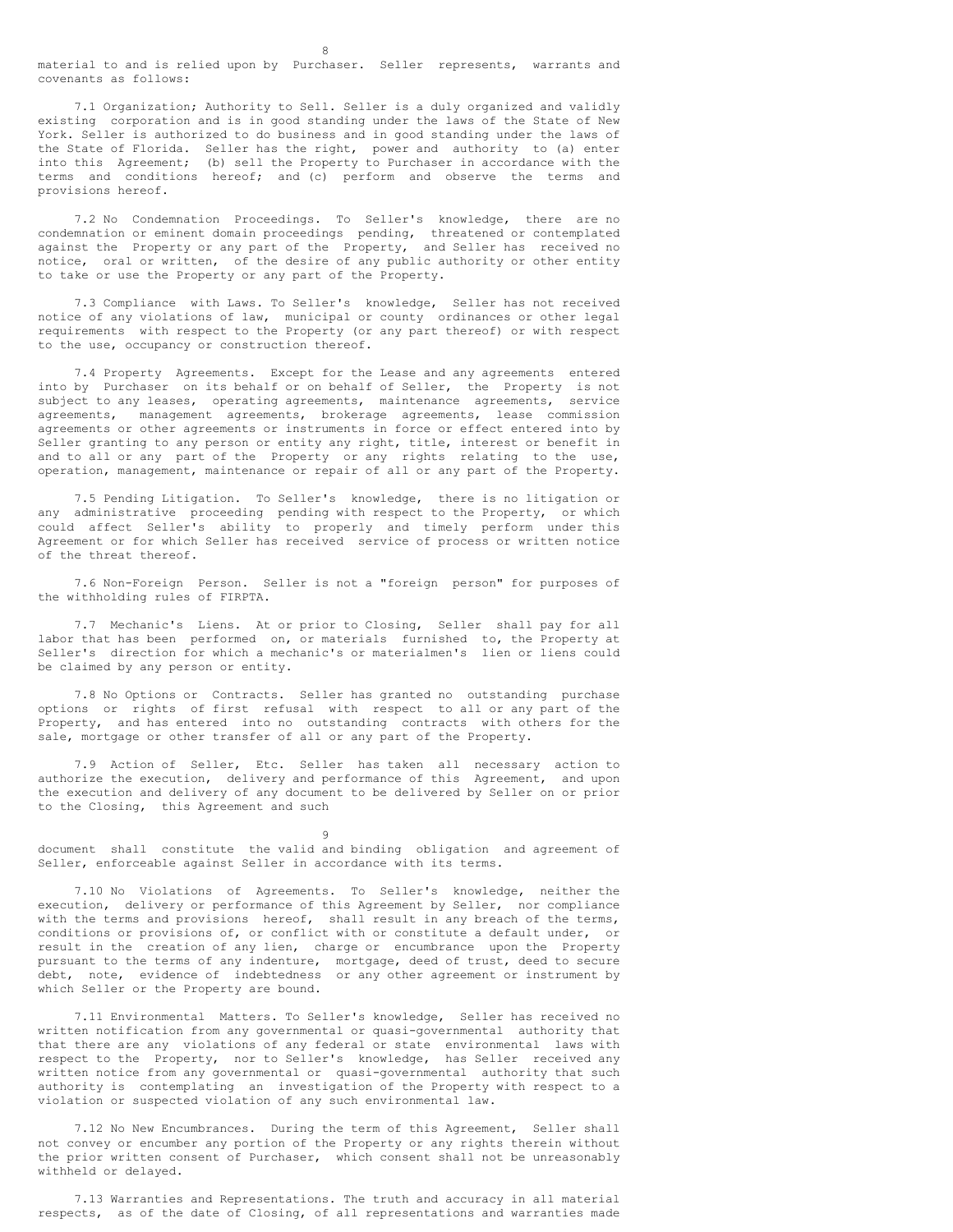material to and is relied upon by Purchaser. Seller represents, warrants and covenants as follows:

7.1 Organization; Authority to Sell. Seller is a duly organized and validly existing corporation and is in good standing under the laws of the State of New York. Seller is authorized to do business and in good standing under the laws of the State of Florida. Seller has the right, power and authority to (a) enter into this Agreement; (b) sell the Property to Purchaser in accordance with the terms and conditions hereof; and (c) perform and observe the terms and provisions hereof.

7.2 No Condemnation Proceedings. To Seller's knowledge, there are no condemnation or eminent domain proceedings pending, threatened or contemplated against the Property or any part of the Property, and Seller has received no notice, oral or written, of the desire of any public authority or other entity to take or use the Property or any part of the Property.

7.3 Compliance with Laws. To Seller's knowledge, Seller has not received notice of any violations of law, municipal or county ordinances or other legal requirements with respect to the Property (or any part thereof) or with respect to the use, occupancy or construction thereof.

7.4 Property Agreements. Except for the Lease and any agreements entered into by Purchaser on its behalf or on behalf of Seller, the Property is not subject to any leases, operating agreements, maintenance agreements, service agreements, management agreements, brokerage agreements, lease commission agreements or other agreements or instruments in force or effect entered into by Seller granting to any person or entity any right, title, interest or benefit in and to all or any part of the Property or any rights relating to the use, operation, management, maintenance or repair of all or any part of the Property.

7.5 Pending Litigation. To Seller's knowledge, there is no litigation or any administrative proceeding pending with respect to the Property, or which could affect Seller's ability to properly and timely perform under this Agreement or for which Seller has received service of process or written notice of the threat thereof.

7.6 Non-Foreign Person. Seller is not a "foreign person" for purposes of the withholding rules of FIRPTA.

7.7 Mechanic's Liens. At or prior to Closing, Seller shall pay for all labor that has been performed on, or materials furnished to, the Property at Seller's direction for which a mechanic's or materialmen's lien or liens could be claimed by any person or entity.

7.8 No Options or Contracts. Seller has granted no outstanding purchase options or rights of first refusal with respect to all or any part of the Property, and has entered into no outstanding contracts with others for the sale, mortgage or other transfer of all or any part of the Property.

7.9 Action of Seller, Etc. Seller has taken all necessary action to authorize the execution, delivery and performance of this Agreement, and upon the execution and delivery of any document to be delivered by Seller on or prior to the Closing, this Agreement and such document shall constitute the valid and binding obligation and agreement of Seller, enforceable against Seller in accordance with its terms.

7.10 No Violations of Agreements. To Seller's knowledge, neither the execution, delivery or performance of this Agreement by Seller, nor compliance with the terms and provisions hereof, shall result in any breach of the terms, conditions or provisions of, or conflict with or constitute a default under, or result in the creation of any lien, charge or encumbrance upon the Property pursuant to the terms of any indenture, mortgage, deed of trust, deed to secure debt, note, evidence of indebtedness or any other agreement or instrument by which Seller or the Property are bound.

7.11 Environmental Matters. To Seller's knowledge, Seller has received no written notification from any governmental or quasi-governmental authority that that there are any violations of any federal or state environmental laws with respect to the Property, nor to Seller's knowledge, has Seller received any written notice from any governmental or quasi-governmental authority that such authority is contemplating an investigation of the Property with respect to a violation or suspected violation of any such environmental law.

7.12 No New Encumbrances. During the term of this Agreement, Seller shall not convey or encumber any portion of the Property or any rights therein without the prior written consent of Purchaser, which consent shall not be unreasonably withheld or delayed.

7.13 Warranties and Representations. The truth and accuracy in all material respects, as of the date of Closing, of all representations and warranties made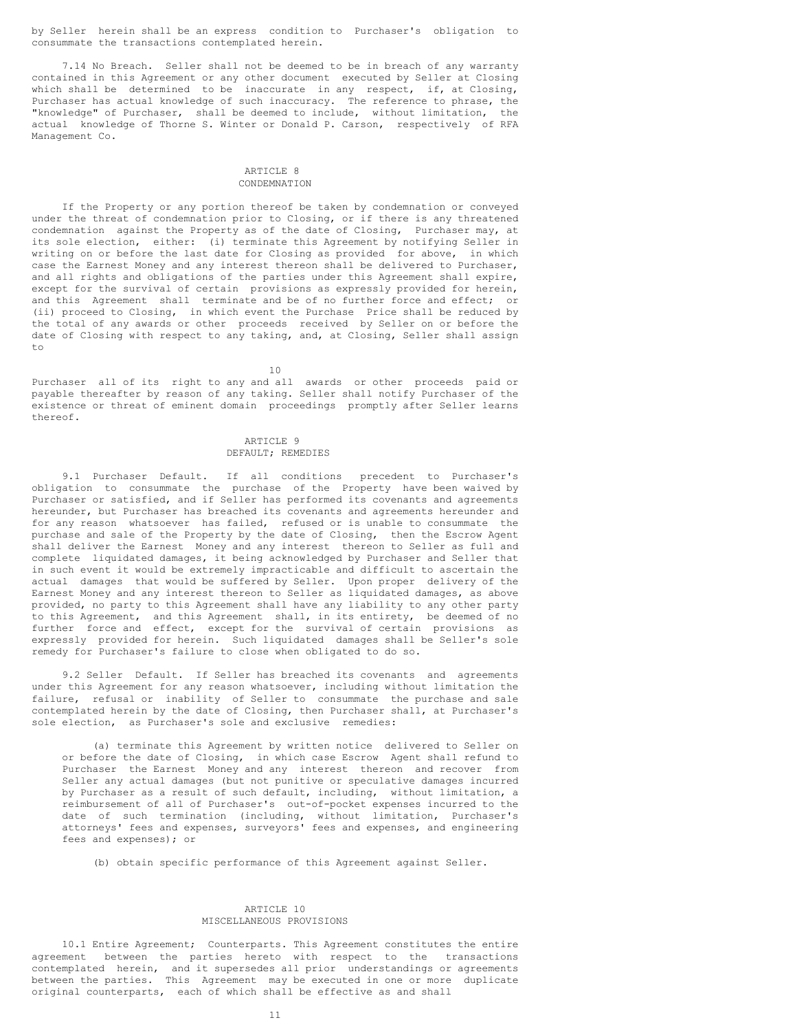by Seller herein shall be an express condition to Purchaser's obligation to consummate the transactions contemplated herein.

7.14 No Breach. Seller shall not be deemed to be in breach of any warranty contained in this Agreement or any other document executed by Seller at Closing which shall be determined to be inaccurate in any respect, if, at Closing, Purchaser has actual knowledge of such inaccuracy. The reference to phrase, the "knowledge" of Purchaser, shall be deemed to include, without limitation, the actual knowledge of Thorne S. Winter or Donald P. Carson, respectively of RFA Management Co.

## ARTICLE 8
## CONDEMNATION

If the Property or any portion thereof be taken by condemnation or conveyed under the threat of condemnation prior to Closing, or if there is any threatened condemnation against the Property as of the date of Closing, Purchaser may, at its sole election, either: (i) terminate this Agreement by notifying Seller in writing on or before the last date for Closing as provided for above, in which case the Earnest Money and any interest thereon shall be delivered to Purchaser, and all rights and obligations of the parties under this Agreement shall expire, except for the survival of certain provisions as expressly provided for herein, and this Agreement shall terminate and be of no further force and effect; or (ii) proceed to Closing, in which event the Purchase Price shall be reduced by the total of any awards or other proceeds received by Seller on or before the date of Closing with respect to any taking, and, at Closing, Seller shall assign to Purchaser all of its right to any and all awards or other proceeds paid or payable thereafter by reason of any taking. Seller shall notify Purchaser of the existence or threat of eminent domain proceedings promptly after Seller learns thereof.

## ARTICLE 9
## DEFAULT; REMEDIES

9.1 Purchaser Default. If all conditions precedent to Purchaser's obligation to consummate the purchase of the Property have been waived by Purchaser or satisfied, and if Seller has performed its covenants and agreements hereunder, but Purchaser has breached its covenants and agreements hereunder and for any reason whatsoever has failed, refused or is unable to consummate the purchase and sale of the Property by the date of Closing, then the Escrow Agent shall deliver the Earnest Money and any interest thereon to Seller as full and complete liquidated damages, it being acknowledged by Purchaser and Seller that in such event it would be extremely impracticable and difficult to ascertain the actual damages that would be suffered by Seller. Upon proper delivery of the Earnest Money and any interest thereon to Seller as liquidated damages, as above provided, no party to this Agreement shall have any liability to any other party to this Agreement, and this Agreement shall, in its entirety, be deemed of no further force and effect, except for the survival of certain provisions as expressly provided for herein. Such liquidated damages shall be Seller's sole remedy for Purchaser's failure to close when obligated to do so.

9.2 Seller Default. If Seller has breached its covenants and agreements under this Agreement for any reason whatsoever, including without limitation the failure, refusal or inability of Seller to consummate the purchase and sale contemplated herein by the date of Closing, then Purchaser shall, at Purchaser's sole election, as Purchaser's sole and exclusive remedies:

(a) terminate this Agreement by written notice delivered to Seller on or before the date of Closing, in which case Escrow Agent shall refund to Purchaser the Earnest Money and any interest thereon and recover from Seller any actual damages (but not punitive or speculative damages incurred by Purchaser as a result of such default, including, without limitation, a reimbursement of all of Purchaser's out-of-pocket expenses incurred to the date of such termination (including, without limitation, Purchaser's attorneys' fees and expenses, surveyors' fees and expenses, and engineering fees and expenses); or

(b) obtain specific performance of this Agreement against Seller.

## ARTICLE 10
## MISCELLANEOUS PROVISIONS

10.1 Entire Agreement; Counterparts. This Agreement constitutes the entire agreement between the parties hereto with respect to the transactions contemplated herein, and it supersedes all prior understandings or agreements between the parties. This Agreement may be executed in one or more duplicate original counterparts, each of which shall be effective as and shall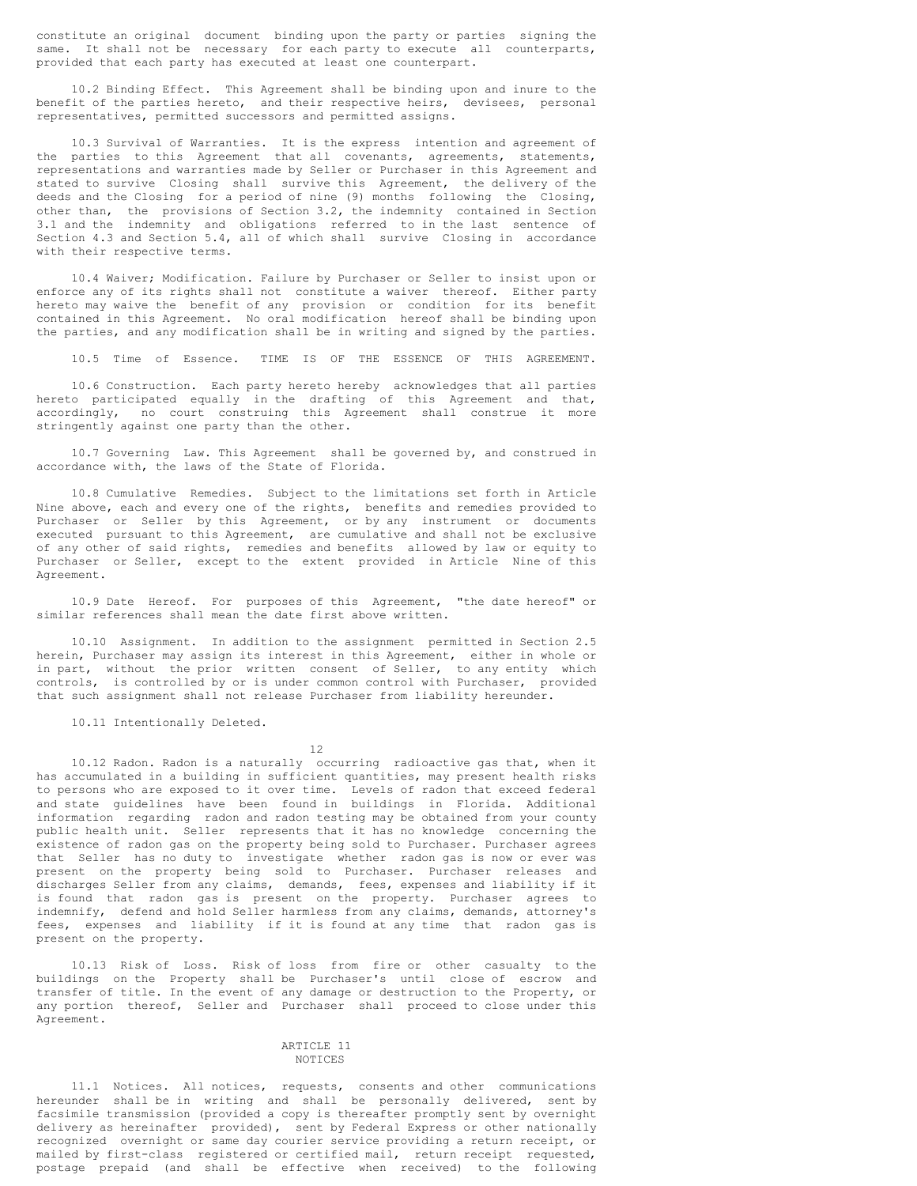constitute an original document binding upon the party or parties signing the same. It shall not be necessary for each party to execute all counterparts, provided that each party has executed at least one counterpart.

10.2 Binding Effect. This Agreement shall be binding upon and inure to the benefit of the parties hereto, and their respective heirs, devisees, personal representatives, permitted successors and permitted assigns.

10.3 Survival of Warranties. It is the express intention and agreement of the parties to this Agreement that all covenants, agreements, statements, representations and warranties made by Seller or Purchaser in this Agreement and stated to survive Closing shall survive this Agreement, the delivery of the deeds and the Closing for a period of nine (9) months following the Closing, other than, the provisions of Section 3.2, the indemnity contained in Section 3.1 and the indemnity and obligations referred to in the last sentence of Section 4.3 and Section 5.4, all of which shall survive Closing in accordance with their respective terms.

10.4 Waiver; Modification. Failure by Purchaser or Seller to insist upon or enforce any of its rights shall not constitute a waiver thereof. Either party hereto may waive the benefit of any provision or condition for its benefit contained in this Agreement. No oral modification hereof shall be binding upon the parties, and any modification shall be in writing and signed by the parties.

10.5 Time of Essence. TIME IS OF THE ESSENCE OF THIS AGREEMENT.

10.6 Construction. Each party hereto hereby acknowledges that all parties hereto participated equally in the drafting of this Agreement and that, accordingly, no court construing this Agreement shall construe it more stringently against one party than the other.

10.7 Governing Law. This Agreement shall be governed by, and construed in accordance with, the laws of the State of Florida.

10.8 Cumulative Remedies. Subject to the limitations set forth in Article Nine above, each and every one of the rights, benefits and remedies provided to Purchaser or Seller by this Agreement, or by any instrument or documents executed pursuant to this Agreement, are cumulative and shall not be exclusive of any other of said rights, remedies and benefits allowed by law or equity to Purchaser or Seller, except to the extent provided in Article Nine of this Agreement.

10.9 Date Hereof. For purposes of this Agreement, "the date hereof" or similar references shall mean the date first above written.

10.10 Assignment. In addition to the assignment permitted in Section 2.5 herein, Purchaser may assign its interest in this Agreement, either in whole or in part, without the prior written consent of Seller, to any entity which controls, is controlled by or is under common control with Purchaser, provided that such assignment shall not release Purchaser from liability hereunder.

10.11 Intentionally Deleted.

10.12 Radon. Radon is a naturally occurring radioactive gas that, when it has accumulated in a building in sufficient quantities, may present health risks to persons who are exposed to it over time. Levels of radon that exceed federal and state guidelines have been found in buildings in Florida. Additional information regarding radon and radon testing may be obtained from your county public health unit. Seller represents that it has no knowledge concerning the existence of radon gas on the property being sold to Purchaser. Purchaser agrees that Seller has no duty to investigate whether radon gas is now or ever was present on the property being sold to Purchaser. Purchaser releases and discharges Seller from any claims, demands, fees, expenses and liability if it is found that radon gas is present on the property. Purchaser agrees to indemnify, defend and hold Seller harmless from any claims, demands, attorney's fees, expenses and liability if it is found at any time that radon gas is present on the property.

10.13 Risk of Loss. Risk of loss from fire or other casualty to the buildings on the Property shall be Purchaser's until close of escrow and transfer of title. In the event of any damage or destruction to the Property, or any portion thereof, Seller and Purchaser shall proceed to close under this Agreement.

## ARTICLE 11
## NOTICES

11.1 Notices. All notices, requests, consents and other communications hereunder shall be in writing and shall be personally delivered, sent by facsimile transmission (provided a copy is thereafter promptly sent by overnight delivery as hereinafter provided), sent by Federal Express or other nationally recognized overnight or same day courier service providing a return receipt, or mailed by first-class registered or certified mail, return receipt requested, postage prepaid (and shall be effective when received) to the following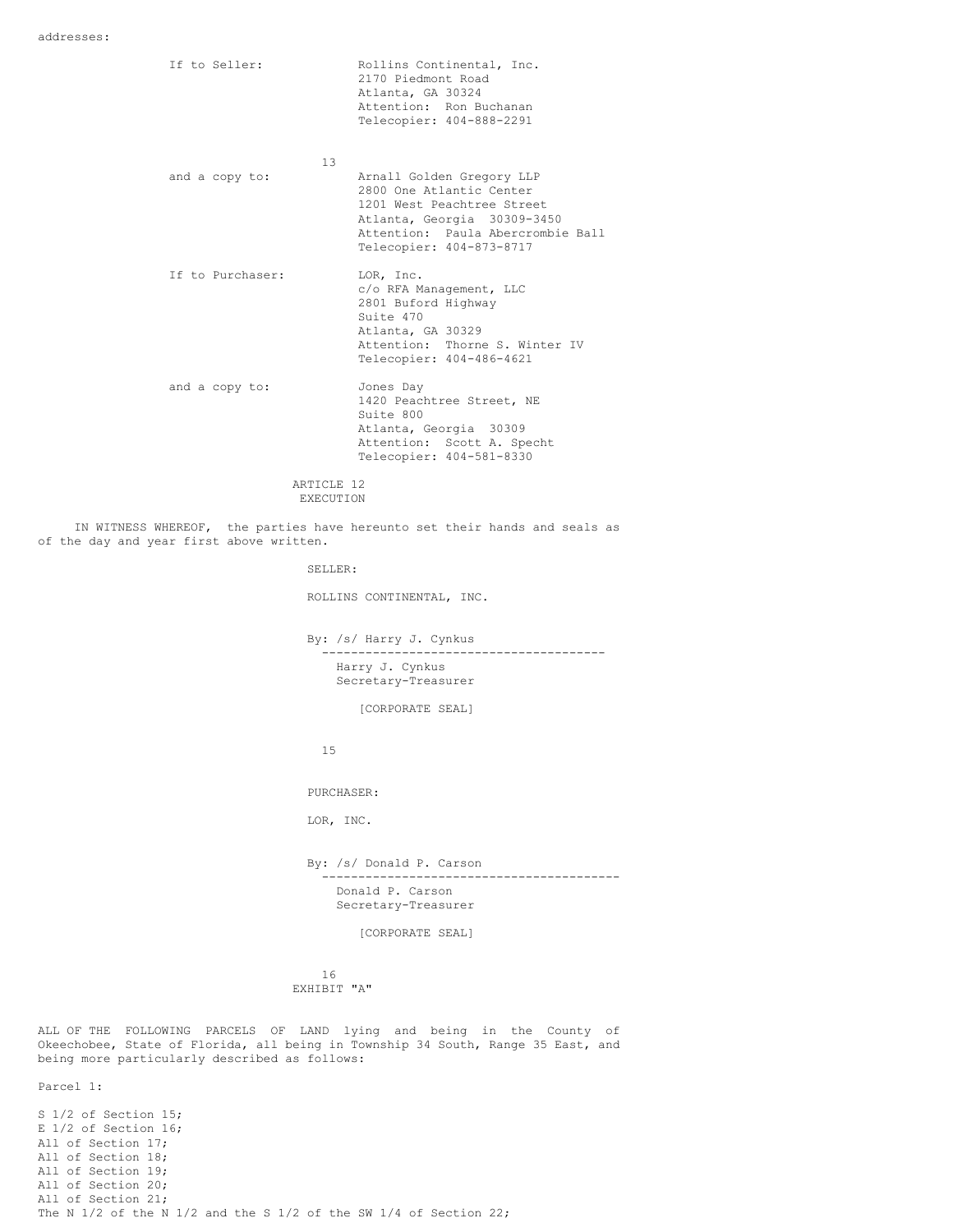addresses:

If to Seller:
Rollins Continental, Inc.
2170 Piedmont Road
Atlanta, GA 30324
Attention: Ron Buchanan
Telecopier: 404-888-2291

and a copy to:
Arnall Golden Gregory LLP
2800 One Atlantic Center
1201 West Peachtree Street
Atlanta, Georgia 30309-3450
Attention: Paula Abercrombie Ball
Telecopier: 404-873-8717

If to Purchaser:
LOR, Inc.
c/o RFA Management, LLC
2801 Buford Highway
Suite 470
Atlanta, GA 30329
Attention: Thorne S. Winter IV
Telecopier: 404-486-4621

and a copy to:
Jones Day
1420 Peachtree Street, NE
Suite 800
Atlanta, Georgia 30309
Attention: Scott A. Specht
Telecopier: 404-581-8330

## ARTICLE 12
## EXECUTION

IN WITNESS WHEREOF, the parties have hereunto set their hands and seals as of the day and year first above written.

SELLER:

ROLLINS CONTINENTAL, INC.

By: /s/ Harry J. Cynkus
Harry J. Cynkus
Secretary-Treasurer

[CORPORATE SEAL]

PURCHASER:

LOR, INC.

By: /s/ Donald P. Carson
Donald P. Carson
Secretary-Treasurer

[CORPORATE SEAL]

## EXHIBIT "A"

ALL OF THE FOLLOWING PARCELS OF LAND lying and being in the County of Okeechobee, State of Florida, all being in Township 34 South, Range 35 East, and being more particularly described as follows:

Parcel 1:

S 1/2 of Section 15;
E 1/2 of Section 16;
All of Section 17;
All of Section 18;
All of Section 19;
All of Section 20;
All of Section 21;
The N 1/2 of the N 1/2 and the S 1/2 of the SW 1/4 of Section 22;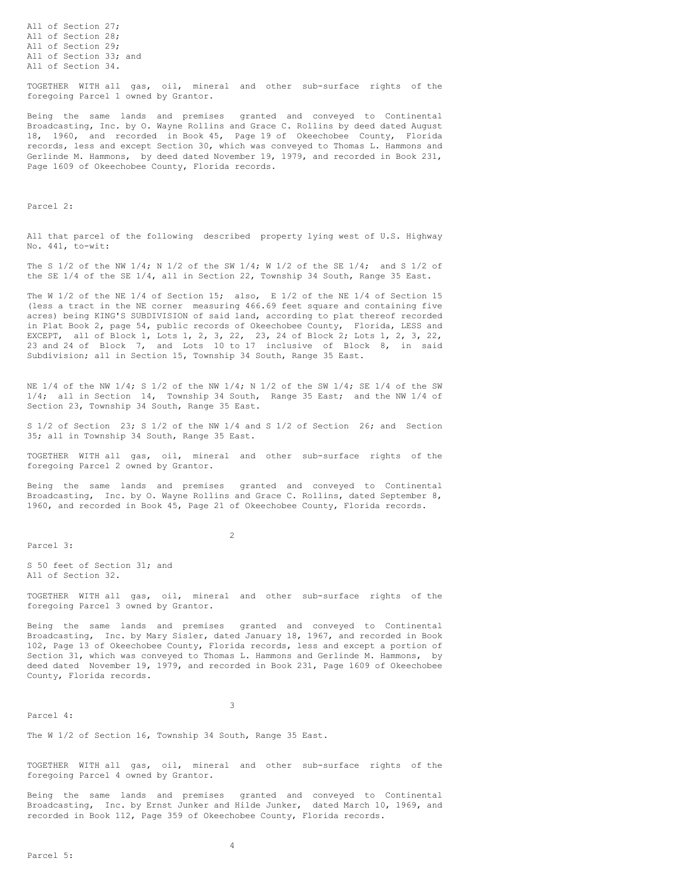All of Section 27;
All of Section 28;
All of Section 29;
All of Section 33; and
All of Section 34.

TOGETHER WITH all gas, oil, mineral and other sub-surface rights of the foregoing Parcel 1 owned by Grantor.

Being the same lands and premises granted and conveyed to Continental Broadcasting, Inc. by O. Wayne Rollins and Grace C. Rollins by deed dated August 18, 1960, and recorded in Book 45, Page 19 of Okeechobee County, Florida records, less and except Section 30, which was conveyed to Thomas L. Hammons and Gerlinde M. Hammons, by deed dated November 19, 1979, and recorded in Book 231, Page 1609 of Okeechobee County, Florida records.

Parcel 2:

All that parcel of the following described property lying west of U.S. Highway No. 441, to-wit:

The S 1/2 of the NW 1/4; N 1/2 of the SW 1/4; W 1/2 of the SE 1/4; and S 1/2 of the SE 1/4 of the SE 1/4, all in Section 22, Township 34 South, Range 35 East.

The W 1/2 of the NE 1/4 of Section 15; also, E 1/2 of the NE 1/4 of Section 15 (less a tract in the NE corner measuring 466.69 feet square and containing five acres) being KING'S SUBDIVISION of said land, according to plat thereof recorded in Plat Book 2, page 54, public records of Okeechobee County, Florida, LESS and EXCEPT, all of Block 1, Lots 1, 2, 3, 22, 23, 24 of Block 2; Lots 1, 2, 3, 22, 23 and 24 of Block 7, and Lots 10 to 17 inclusive of Block 8, in said Subdivision; all in Section 15, Township 34 South, Range 35 East.

NE 1/4 of the NW 1/4; S 1/2 of the NW 1/4; N 1/2 of the SW 1/4; SE 1/4 of the SW 1/4; all in Section 14, Township 34 South, Range 35 East; and the NW 1/4 of Section 23, Township 34 South, Range 35 East.

S 1/2 of Section 23; S 1/2 of the NW 1/4 and S 1/2 of Section 26; and Section 35; all in Township 34 South, Range 35 East.

TOGETHER WITH all gas, oil, mineral and other sub-surface rights of the foregoing Parcel 2 owned by Grantor.

Being the same lands and premises granted and conveyed to Continental Broadcasting, Inc. by O. Wayne Rollins and Grace C. Rollins, dated September 8, 1960, and recorded in Book 45, Page 21 of Okeechobee County, Florida records.

Parcel 3:

S 50 feet of Section 31; and
All of Section 32.

TOGETHER WITH all gas, oil, mineral and other sub-surface rights of the foregoing Parcel 3 owned by Grantor.

Being the same lands and premises granted and conveyed to Continental Broadcasting, Inc. by Mary Sisler, dated January 18, 1967, and recorded in Book 102, Page 13 of Okeechobee County, Florida records, less and except a portion of Section 31, which was conveyed to Thomas L. Hammons and Gerlinde M. Hammons, by deed dated November 19, 1979, and recorded in Book 231, Page 1609 of Okeechobee County, Florida records.

Parcel 4:

The W 1/2 of Section 16, Township 34 South, Range 35 East.

TOGETHER WITH all gas, oil, mineral and other sub-surface rights of the foregoing Parcel 4 owned by Grantor.

Being the same lands and premises granted and conveyed to Continental Broadcasting, Inc. by Ernst Junker and Hilde Junker, dated March 10, 1969, and recorded in Book 112, Page 359 of Okeechobee County, Florida records.

Parcel 5: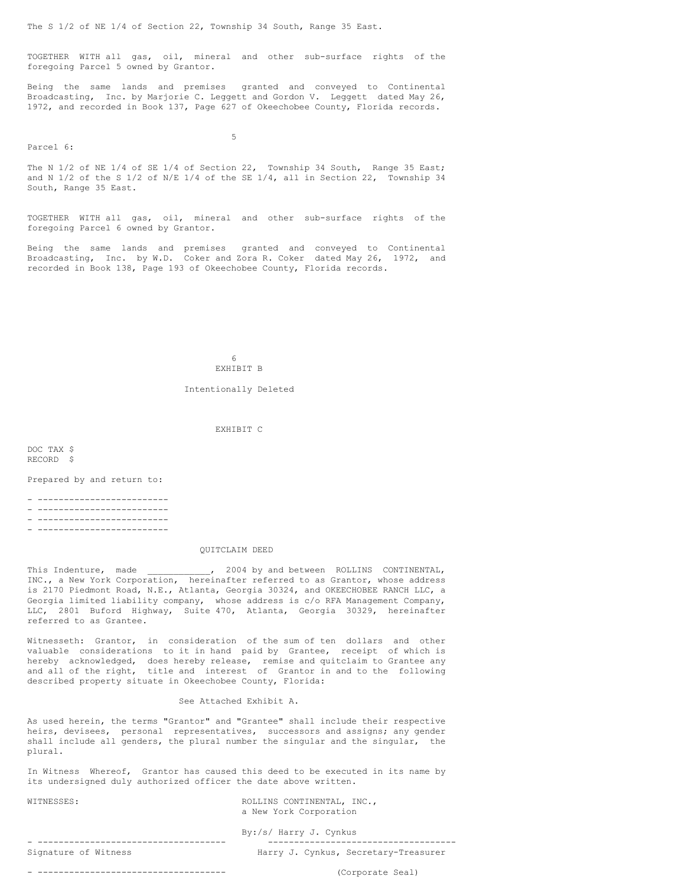The S 1/2 of NE 1/4 of Section 22, Township 34 South, Range 35 East.

TOGETHER WITH all gas, oil, mineral and other sub-surface rights of the foregoing Parcel 5 owned by Grantor.

Being the same lands and premises granted and conveyed to Continental Broadcasting, Inc. by Marjorie C. Leggett and Gordon V. Leggett dated May 26, 1972, and recorded in Book 137, Page 627 of Okeechobee County, Florida records.

Parcel 6:

The N 1/2 of NE 1/4 of SE 1/4 of Section 22, Township 34 South, Range 35 East; and N 1/2 of the S 1/2 of N/E 1/4 of the SE 1/4, all in Section 22, Township 34 South, Range 35 East.

TOGETHER WITH all gas, oil, mineral and other sub-surface rights of the foregoing Parcel 6 owned by Grantor.

Being the same lands and premises granted and conveyed to Continental Broadcasting, Inc. by W.D. Coker and Zora R. Coker dated May 26, 1972, and recorded in Book 138, Page 193 of Okeechobee County, Florida records.

EXHIBIT B

Intentionally Deleted

EXHIBIT C

DOC TAX $
RECORD $

Prepared by and return to:

- -------------------------
- -------------------------
- -------------------------
- -------------------------

QUITCLAIM DEED

This Indenture, made ___________, 2004 by and between ROLLINS CONTINENTAL, INC., a New York Corporation, hereinafter referred to as Grantor, whose address is 2170 Piedmont Road, N.E., Atlanta, Georgia 30324, and OKEECHOBEE RANCH LLC, a Georgia limited liability company, whose address is c/o RFA Management Company, LLC, 2801 Buford Highway, Suite 470, Atlanta, Georgia 30329, hereinafter referred to as Grantee.

Witnesseth: Grantor, in consideration of the sum of ten dollars and other valuable considerations to it in hand paid by Grantee, receipt of which is hereby acknowledged, does hereby release, remise and quitclaim to Grantee any and all of the right, title and interest of Grantor in and to the following described property situate in Okeechobee County, Florida:

See Attached Exhibit A.

As used herein, the terms "Grantor" and "Grantee" shall include their respective heirs, devisees, personal representatives, successors and assigns; any gender shall include all genders, the plural number the singular and the singular, the plural.

In Witness Whereof, Grantor has caused this deed to be executed in its name by its undersigned duly authorized officer the date above written.

WITNESSES: ROLLINS CONTINENTAL, INC., a New York Corporation

By:/s/ Harry J. Cynkus

- ------------------------------------ ------------------------------------

Signature of Witness Harry J. Cynkus, Secretary-Treasurer

- ------------------------------------ (Corporate Seal)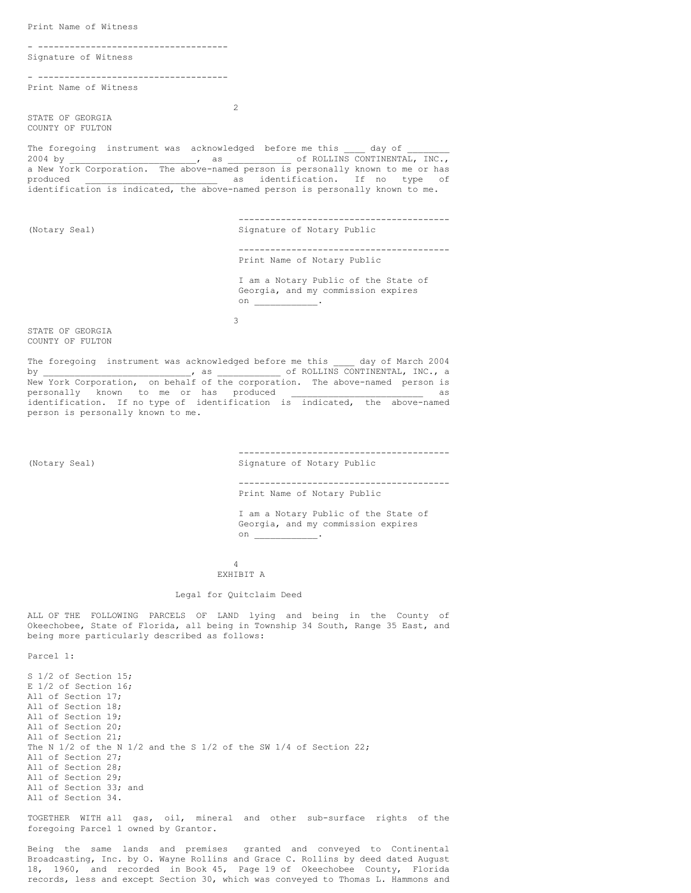Print Name of Witness

\- ------------------------------------
Signature of Witness

\- ------------------------------------
Print Name of Witness

STATE OF GEORGIA
COUNTY OF FULTON

The foregoing instrument was acknowledged before me this ____ day of ________ 2004 by ________________________, as ___________ of ROLLINS CONTINENTAL, INC., a New York Corporation. The above-named person is personally known to me or has produced ________________________ as identification. If no type of identification is indicated, the above-named person is personally known to me.

(Notary Seal)

\----------------------------------------
Signature of Notary Public

\----------------------------------------
Print Name of Notary Public

I am a Notary Public of the State of Georgia, and my commission expires on ___________.

STATE OF GEORGIA
COUNTY OF FULTON

The foregoing instrument was acknowledged before me this ____ day of March 2004 by ____________________________, as ___________ of ROLLINS CONTINENTAL, INC., a New York Corporation, on behalf of the corporation. The above-named person is personally known to me or has produced ________________________ as identification. If no type of identification is indicated, the above-named person is personally known to me.

(Notary Seal)

\----------------------------------------
Signature of Notary Public

\----------------------------------------
Print Name of Notary Public

I am a Notary Public of the State of Georgia, and my commission expires on ___________.

EXHIBIT A

Legal for Quitclaim Deed

ALL OF THE FOLLOWING PARCELS OF LAND lying and being in the County of Okeechobee, State of Florida, all being in Township 34 South, Range 35 East, and being more particularly described as follows:

Parcel 1:

S 1/2 of Section 15;
E 1/2 of Section 16;
All of Section 17;
All of Section 18;
All of Section 19;
All of Section 20;
All of Section 21;
The N 1/2 of the N 1/2 and the S 1/2 of the SW 1/4 of Section 22;
All of Section 27;
All of Section 28;
All of Section 29;
All of Section 33; and
All of Section 34.

TOGETHER WITH all gas, oil, mineral and other sub-surface rights of the foregoing Parcel 1 owned by Grantor.

Being the same lands and premises granted and conveyed to Continental Broadcasting, Inc. by O. Wayne Rollins and Grace C. Rollins by deed dated August 18, 1960, and recorded in Book 45, Page 19 of Okeechobee County, Florida records, less and except Section 30, which was conveyed to Thomas L. Hammons and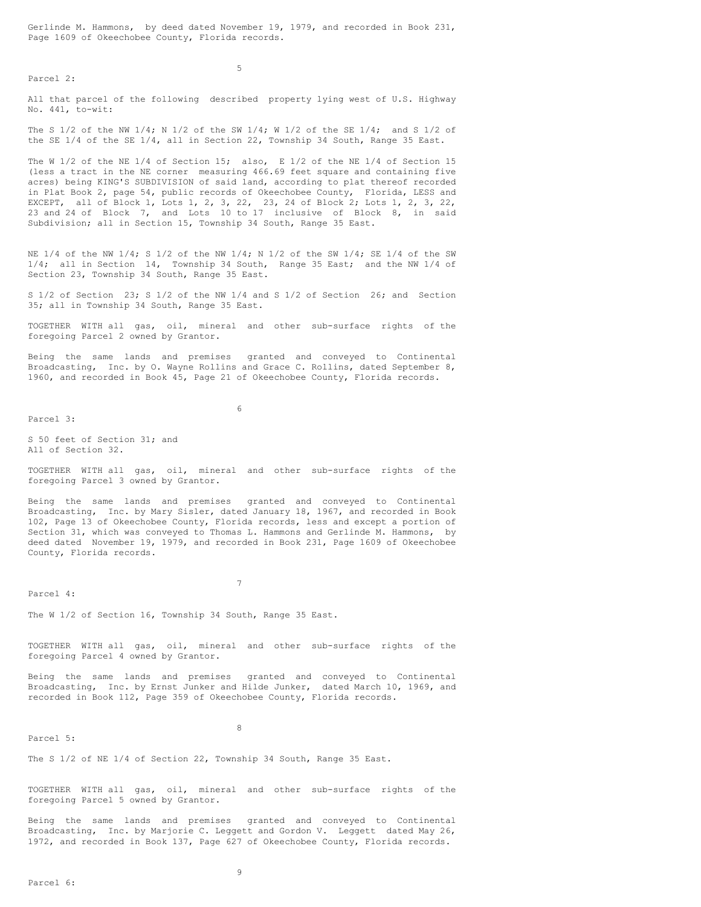Gerlinde M. Hammons, by deed dated November 19, 1979, and recorded in Book 231, Page 1609 of Okeechobee County, Florida records.

Parcel 2:

All that parcel of the following described property lying west of U.S. Highway No. 441, to-wit:

The S 1/2 of the NW 1/4; N 1/2 of the SW 1/4; W 1/2 of the SE 1/4; and S 1/2 of the SE 1/4 of the SE 1/4, all in Section 22, Township 34 South, Range 35 East.

The W 1/2 of the NE 1/4 of Section 15; also, E 1/2 of the NE 1/4 of Section 15 (less a tract in the NE corner measuring 466.69 feet square and containing five acres) being KING'S SUBDIVISION of said land, according to plat thereof recorded in Plat Book 2, page 54, public records of Okeechobee County, Florida, LESS and EXCEPT, all of Block 1, Lots 1, 2, 3, 22, 23, 24 of Block 2; Lots 1, 2, 3, 22, 23 and 24 of Block 7, and Lots 10 to 17 inclusive of Block 8, in said Subdivision; all in Section 15, Township 34 South, Range 35 East.

NE 1/4 of the NW 1/4; S 1/2 of the NW 1/4; N 1/2 of the SW 1/4; SE 1/4 of the SW 1/4; all in Section 14, Township 34 South, Range 35 East; and the NW 1/4 of Section 23, Township 34 South, Range 35 East.

S 1/2 of Section 23; S 1/2 of the NW 1/4 and S 1/2 of Section 26; and Section 35; all in Township 34 South, Range 35 East.

TOGETHER WITH all gas, oil, mineral and other sub-surface rights of the foregoing Parcel 2 owned by Grantor.

Being the same lands and premises granted and conveyed to Continental Broadcasting, Inc. by O. Wayne Rollins and Grace C. Rollins, dated September 8, 1960, and recorded in Book 45, Page 21 of Okeechobee County, Florida records.

Parcel 3:

S 50 feet of Section 31; and
All of Section 32.

TOGETHER WITH all gas, oil, mineral and other sub-surface rights of the foregoing Parcel 3 owned by Grantor.

Being the same lands and premises granted and conveyed to Continental Broadcasting, Inc. by Mary Sisler, dated January 18, 1967, and recorded in Book 102, Page 13 of Okeechobee County, Florida records, less and except a portion of Section 31, which was conveyed to Thomas L. Hammons and Gerlinde M. Hammons, by deed dated November 19, 1979, and recorded in Book 231, Page 1609 of Okeechobee County, Florida records.

Parcel 4:

The W 1/2 of Section 16, Township 34 South, Range 35 East.

TOGETHER WITH all gas, oil, mineral and other sub-surface rights of the foregoing Parcel 4 owned by Grantor.

Being the same lands and premises granted and conveyed to Continental Broadcasting, Inc. by Ernst Junker and Hilde Junker, dated March 10, 1969, and recorded in Book 112, Page 359 of Okeechobee County, Florida records.

Parcel 5:

The S 1/2 of NE 1/4 of Section 22, Township 34 South, Range 35 East.

TOGETHER WITH all gas, oil, mineral and other sub-surface rights of the foregoing Parcel 5 owned by Grantor.

Being the same lands and premises granted and conveyed to Continental Broadcasting, Inc. by Marjorie C. Leggett and Gordon V. Leggett dated May 26, 1972, and recorded in Book 137, Page 627 of Okeechobee County, Florida records.

Parcel 6: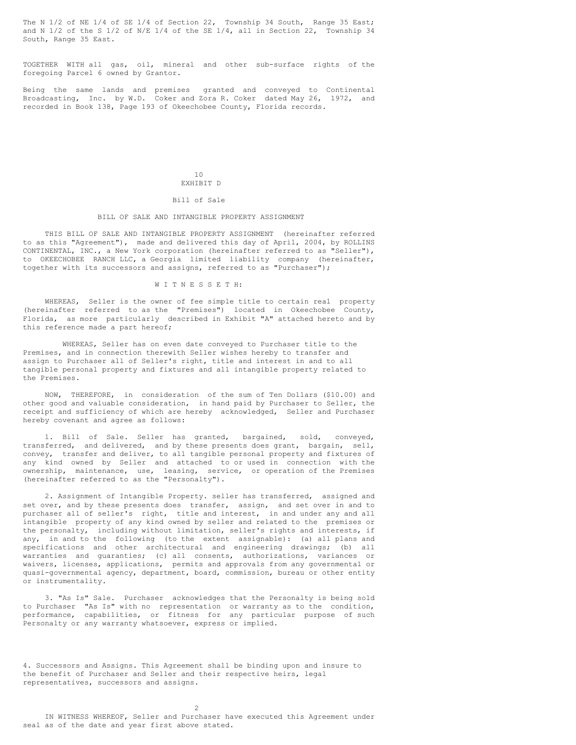The N 1/2 of NE 1/4 of SE 1/4 of Section 22, Township 34 South, Range 35 East; and N 1/2 of the S 1/2 of N/E 1/4 of the SE 1/4, all in Section 22, Township 34 South, Range 35 East.

TOGETHER WITH all gas, oil, mineral and other sub-surface rights of the foregoing Parcel 6 owned by Grantor.

Being the same lands and premises granted and conveyed to Continental Broadcasting, Inc. by W.D. Coker and Zora R. Coker dated May 26, 1972, and recorded in Book 138, Page 193 of Okeechobee County, Florida records.

EXHIBIT D

Bill of Sale

BILL OF SALE AND INTANGIBLE PROPERTY ASSIGNMENT

THIS BILL OF SALE AND INTANGIBLE PROPERTY ASSIGNMENT (hereinafter referred to as this "Agreement"), made and delivered this day of April, 2004, by ROLLINS CONTINENTAL, INC., a New York corporation (hereinafter referred to as "Seller"), to OKEECHOBEE RANCH LLC, a Georgia limited liability company (hereinafter, together with its successors and assigns, referred to as "Purchaser");

W I T N E S S E T H:

WHEREAS, Seller is the owner of fee simple title to certain real property (hereinafter referred to as the "Premises") located in Okeechobee County, Florida, as more particularly described in Exhibit "A" attached hereto and by this reference made a part hereof;

WHEREAS, Seller has on even date conveyed to Purchaser title to the Premises, and in connection therewith Seller wishes hereby to transfer and assign to Purchaser all of Seller's right, title and interest in and to all tangible personal property and fixtures and all intangible property related to the Premises.

NOW, THEREFORE, in consideration of the sum of Ten Dollars ($10.00) and other good and valuable consideration, in hand paid by Purchaser to Seller, the receipt and sufficiency of which are hereby acknowledged, Seller and Purchaser hereby covenant and agree as follows:

1. Bill of Sale. Seller has granted, bargained, sold, conveyed, transferred, and delivered, and by these presents does grant, bargain, sell, convey, transfer and deliver, to all tangible personal property and fixtures of any kind owned by Seller and attached to or used in connection with the ownership, maintenance, use, leasing, service, or operation of the Premises (hereinafter referred to as the "Personalty").

2. Assignment of Intangible Property. seller has transferred, assigned and set over, and by these presents does transfer, assign, and set over in and to purchaser all of seller's right, title and interest, in and under any and all intangible property of any kind owned by seller and related to the premises or the personalty, including without limitation, seller's rights and interests, if any, in and to the following (to the extent assignable): (a) all plans and specifications and other architectural and engineering drawings; (b) all warranties and guaranties; (c) all consents, authorizations, variances or waivers, licenses, applications, permits and approvals from any governmental or quasi-governmental agency, department, board, commission, bureau or other entity or instrumentality.

3. "As Is" Sale. Purchaser acknowledges that the Personalty is being sold to Purchaser "As Is" with no representation or warranty as to the condition, performance, capabilities, or fitness for any particular purpose of such Personalty or any warranty whatsoever, express or implied.

4. Successors and Assigns. This Agreement shall be binding upon and insure to the benefit of Purchaser and Seller and their respective heirs, legal representatives, successors and assigns.

IN WITNESS WHEREOF, Seller and Purchaser have executed this Agreement under seal as of the date and year first above stated.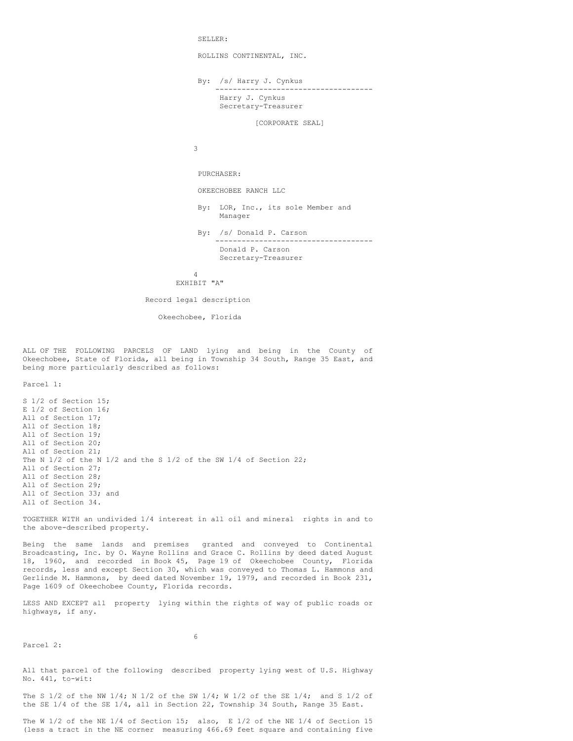SELLER:

ROLLINS CONTINENTAL, INC.

By: /s/ Harry J. Cynkus
Harry J. Cynkus
Secretary-Treasurer

[CORPORATE SEAL]

PURCHASER:

OKEECHOBEE RANCH LLC

By: LOR, Inc., its sole Member and Manager

By: /s/ Donald P. Carson
Donald P. Carson
Secretary-Treasurer

EXHIBIT "A"

Record legal description

Okeechobee, Florida

ALL OF THE FOLLOWING PARCELS OF LAND lying and being in the County of Okeechobee, State of Florida, all being in Township 34 South, Range 35 East, and being more particularly described as follows:

Parcel 1:

S 1/2 of Section 15;
E 1/2 of Section 16;
All of Section 17;
All of Section 18;
All of Section 19;
All of Section 20;
All of Section 21;
The N 1/2 of the N 1/2 and the S 1/2 of the SW 1/4 of Section 22;
All of Section 27;
All of Section 28;
All of Section 29;
All of Section 33; and
All of Section 34.

TOGETHER WITH an undivided 1/4 interest in all oil and mineral rights in and to the above-described property.

Being the same lands and premises granted and conveyed to Continental Broadcasting, Inc. by O. Wayne Rollins and Grace C. Rollins by deed dated August 18, 1960, and recorded in Book 45, Page 19 of Okeechobee County, Florida records, less and except Section 30, which was conveyed to Thomas L. Hammons and Gerlinde M. Hammons, by deed dated November 19, 1979, and recorded in Book 231, Page 1609 of Okeechobee County, Florida records.

LESS AND EXCEPT all property lying within the rights of way of public roads or highways, if any.

Parcel 2:

All that parcel of the following described property lying west of U.S. Highway No. 441, to-wit:

The S 1/2 of the NW 1/4; N 1/2 of the SW 1/4; W 1/2 of the SE 1/4; and S 1/2 of the SE 1/4 of the SE 1/4, all in Section 22, Township 34 South, Range 35 East.

The W 1/2 of the NE 1/4 of Section 15; also, E 1/2 of the NE 1/4 of Section 15 (less a tract in the NE corner measuring 466.69 feet square and containing five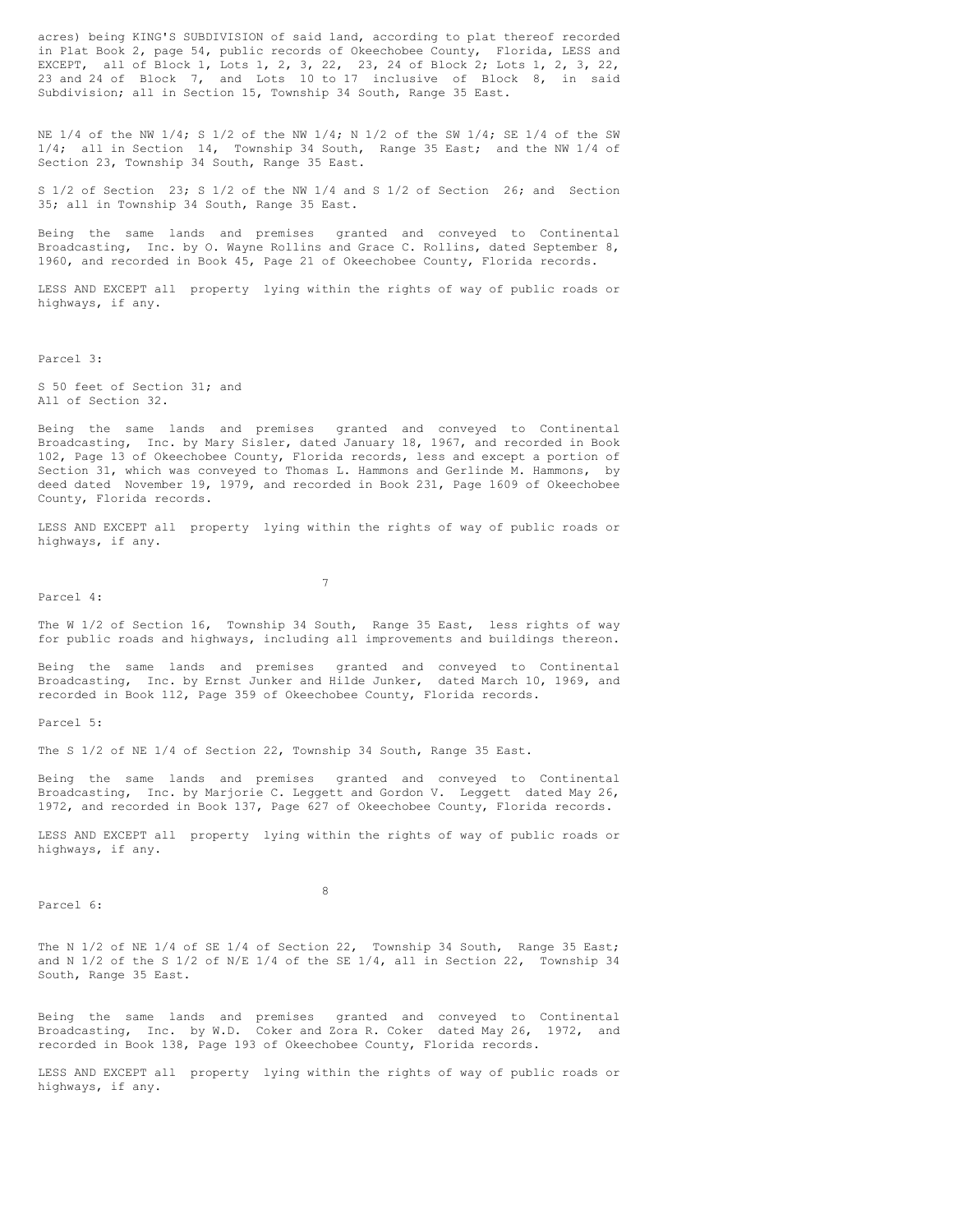acres) being KING'S SUBDIVISION of said land, according to plat thereof recorded in Plat Book 2, page 54, public records of Okeechobee County, Florida, LESS and EXCEPT, all of Block 1, Lots 1, 2, 3, 22, 23, 24 of Block 2; Lots 1, 2, 3, 22, 23 and 24 of Block 7, and Lots 10 to 17 inclusive of Block 8, in said Subdivision; all in Section 15, Township 34 South, Range 35 East.

NE 1/4 of the NW 1/4; S 1/2 of the NW 1/4; N 1/2 of the SW 1/4; SE 1/4 of the SW 1/4; all in Section 14, Township 34 South, Range 35 East; and the NW 1/4 of Section 23, Township 34 South, Range 35 East.

S 1/2 of Section 23; S 1/2 of the NW 1/4 and S 1/2 of Section 26; and Section 35; all in Township 34 South, Range 35 East.

Being the same lands and premises granted and conveyed to Continental Broadcasting, Inc. by O. Wayne Rollins and Grace C. Rollins, dated September 8, 1960, and recorded in Book 45, Page 21 of Okeechobee County, Florida records.

LESS AND EXCEPT all property lying within the rights of way of public roads or highways, if any.

Parcel 3:

S 50 feet of Section 31; and
All of Section 32.

Being the same lands and premises granted and conveyed to Continental Broadcasting, Inc. by Mary Sisler, dated January 18, 1967, and recorded in Book 102, Page 13 of Okeechobee County, Florida records, less and except a portion of Section 31, which was conveyed to Thomas L. Hammons and Gerlinde M. Hammons, by deed dated November 19, 1979, and recorded in Book 231, Page 1609 of Okeechobee County, Florida records.

LESS AND EXCEPT all property lying within the rights of way of public roads or highways, if any.

Parcel 4:

The W 1/2 of Section 16, Township 34 South, Range 35 East, less rights of way for public roads and highways, including all improvements and buildings thereon.

Being the same lands and premises granted and conveyed to Continental Broadcasting, Inc. by Ernst Junker and Hilde Junker, dated March 10, 1969, and recorded in Book 112, Page 359 of Okeechobee County, Florida records.

Parcel 5:

The S 1/2 of NE 1/4 of Section 22, Township 34 South, Range 35 East.

Being the same lands and premises granted and conveyed to Continental Broadcasting, Inc. by Marjorie C. Leggett and Gordon V. Leggett dated May 26, 1972, and recorded in Book 137, Page 627 of Okeechobee County, Florida records.

LESS AND EXCEPT all property lying within the rights of way of public roads or highways, if any.

Parcel 6:

The N 1/2 of NE 1/4 of SE 1/4 of Section 22, Township 34 South, Range 35 East; and N 1/2 of the S 1/2 of N/E 1/4 of the SE 1/4, all in Section 22, Township 34 South, Range 35 East.

Being the same lands and premises granted and conveyed to Continental Broadcasting, Inc. by W.D. Coker and Zora R. Coker dated May 26, 1972, and recorded in Book 138, Page 193 of Okeechobee County, Florida records.

LESS AND EXCEPT all property lying within the rights of way of public roads or highways, if any.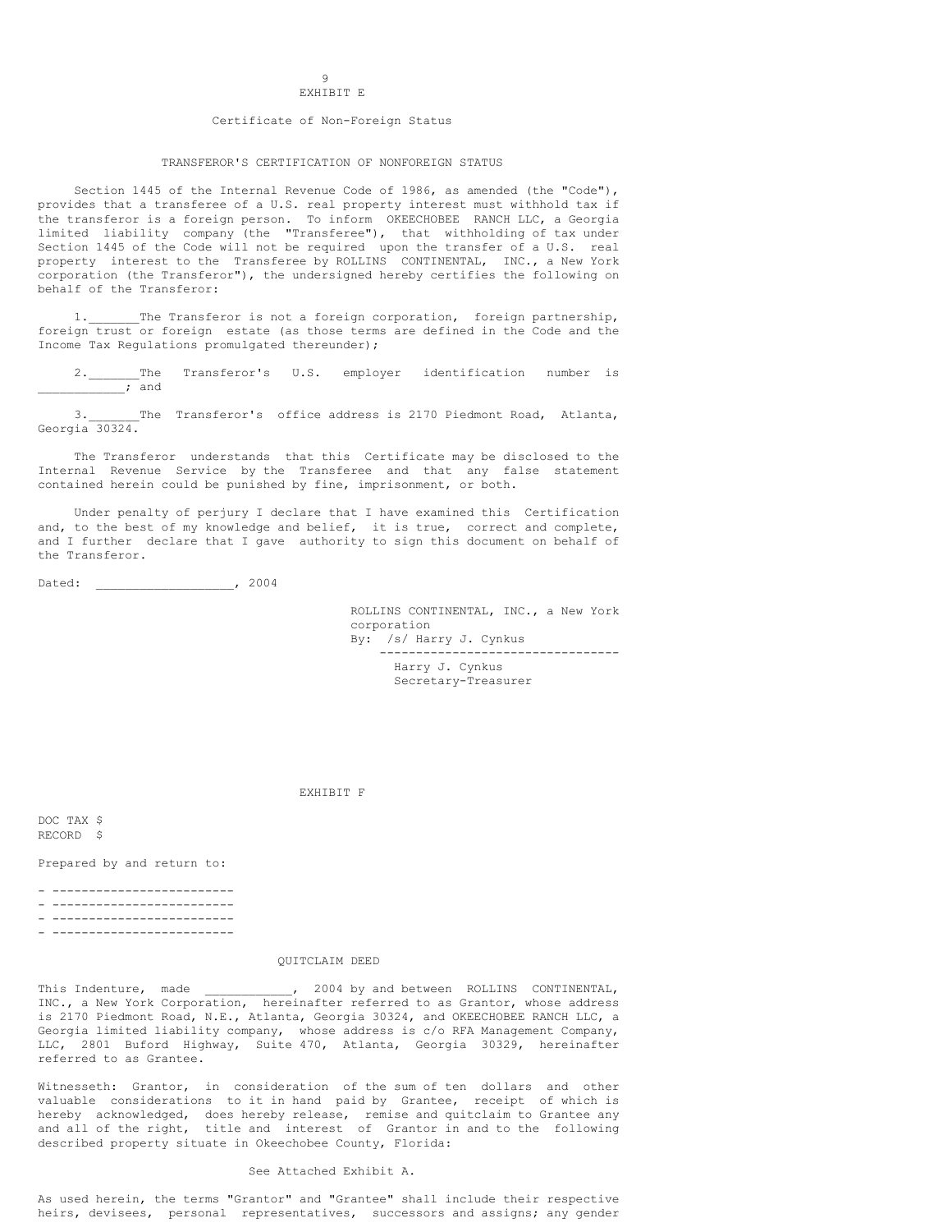EXHIBIT E

Certificate of Non-Foreign Status

TRANSFEROR'S CERTIFICATION OF NONFOREIGN STATUS

Section 1445 of the Internal Revenue Code of 1986, as amended (the "Code"), provides that a transferee of a U.S. real property interest must withhold tax if the transferor is a foreign person. To inform OKEECHOBEE RANCH LLC, a Georgia limited liability company (the "Transferee"), that withholding of tax under Section 1445 of the Code will not be required upon the transfer of a U.S. real property interest to the Transferee by ROLLINS CONTINENTAL, INC., a New York corporation (the Transferor"), the undersigned hereby certifies the following on behalf of the Transferor:

1.\_\_\_\_\_\_\_The Transferor is not a foreign corporation, foreign partnership, foreign trust or foreign estate (as those terms are defined in the Code and the Income Tax Regulations promulgated thereunder);

2.\_\_\_\_\_\_\_The Transferor's U.S. employer identification number is \_\_\_\_\_\_\_\_\_\_\_\_; and

3.\_\_\_\_\_\_\_The Transferor's office address is 2170 Piedmont Road, Atlanta, Georgia 30324.

The Transferor understands that this Certificate may be disclosed to the Internal Revenue Service by the Transferee and that any false statement contained herein could be punished by fine, imprisonment, or both.

Under penalty of perjury I declare that I have examined this Certification and, to the best of my knowledge and belief, it is true, correct and complete, and I further declare that I gave authority to sign this document on behalf of the Transferor.

Dated: \_\_\_\_\_\_\_\_\_\_\_\_\_\_\_\_\_\_, 2004

ROLLINS CONTINENTAL, INC., a New York corporation
By: /s/ Harry J. Cynkus
---------------------------------
Harry J. Cynkus
Secretary-Treasurer

EXHIBIT F

DOC TAX $
RECORD $

Prepared by and return to:

- -------------------------
- -------------------------
- -------------------------
- -------------------------

QUITCLAIM DEED

This Indenture, made \_\_\_\_\_\_\_\_\_\_\_\_, 2004 by and between ROLLINS CONTINENTAL, INC., a New York Corporation, hereinafter referred to as Grantor, whose address is 2170 Piedmont Road, N.E., Atlanta, Georgia 30324, and OKEECHOBEE RANCH LLC, a Georgia limited liability company, whose address is c/o RFA Management Company, LLC, 2801 Buford Highway, Suite 470, Atlanta, Georgia 30329, hereinafter referred to as Grantee.

Witnesseth: Grantor, in consideration of the sum of ten dollars and other valuable considerations to it in hand paid by Grantee, receipt of which is hereby acknowledged, does hereby release, remise and quitclaim to Grantee any and all of the right, title and interest of Grantor in and to the following described property situate in Okeechobee County, Florida:

See Attached Exhibit A.

As used herein, the terms "Grantor" and "Grantee" shall include their respective heirs, devisees, personal representatives, successors and assigns; any gender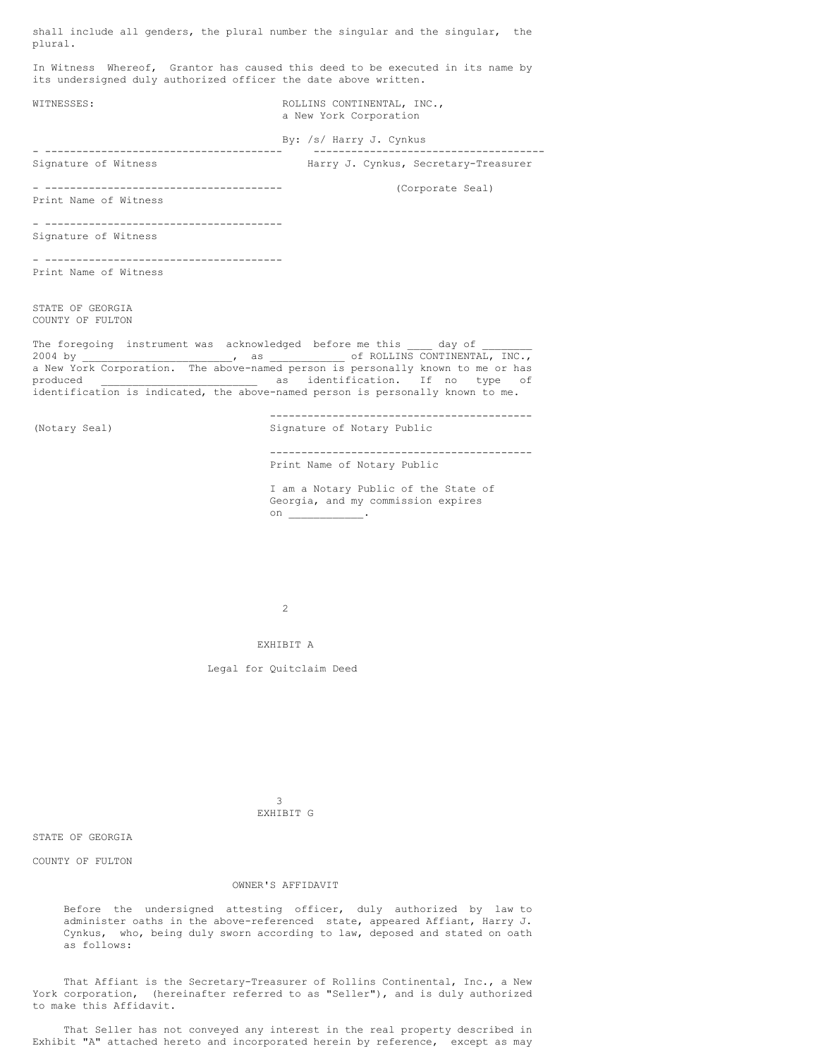shall include all genders, the plural number the singular and the singular, the plural.

In Witness Whereof, Grantor has caused this deed to be executed in its name by its undersigned duly authorized officer the date above written.

WITNESSES:

ROLLINS CONTINENTAL, INC.,
a New York Corporation

By: /s/ Harry J. Cynkus

---

Signature of Witness

Harry J. Cynkus, Secretary-Treasurer

(Corporate Seal)

---

Print Name of Witness

---

Signature of Witness

---

Print Name of Witness

STATE OF GEORGIA
COUNTY OF FULTON

The foregoing instrument was acknowledged before me this ____ day of ________ 2004 by ________________________, as ___________ of ROLLINS CONTINENTAL, INC., a New York Corporation. The above-named person is personally known to me or has produced ________________________ as identification. If no type of identification is indicated, the above-named person is personally known to me.

(Notary Seal)

---

Signature of Notary Public

---

Print Name of Notary Public

I am a Notary Public of the State of Georgia, and my commission expires on ____________.

EXHIBIT A

Legal for Quitclaim Deed

EXHIBIT G

STATE OF GEORGIA

COUNTY OF FULTON

OWNER'S AFFIDAVIT

Before the undersigned attesting officer, duly authorized by law to administer oaths in the above-referenced state, appeared Affiant, Harry J. Cynkus, who, being duly sworn according to law, deposed and stated on oath as follows:

That Affiant is the Secretary-Treasurer of Rollins Continental, Inc., a New York corporation, (hereinafter referred to as "Seller"), and is duly authorized to make this Affidavit.

That Seller has not conveyed any interest in the real property described in Exhibit "A" attached hereto and incorporated herein by reference, except as may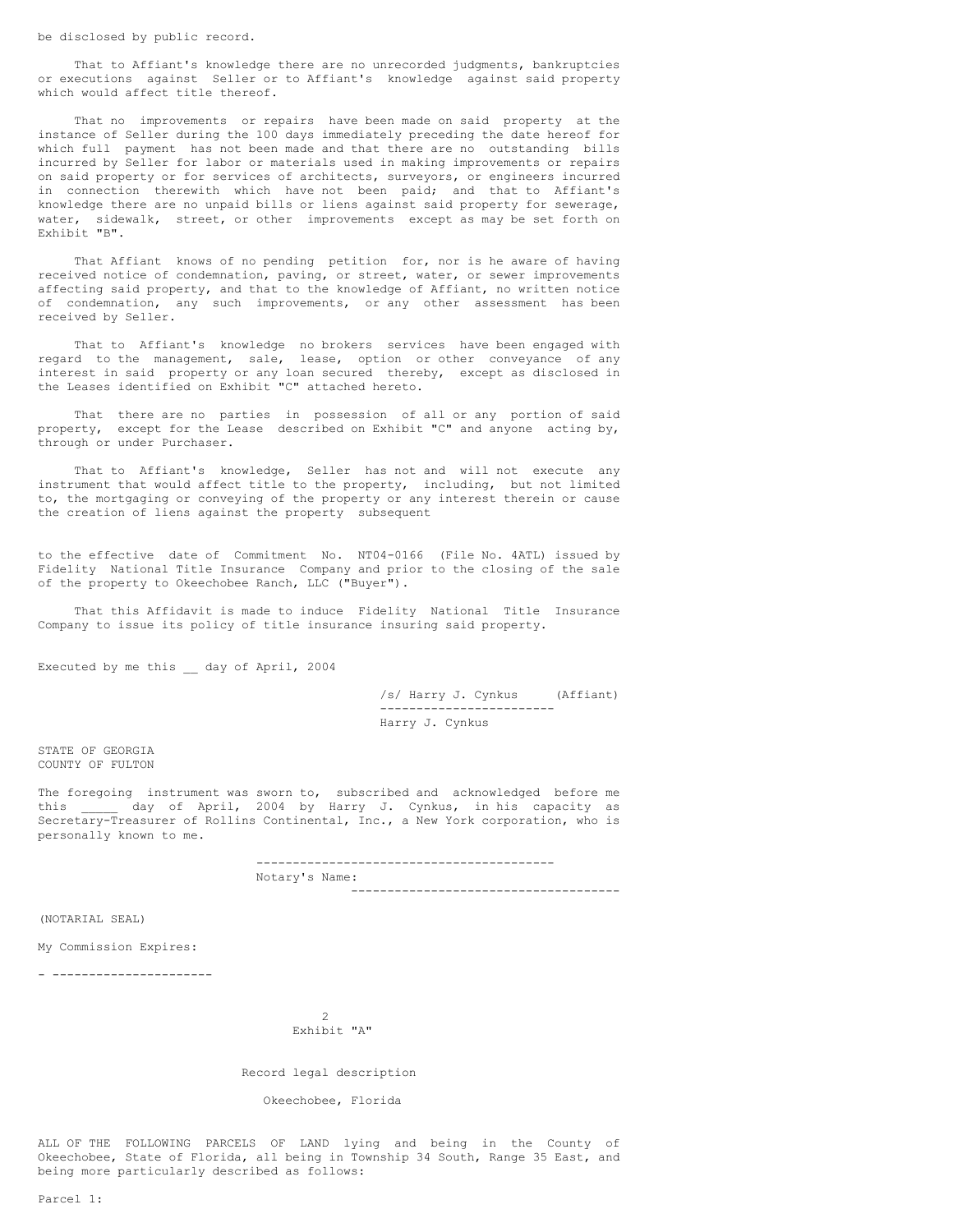be disclosed by public record.

That to Affiant's knowledge there are no unrecorded judgments, bankruptcies or executions against Seller or to Affiant's knowledge against said property which would affect title thereof.

That no improvements or repairs have been made on said property at the instance of Seller during the 100 days immediately preceding the date hereof for which full payment has not been made and that there are no outstanding bills incurred by Seller for labor or materials used in making improvements or repairs on said property or for services of architects, surveyors, or engineers incurred in connection therewith which have not been paid; and that to Affiant's knowledge there are no unpaid bills or liens against said property for sewerage, water, sidewalk, street, or other improvements except as may be set forth on Exhibit "B".

That Affiant knows of no pending petition for, nor is he aware of having received notice of condemnation, paving, or street, water, or sewer improvements affecting said property, and that to the knowledge of Affiant, no written notice of condemnation, any such improvements, or any other assessment has been received by Seller.

That to Affiant's knowledge no brokers services have been engaged with regard to the management, sale, lease, option or other conveyance of any interest in said property or any loan secured thereby, except as disclosed in the Leases identified on Exhibit "C" attached hereto.

That there are no parties in possession of all or any portion of said property, except for the Lease described on Exhibit "C" and anyone acting by, through or under Purchaser.

That to Affiant's knowledge, Seller has not and will not execute any instrument that would affect title to the property, including, but not limited to, the mortgaging or conveying of the property or any interest therein or cause the creation of liens against the property subsequent

to the effective date of Commitment No. NT04-0166 (File No. 4ATL) issued by Fidelity National Title Insurance Company and prior to the closing of the sale of the property to Okeechobee Ranch, LLC ("Buyer").

That this Affidavit is made to induce Fidelity National Title Insurance Company to issue its policy of title insurance insuring said property.

Executed by me this __ day of April, 2004

/s/ Harry J. Cynkus (Affiant)
------------------------
Harry J. Cynkus

STATE OF GEORGIA
COUNTY OF FULTON

The foregoing instrument was sworn to, subscribed and acknowledged before me this _____ day of April, 2004 by Harry J. Cynkus, in his capacity as Secretary-Treasurer of Rollins Continental, Inc., a New York corporation, who is personally known to me.

-----------------------------------------
Notary's Name: -------------------------------------

(NOTARIAL SEAL)

My Commission Expires:

- ---------------------

Exhibit "A"

Record legal description

Okeechobee, Florida

ALL OF THE FOLLOWING PARCELS OF LAND lying and being in the County of Okeechobee, State of Florida, all being in Township 34 South, Range 35 East, and being more particularly described as follows:

Parcel 1: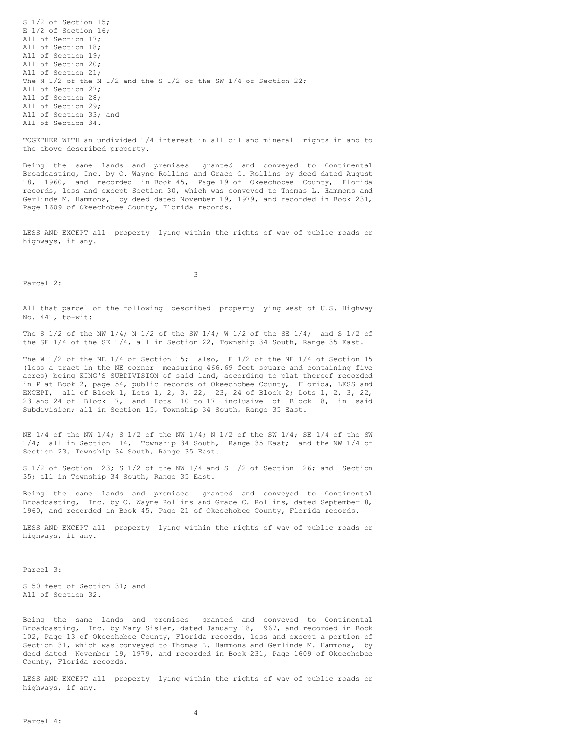S 1/2 of Section 15;
E 1/2 of Section 16;
All of Section 17;
All of Section 18;
All of Section 19;
All of Section 20;
All of Section 21;
The N 1/2 of the N 1/2 and the S 1/2 of the SW 1/4 of Section 22;
All of Section 27;
All of Section 28;
All of Section 29;
All of Section 33; and
All of Section 34.

TOGETHER WITH an undivided 1/4 interest in all oil and mineral rights in and to the above described property.

Being the same lands and premises granted and conveyed to Continental Broadcasting, Inc. by O. Wayne Rollins and Grace C. Rollins by deed dated August 18, 1960, and recorded in Book 45, Page 19 of Okeechobee County, Florida records, less and except Section 30, which was conveyed to Thomas L. Hammons and Gerlinde M. Hammons, by deed dated November 19, 1979, and recorded in Book 231, Page 1609 of Okeechobee County, Florida records.

LESS AND EXCEPT all property lying within the rights of way of public roads or highways, if any.

Parcel 2:

All that parcel of the following described property lying west of U.S. Highway No. 441, to-wit:

The S 1/2 of the NW 1/4; N 1/2 of the SW 1/4; W 1/2 of the SE 1/4; and S 1/2 of the SE 1/4 of the SE 1/4, all in Section 22, Township 34 South, Range 35 East.

The W 1/2 of the NE 1/4 of Section 15; also, E 1/2 of the NE 1/4 of Section 15 (less a tract in the NE corner measuring 466.69 feet square and containing five acres) being KING'S SUBDIVISION of said land, according to plat thereof recorded in Plat Book 2, page 54, public records of Okeechobee County, Florida, LESS and EXCEPT, all of Block 1, Lots 1, 2, 3, 22, 23, 24 of Block 2; Lots 1, 2, 3, 22, 23 and 24 of Block 7, and Lots 10 to 17 inclusive of Block 8, in said Subdivision; all in Section 15, Township 34 South, Range 35 East.

NE 1/4 of the NW 1/4; S 1/2 of the NW 1/4; N 1/2 of the SW 1/4; SE 1/4 of the SW 1/4; all in Section 14, Township 34 South, Range 35 East; and the NW 1/4 of Section 23, Township 34 South, Range 35 East.

S 1/2 of Section 23; S 1/2 of the NW 1/4 and S 1/2 of Section 26; and Section 35; all in Township 34 South, Range 35 East.

Being the same lands and premises granted and conveyed to Continental Broadcasting, Inc. by O. Wayne Rollins and Grace C. Rollins, dated September 8, 1960, and recorded in Book 45, Page 21 of Okeechobee County, Florida records.

LESS AND EXCEPT all property lying within the rights of way of public roads or highways, if any.

Parcel 3:

S 50 feet of Section 31; and
All of Section 32.

Being the same lands and premises granted and conveyed to Continental Broadcasting, Inc. by Mary Sisler, dated January 18, 1967, and recorded in Book 102, Page 13 of Okeechobee County, Florida records, less and except a portion of Section 31, which was conveyed to Thomas L. Hammons and Gerlinde M. Hammons, by deed dated November 19, 1979, and recorded in Book 231, Page 1609 of Okeechobee County, Florida records.

LESS AND EXCEPT all property lying within the rights of way of public roads or highways, if any.

Parcel 4: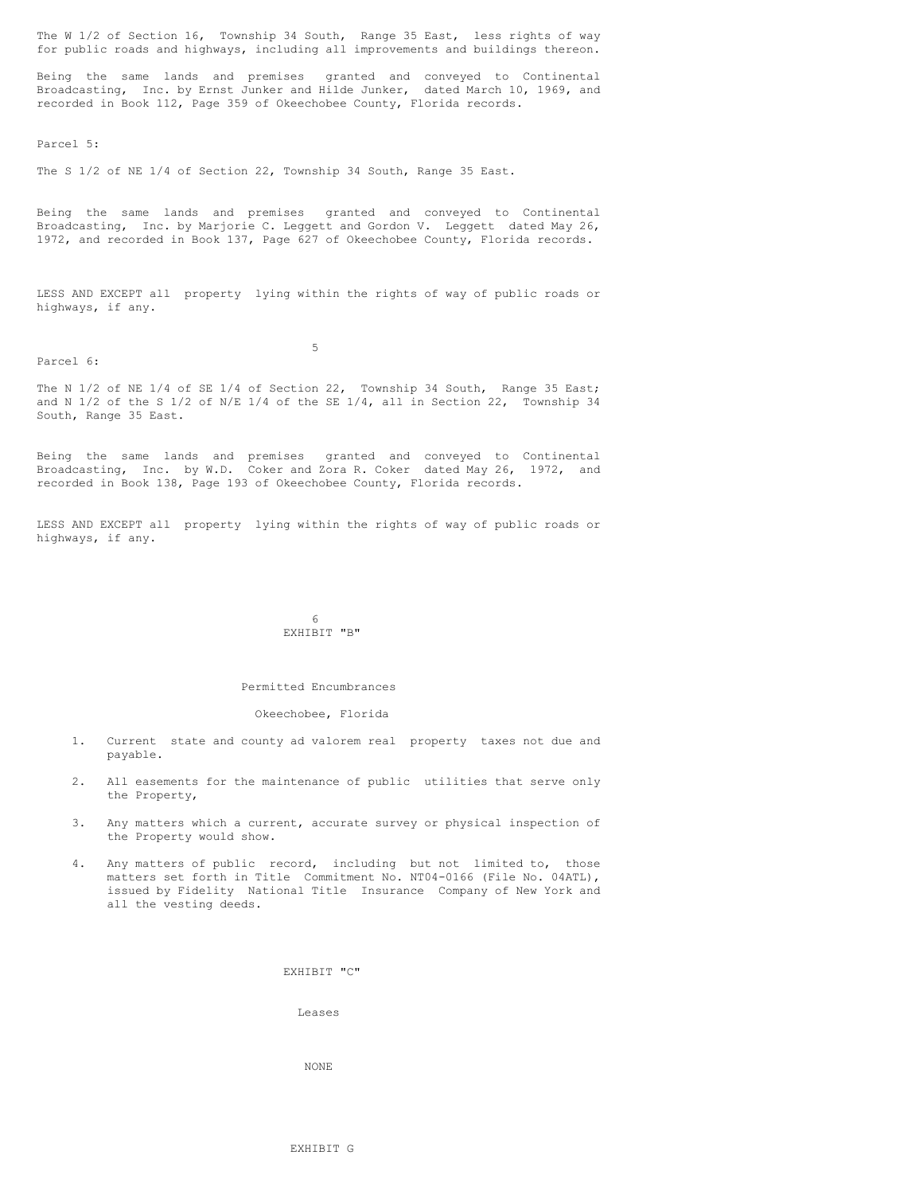The W 1/2 of Section 16, Township 34 South, Range 35 East, less rights of way for public roads and highways, including all improvements and buildings thereon.

Being the same lands and premises granted and conveyed to Continental Broadcasting, Inc. by Ernst Junker and Hilde Junker, dated March 10, 1969, and recorded in Book 112, Page 359 of Okeechobee County, Florida records.

Parcel 5:

The S 1/2 of NE 1/4 of Section 22, Township 34 South, Range 35 East.

Being the same lands and premises granted and conveyed to Continental Broadcasting, Inc. by Marjorie C. Leggett and Gordon V. Leggett dated May 26, 1972, and recorded in Book 137, Page 627 of Okeechobee County, Florida records.

LESS AND EXCEPT all property lying within the rights of way of public roads or highways, if any.

Parcel 6:

The N 1/2 of NE 1/4 of SE 1/4 of Section 22, Township 34 South, Range 35 East; and N 1/2 of the S 1/2 of N/E 1/4 of the SE 1/4, all in Section 22, Township 34 South, Range 35 East.

Being the same lands and premises granted and conveyed to Continental Broadcasting, Inc. by W.D. Coker and Zora R. Coker dated May 26, 1972, and recorded in Book 138, Page 193 of Okeechobee County, Florida records.

LESS AND EXCEPT all property lying within the rights of way of public roads or highways, if any.

# EXHIBIT "B"

## Permitted Encumbrances

### Okeechobee, Florida

1. Current state and county ad valorem real property taxes not due and payable.
2. All easements for the maintenance of public utilities that serve only the Property,
3. Any matters which a current, accurate survey or physical inspection of the Property would show.
4. Any matters of public record, including but not limited to, those matters set forth in Title Commitment No. NT04-0166 (File No. 04ATL), issued by Fidelity National Title Insurance Company of New York and all the vesting deeds.

# EXHIBIT "C"

## Leases

NONE

# EXHIBIT G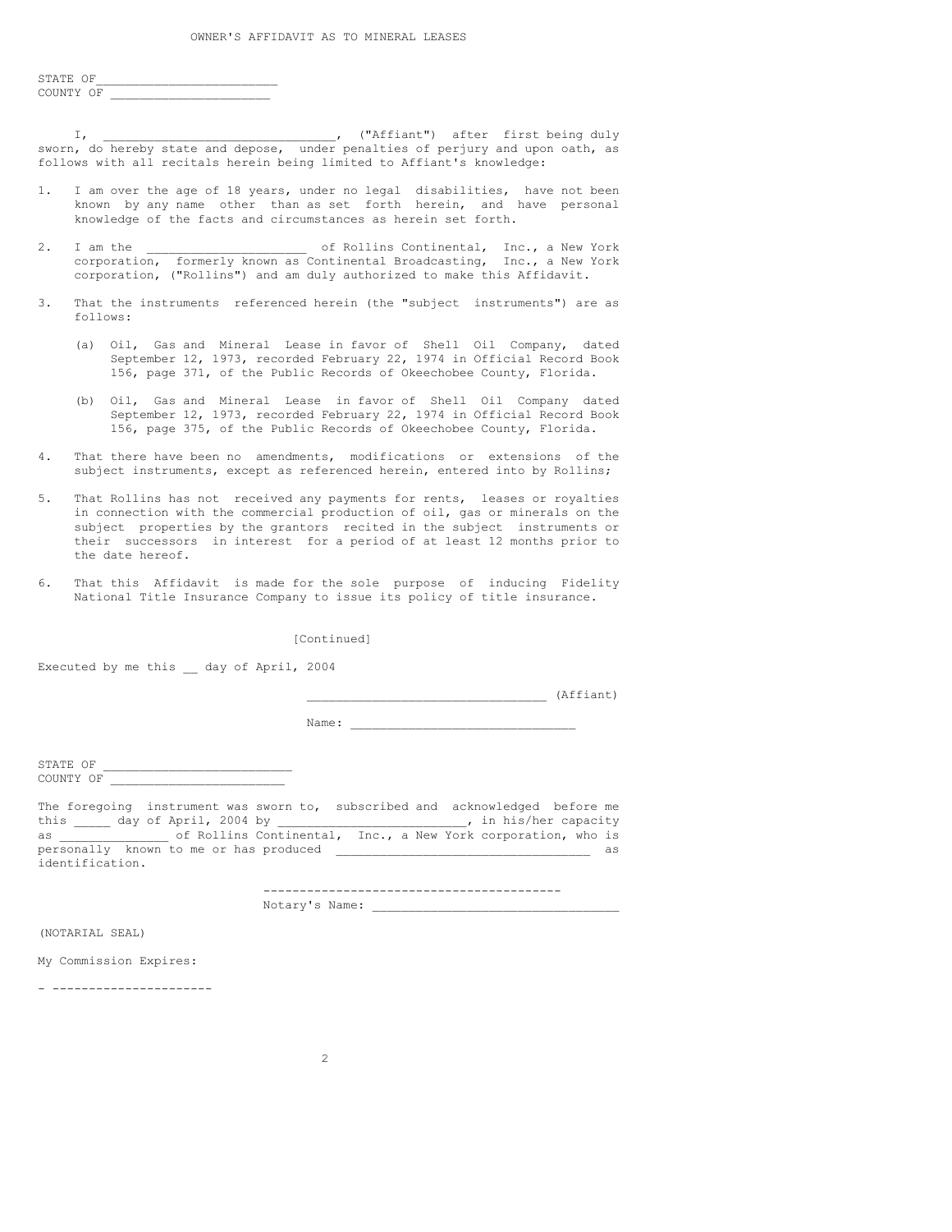# OWNER'S AFFIDAVIT AS TO MINERAL LEASES

STATE OF_________________________
COUNTY OF _____________________

I, _______________________________, ("Affiant") after first being duly sworn, do hereby state and depose, under penalties of perjury and upon oath, as follows with all recitals herein being limited to Affiant's knowledge:

1. I am over the age of 18 years, under no legal disabilities, have not been known by any name other than as set forth herein, and have personal knowledge of the facts and circumstances as herein set forth.

2. I am the _____________________ of Rollins Continental, Inc., a New York corporation, formerly known as Continental Broadcasting, Inc., a New York corporation, ("Rollins") and am duly authorized to make this Affidavit.

3. That the instruments referenced herein (the "subject instruments") are as follows:

   (a) Oil, Gas and Mineral Lease in favor of Shell Oil Company, dated September 12, 1973, recorded February 22, 1974 in Official Record Book 156, page 371, of the Public Records of Okeechobee County, Florida.

   (b) Oil, Gas and Mineral Lease in favor of Shell Oil Company dated September 12, 1973, recorded February 22, 1974 in Official Record Book 156, page 375, of the Public Records of Okeechobee County, Florida.

4. That there have been no amendments, modifications or extensions of the subject instruments, except as referenced herein, entered into by Rollins;

5. That Rollins has not received any payments for rents, leases or royalties in connection with the commercial production of oil, gas or minerals on the subject properties by the grantors recited in the subject instruments or their successors in interest for a period of at least 12 months prior to the date hereof.

6. That this Affidavit is made for the sole purpose of inducing Fidelity National Title Insurance Company to issue its policy of title insurance.

[Continued]

Executed by me this __ day of April, 2004

_______________________________ (Affiant)

Name: ______________________________

STATE OF _________________________
COUNTY OF _______________________

The foregoing instrument was sworn to, subscribed and acknowledged before me this _____ day of April, 2004 by _________________________, in his/her capacity as ______________ of Rollins Continental, Inc., a New York corporation, who is personally known to me or has produced _________________________________ as identification.

-----------------------------------------
Notary's Name: ________________________________

(NOTARIAL SEAL)

My Commission Expires:

- ----------------------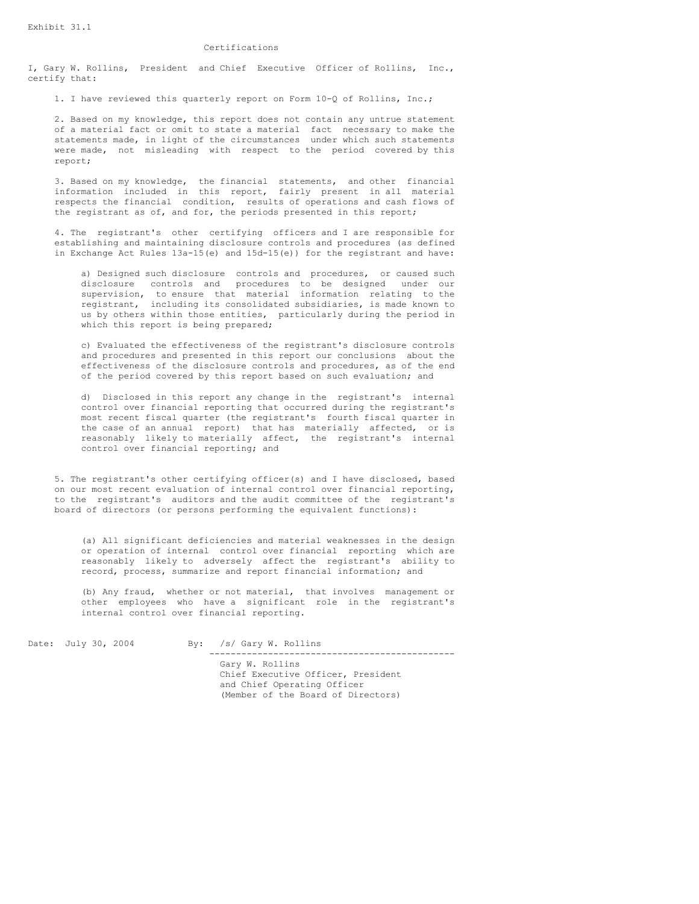Exhibit 31.1

## Certifications

I, Gary W. Rollins, President and Chief Executive Officer of Rollins, Inc., certify that:

1. I have reviewed this quarterly report on Form 10-Q of Rollins, Inc.;

2. Based on my knowledge, this report does not contain any untrue statement of a material fact or omit to state a material fact necessary to make the statements made, in light of the circumstances under which such statements were made, not misleading with respect to the period covered by this report;

3. Based on my knowledge, the financial statements, and other financial information included in this report, fairly present in all material respects the financial condition, results of operations and cash flows of the registrant as of, and for, the periods presented in this report;

4. The registrant's other certifying officers and I are responsible for establishing and maintaining disclosure controls and procedures (as defined in Exchange Act Rules 13a-15(e) and 15d-15(e)) for the registrant and have:

   a) Designed such disclosure controls and procedures, or caused such disclosure controls and procedures to be designed under our supervision, to ensure that material information relating to the registrant, including its consolidated subsidiaries, is made known to us by others within those entities, particularly during the period in which this report is being prepared;

   c) Evaluated the effectiveness of the registrant's disclosure controls and procedures and presented in this report our conclusions about the effectiveness of the disclosure controls and procedures, as of the end of the period covered by this report based on such evaluation; and

   d) Disclosed in this report any change in the registrant's internal control over financial reporting that occurred during the registrant's most recent fiscal quarter (the registrant's fourth fiscal quarter in the case of an annual report) that has materially affected, or is reasonably likely to materially affect, the registrant's internal control over financial reporting; and

5. The registrant's other certifying officer(s) and I have disclosed, based on our most recent evaluation of internal control over financial reporting, to the registrant's auditors and the audit committee of the registrant's board of directors (or persons performing the equivalent functions):

   (a) All significant deficiencies and material weaknesses in the design or operation of internal control over financial reporting which are reasonably likely to adversely affect the registrant's ability to record, process, summarize and report financial information; and

   (b) Any fraud, whether or not material, that involves management or other employees who have a significant role in the registrant's internal control over financial reporting.

Date: July 30, 2004

By: /s/ Gary W. Rollins

Gary W. Rollins
Chief Executive Officer, President
and Chief Operating Officer
(Member of the Board of Directors)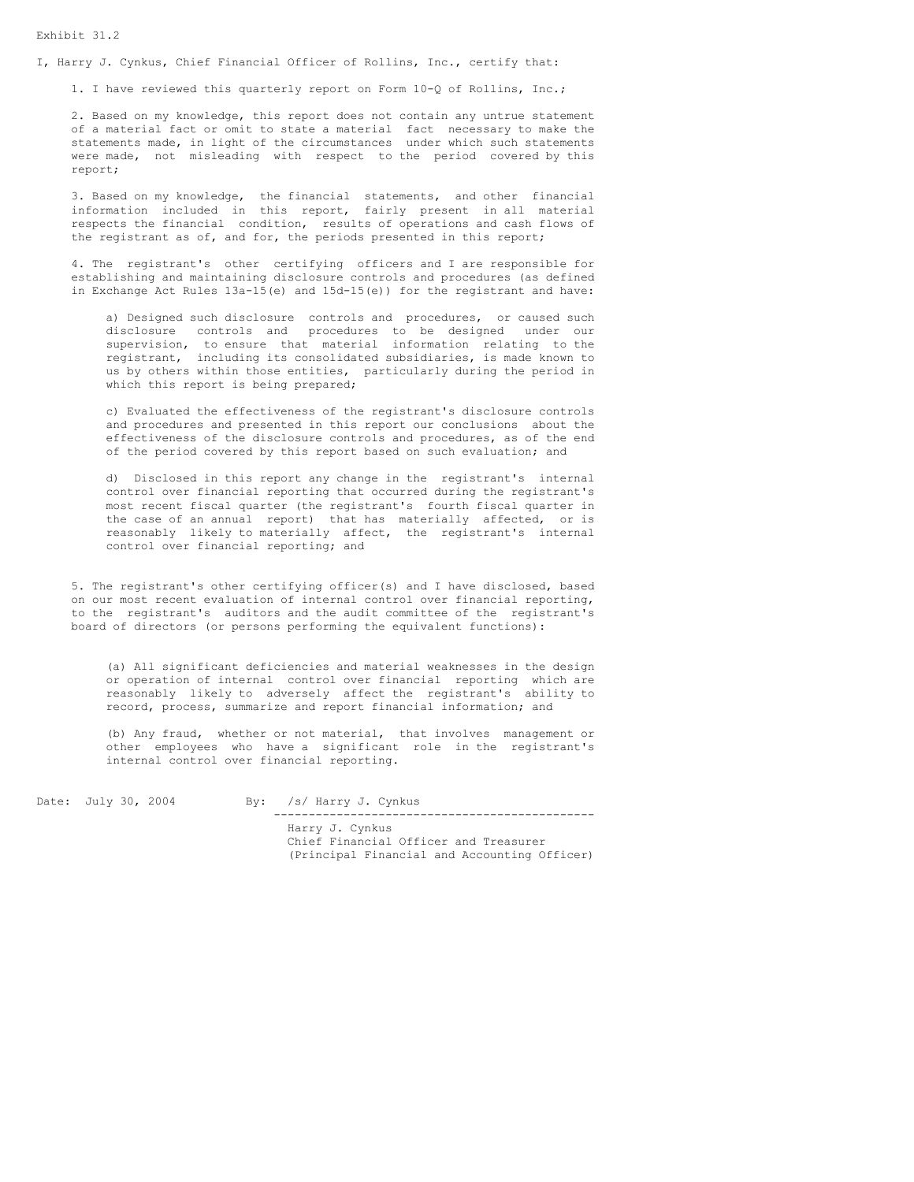Exhibit 31.2

I, Harry J. Cynkus, Chief Financial Officer of Rollins, Inc., certify that:

1. I have reviewed this quarterly report on Form 10-Q of Rollins, Inc.;

2. Based on my knowledge, this report does not contain any untrue statement of a material fact or omit to state a material fact necessary to make the statements made, in light of the circumstances under which such statements were made, not misleading with respect to the period covered by this report;

3. Based on my knowledge, the financial statements, and other financial information included in this report, fairly present in all material respects the financial condition, results of operations and cash flows of the registrant as of, and for, the periods presented in this report;

4. The registrant's other certifying officers and I are responsible for establishing and maintaining disclosure controls and procedures (as defined in Exchange Act Rules 13a-15(e) and 15d-15(e)) for the registrant and have:

a) Designed such disclosure controls and procedures, or caused such disclosure controls and procedures to be designed under our supervision, to ensure that material information relating to the registrant, including its consolidated subsidiaries, is made known to us by others within those entities, particularly during the period in which this report is being prepared;

c) Evaluated the effectiveness of the registrant's disclosure controls and procedures and presented in this report our conclusions about the effectiveness of the disclosure controls and procedures, as of the end of the period covered by this report based on such evaluation; and

d) Disclosed in this report any change in the registrant's internal control over financial reporting that occurred during the registrant's most recent fiscal quarter (the registrant's fourth fiscal quarter in the case of an annual report) that has materially affected, or is reasonably likely to materially affect, the registrant's internal control over financial reporting; and

5. The registrant's other certifying officer(s) and I have disclosed, based on our most recent evaluation of internal control over financial reporting, to the registrant's auditors and the audit committee of the registrant's board of directors (or persons performing the equivalent functions):

(a) All significant deficiencies and material weaknesses in the design or operation of internal control over financial reporting which are reasonably likely to adversely affect the registrant's ability to record, process, summarize and report financial information; and

(b) Any fraud, whether or not material, that involves management or other employees who have a significant role in the registrant's internal control over financial reporting.

Date: July 30, 2004

By: /s/ Harry J. Cynkus

Harry J. Cynkus
Chief Financial Officer and Treasurer
(Principal Financial and Accounting Officer)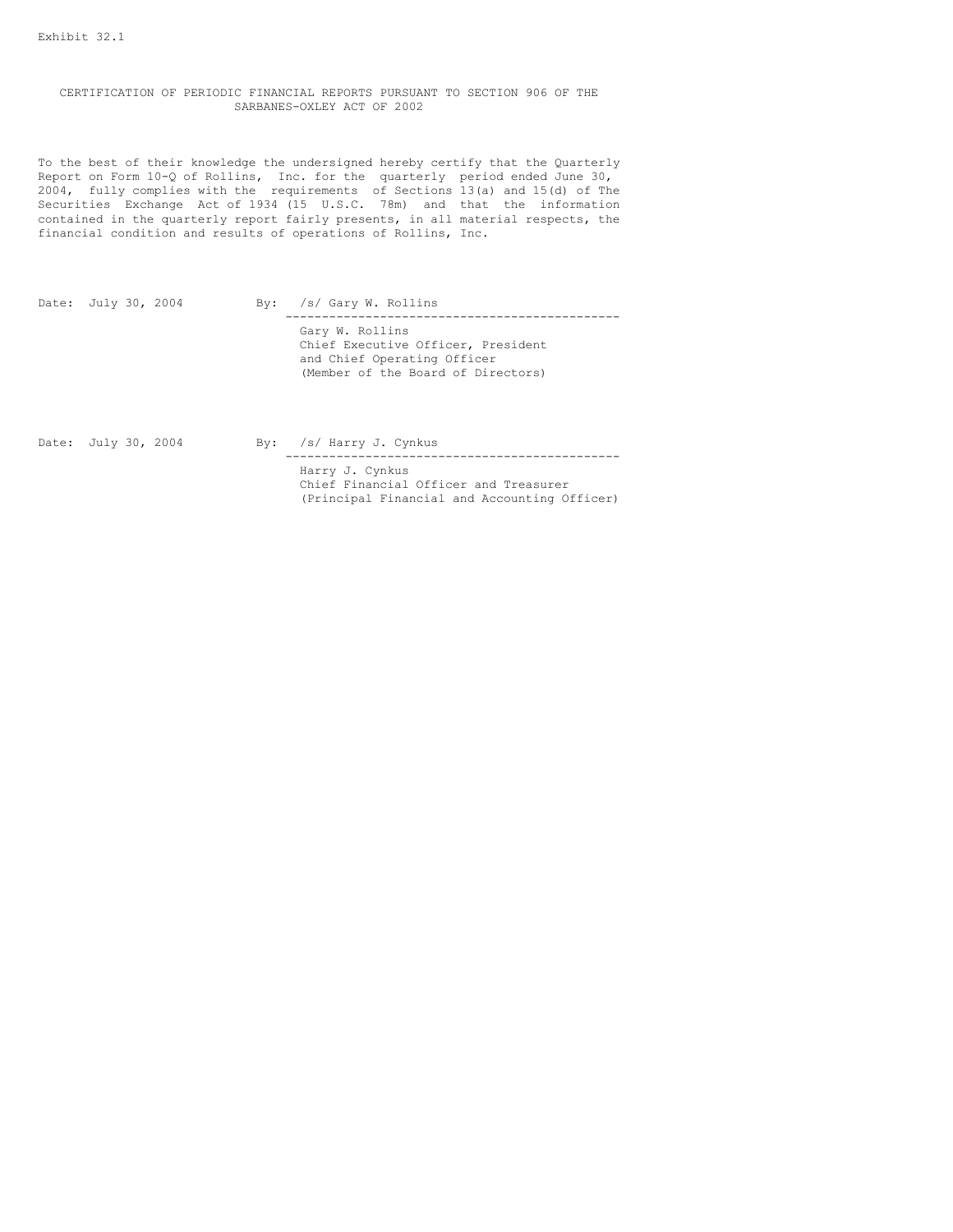Exhibit 32.1

# CERTIFICATION OF PERIODIC FINANCIAL REPORTS PURSUANT TO SECTION 906 OF THE SARBANES-OXLEY ACT OF 2002

To the best of their knowledge the undersigned hereby certify that the Quarterly Report on Form 10-Q of Rollins, Inc. for the quarterly period ended June 30, 2004, fully complies with the requirements of Sections 13(a) and 15(d) of The Securities Exchange Act of 1934 (15 U.S.C. 78m) and that the information contained in the quarterly report fairly presents, in all material respects, the financial condition and results of operations of Rollins, Inc.

Date: July 30, 2004

By: /s/ Gary W. Rollins

Gary W. Rollins
Chief Executive Officer, President
and Chief Operating Officer
(Member of the Board of Directors)

Date: July 30, 2004

By: /s/ Harry J. Cynkus

Harry J. Cynkus
Chief Financial Officer and Treasurer
(Principal Financial and Accounting Officer)